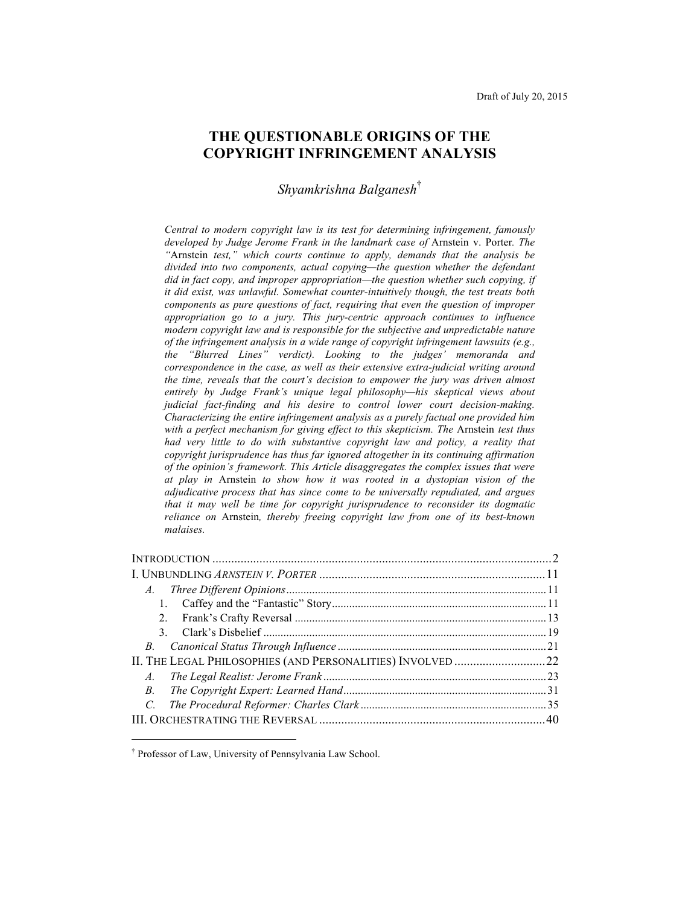Draft of July 20, 2015

# THE QUESTIONABLE ORIGINS OF THE COPYRIGHT INFRINGEMENT ANALYSIS

*Shyamkrishna Balganesh*[†]

*Central to modern copyright law is its test for determining infringement, famously developed by Judge Jerome Frank in the landmark case of* Arnstein v. Porter*. The "*Arnstein *test," which courts continue to apply, demands that the analysis be divided into two components, actual copying—the question whether the defendant did in fact copy, and improper appropriation—the question whether such copying, if it did exist, was unlawful. Somewhat counter-intuitively though, the test treats both components as pure questions of fact, requiring that even the question of improper appropriation go to a jury. This jury-centric approach continues to influence modern copyright law and is responsible for the subjective and unpredictable nature of the infringement analysis in a wide range of copyright infringement lawsuits (e.g., the "Blurred Lines" verdict). Looking to the judges' memoranda and correspondence in the case, as well as their extensive extra-judicial writing around the time, reveals that the court's decision to empower the jury was driven almost entirely by Judge Frank's unique legal philosophy—his skeptical views about judicial fact-finding and his desire to control lower court decision-making. Characterizing the entire infringement analysis as a purely factual one provided him with a perfect mechanism for giving effect to this skepticism. The* Arnstein *test thus had very little to do with substantive copyright law and policy, a reality that copyright jurisprudence has thus far ignored altogether in its continuing affirmation of the opinion's framework. This Article disaggregates the complex issues that were at play in* Arnstein *to show how it was rooted in a dystopian vision of the adjudicative process that has since come to be universally repudiated, and argues that it may well be time for copyright jurisprudence to reconsider its dogmatic reliance on* Arnstein*, thereby freeing copyright law from one of its best-known malaises.*

- INTRODUCTION .......... 2
- I. UNBUNDLING *ARNSTEIN V. PORTER* .......... 11
  - *A. Three Different Opinions* .......... 11
    1. Caffey and the "Fantastic" Story .......... 11
    2. Frank's Crafty Reversal .......... 13
    3. Clark's Disbelief .......... 19
  - *B. Canonical Status Through Influence* .......... 21
- II. THE LEGAL PHILOSOPHIES (AND PERSONALITIES) INVOLVED .......... 22
  - *A. The Legal Realist: Jerome Frank* .......... 23
  - *B. The Copyright Expert: Learned Hand* .......... 31
  - *C. The Procedural Reformer: Charles Clark* .......... 35
- III. ORCHESTRATING THE REVERSAL .......... 40

---

[†] Professor of Law, University of Pennsylvania Law School.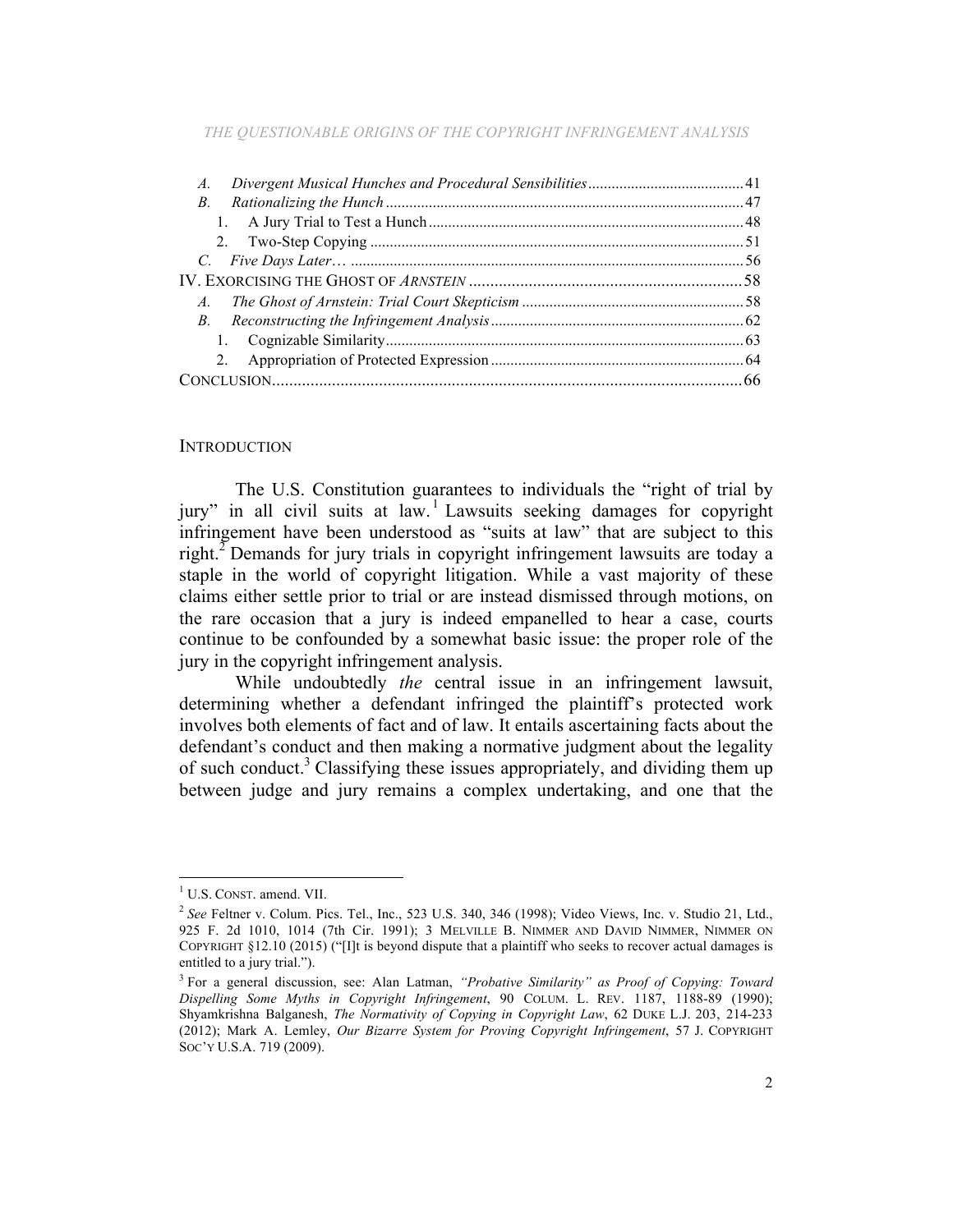*A. Divergent Musical Hunches and Procedural Sensibilities* ........................................ 41
*B. Rationalizing the Hunch* ........................................................................................... 47
1. A Jury Trial to Test a Hunch ................................................................................. 48
2. Two-Step Copying .................................................................................................. 51
*C. Five Days Later…* ...................................................................................................... 56
IV. EXERCISING THE GHOST OF *ARNSTEIN* ...................................................................... 58
*A. The Ghost of Arnstein: Trial Court Skepticism* ........................................................ 58
*B. Reconstructing the Infringement Analysis* ................................................................ 62
1. Cognizable Similarity ............................................................................................. 63
2. Appropriation of Protected Expression ................................................................. 64
CONCLUSION ..................................................................................................................... 66

## INTRODUCTION

The U.S. Constitution guarantees to individuals the "right of trial by jury" in all civil suits at law.[1] Lawsuits seeking damages for copyright infringement have been understood as "suits at law" that are subject to this right.[2] Demands for jury trials in copyright infringement lawsuits are today a staple in the world of copyright litigation. While a vast majority of these claims either settle prior to trial or are instead dismissed through motions, on the rare occasion that a jury is indeed empanelled to hear a case, courts continue to be confounded by a somewhat basic issue: the proper role of the jury in the copyright infringement analysis.

While undoubtedly *the* central issue in an infringement lawsuit, determining whether a defendant infringed the plaintiff's protected work involves both elements of fact and of law. It entails ascertaining facts about the defendant's conduct and then making a normative judgment about the legality of such conduct.[3] Classifying these issues appropriately, and dividing them up between judge and jury remains a complex undertaking, and one that the

---

[1] U.S. CONST. amend. VII.

[2] *See* Feltner v. Colum. Pics. Tel., Inc., 523 U.S. 340, 346 (1998); Video Views, Inc. v. Studio 21, Ltd., 925 F. 2d 1010, 1014 (7th Cir. 1991); 3 MELVILLE B. NIMMER AND DAVID NIMMER, NIMMER ON COPYRIGHT §12.10 (2015) ("[I]t is beyond dispute that a plaintiff who seeks to recover actual damages is entitled to a jury trial.").

[3] For a general discussion, see: Alan Latman, *"Probative Similarity" as Proof of Copying: Toward Dispelling Some Myths in Copyright Infringement*, 90 COLUM. L. REV. 1187, 1188-89 (1990); Shyamkrishna Balganesh, *The Normativity of Copying in Copyright Law*, 62 DUKE L.J. 203, 214-233 (2012); Mark A. Lemley, *Our Bizarre System for Proving Copyright Infringement*, 57 J. COPYRIGHT SOC'Y U.S.A. 719 (2009).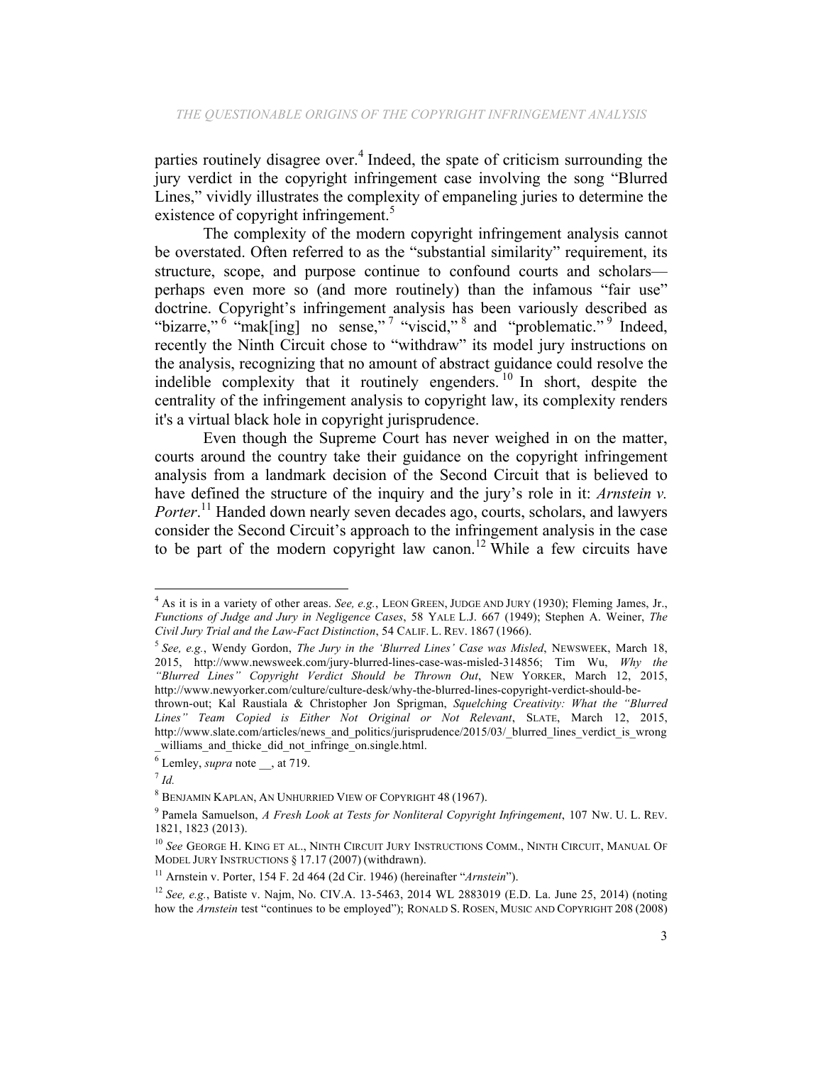parties routinely disagree over.[4] Indeed, the spate of criticism surrounding the jury verdict in the copyright infringement case involving the song "Blurred Lines," vividly illustrates the complexity of empaneling juries to determine the existence of copyright infringement.[5]

The complexity of the modern copyright infringement analysis cannot be overstated. Often referred to as the "substantial similarity" requirement, its structure, scope, and purpose continue to confound courts and scholars—perhaps even more so (and more routinely) than the infamous "fair use" doctrine. Copyright's infringement analysis has been variously described as "bizarre,"[6] "mak[ing] no sense,"[7] "viscid,"[8] and "problematic."[9] Indeed, recently the Ninth Circuit chose to "withdraw" its model jury instructions on the analysis, recognizing that no amount of abstract guidance could resolve the indelible complexity that it routinely engenders.[10] In short, despite the centrality of the infringement analysis to copyright law, its complexity renders it's a virtual black hole in copyright jurisprudence.

Even though the Supreme Court has never weighed in on the matter, courts around the country take their guidance on the copyright infringement analysis from a landmark decision of the Second Circuit that is believed to have defined the structure of the inquiry and the jury's role in it: *Arnstein v. Porter*.[11] Handed down nearly seven decades ago, courts, scholars, and lawyers consider the Second Circuit's approach to the infringement analysis in the case to be part of the modern copyright law canon.[12] While a few circuits have

---

[4] As it is in a variety of other areas. *See, e.g.*, LEON GREEN, JUDGE AND JURY (1930); Fleming James, Jr., *Functions of Judge and Jury in Negligence Cases*, 58 YALE L.J. 667 (1949); Stephen A. Weiner, *The Civil Jury Trial and the Law-Fact Distinction*, 54 CALIF. L. REV. 1867 (1966).

[5] *See, e.g.*, Wendy Gordon, *The Jury in the 'Blurred Lines' Case was Misled*, NEWSWEEK, March 18, 2015, http://www.newsweek.com/jury-blurred-lines-case-was-misled-314856; Tim Wu, *Why the "Blurred Lines" Copyright Verdict Should be Thrown Out*, NEW YORKER, March 12, 2015, http://www.newyorker.com/culture/culture-desk/why-the-blurred-lines-copyright-verdict-should-be-thrown-out; Kal Raustiala & Christopher Jon Sprigman, *Squelching Creativity: What the "Blurred Lines" Team Copied is Either Not Original or Not Relevant*, SLATE, March 12, 2015, http://www.slate.com/articles/news_and_politics/jurisprudence/2015/03/_blurred_lines_verdict_is_wrong_williams_and_thicke_did_not_infringe_on.single.html.

[6] Lemley, *supra* note __, at 719.

[7] *Id.*

[8] BENJAMIN KAPLAN, AN UNHURRIED VIEW OF COPYRIGHT 48 (1967).

[9] Pamela Samuelson, *A Fresh Look at Tests for Nonliteral Copyright Infringement*, 107 NW. U. L. REV. 1821, 1823 (2013).

[10] *See* GEORGE H. KING ET AL., NINTH CIRCUIT JURY INSTRUCTIONS COMM., NINTH CIRCUIT, MANUAL OF MODEL JURY INSTRUCTIONS § 17.17 (2007) (withdrawn).

[11] Arnstein v. Porter, 154 F. 2d 464 (2d Cir. 1946) (hereinafter "*Arnstein*").

[12] *See, e.g.*, Batiste v. Najm, No. CIV.A. 13-5463, 2014 WL 2883019 (E.D. La. June 25, 2014) (noting how the *Arnstein* test "continues to be employed"); RONALD S. ROSEN, MUSIC AND COPYRIGHT 208 (2008)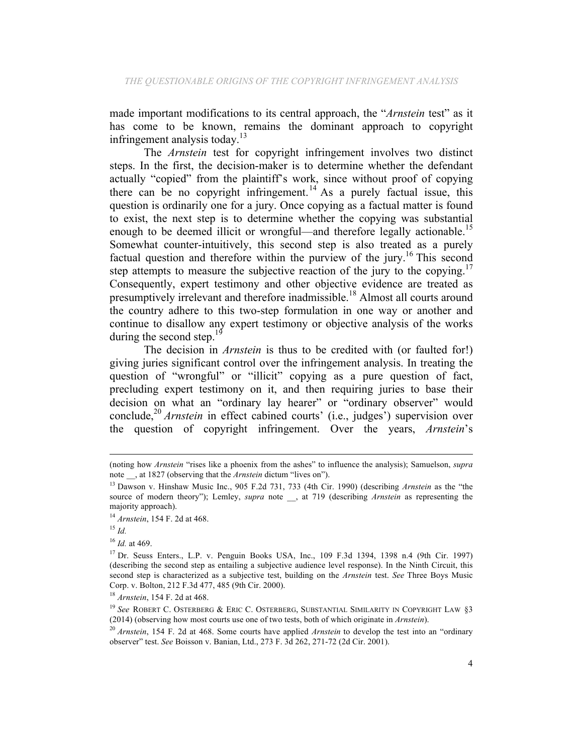made important modifications to its central approach, the "*Arnstein* test" as it has come to be known, remains the dominant approach to copyright infringement analysis today.[13]

The *Arnstein* test for copyright infringement involves two distinct steps. In the first, the decision-maker is to determine whether the defendant actually "copied" from the plaintiff's work, since without proof of copying there can be no copyright infringement.[14] As a purely factual issue, this question is ordinarily one for a jury. Once copying as a factual matter is found to exist, the next step is to determine whether the copying was substantial enough to be deemed illicit or wrongful—and therefore legally actionable.[15] Somewhat counter-intuitively, this second step is also treated as a purely factual question and therefore within the purview of the jury.[16] This second step attempts to measure the subjective reaction of the jury to the copying.[17] Consequently, expert testimony and other objective evidence are treated as presumptively irrelevant and therefore inadmissible.[18] Almost all courts around the country adhere to this two-step formulation in one way or another and continue to disallow any expert testimony or objective analysis of the works during the second step.[19]

The decision in *Arnstein* is thus to be credited with (or faulted for!) giving juries significant control over the infringement analysis. In treating the question of "wrongful" or "illicit" copying as a pure question of fact, precluding expert testimony on it, and then requiring juries to base their decision on what an "ordinary lay hearer" or "ordinary observer" would conclude,[20] *Arnstein* in effect cabined courts' (i.e., judges') supervision over the question of copyright infringement. Over the years, *Arnstein*'s

---

(noting how *Arnstein* "rises like a phoenix from the ashes" to influence the analysis); Samuelson, *supra* note __, at 1827 (observing that the *Arnstein* dictum "lives on").

[13] Dawson v. Hinshaw Music Inc., 905 F.2d 731, 733 (4th Cir. 1990) (describing *Arnstein* as the "the source of modern theory"); Lemley, *supra* note __, at 719 (describing *Arnstein* as representing the majority approach).

[14] *Arnstein*, 154 F. 2d at 468.

[15] *Id.*

[16] *Id.* at 469.

[17] Dr. Seuss Enters., L.P. v. Penguin Books USA, Inc., 109 F.3d 1394, 1398 n.4 (9th Cir. 1997) (describing the second step as entailing a subjective audience level response). In the Ninth Circuit, this second step is characterized as a subjective test, building on the *Arnstein* test. *See* Three Boys Music Corp. v. Bolton, 212 F.3d 477, 485 (9th Cir. 2000).

[18] *Arnstein*, 154 F. 2d at 468.

[19] *See* ROBERT C. OSTERBERG & ERIC C. OSTERBERG, SUBSTANTIAL SIMILARITY IN COPYRIGHT LAW §3 (2014) (observing how most courts use one of two tests, both of which originate in *Arnstein*).

[20] *Arnstein*, 154 F. 2d at 468. Some courts have applied *Arnstein* to develop the test into an "ordinary observer" test. *See* Boisson v. Banian, Ltd., 273 F. 3d 262, 271-72 (2d Cir. 2001).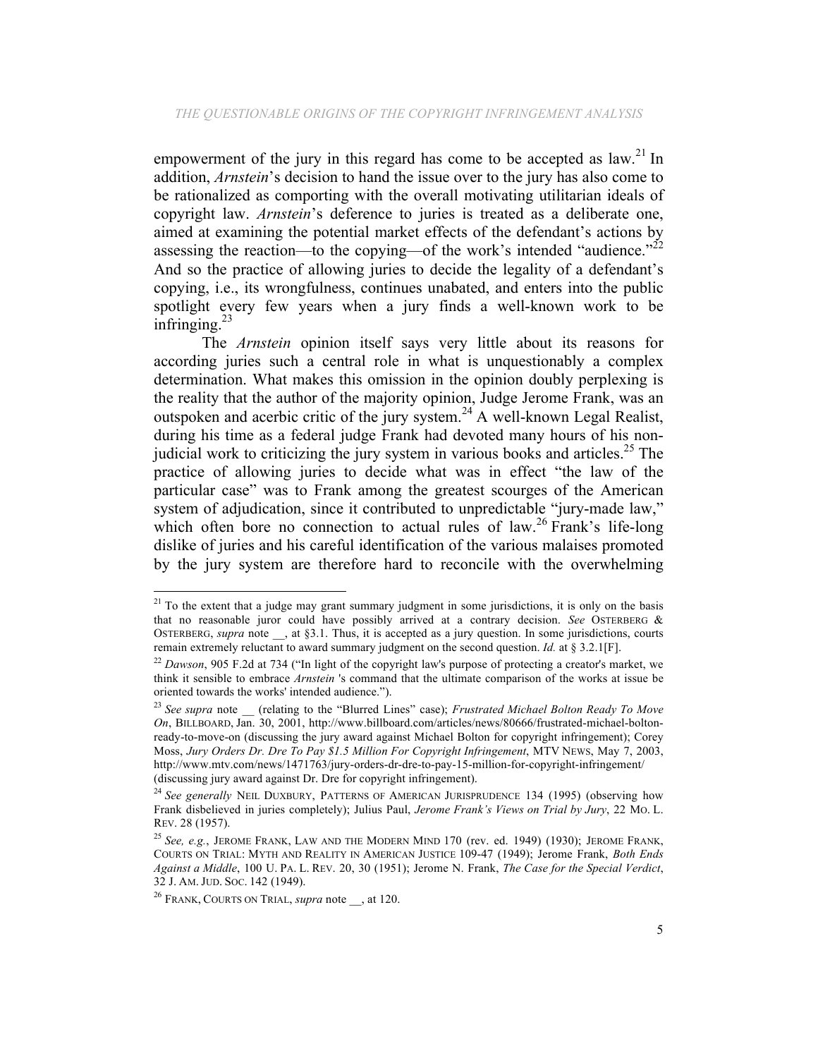empowerment of the jury in this regard has come to be accepted as law.[21] In addition, *Arnstein*'s decision to hand the issue over to the jury has also come to be rationalized as comporting with the overall motivating utilitarian ideals of copyright law. *Arnstein*'s deference to juries is treated as a deliberate one, aimed at examining the potential market effects of the defendant's actions by assessing the reaction—to the copying—of the work's intended "audience."[22] And so the practice of allowing juries to decide the legality of a defendant's copying, i.e., its wrongfulness, continues unabated, and enters into the public spotlight every few years when a jury finds a well-known work to be infringing.[23]

The *Arnstein* opinion itself says very little about its reasons for according juries such a central role in what is unquestionably a complex determination. What makes this omission in the opinion doubly perplexing is the reality that the author of the majority opinion, Judge Jerome Frank, was an outspoken and acerbic critic of the jury system.[24] A well-known Legal Realist, during his time as a federal judge Frank had devoted many hours of his non-judicial work to criticizing the jury system in various books and articles.[25] The practice of allowing juries to decide what was in effect "the law of the particular case" was to Frank among the greatest scourges of the American system of adjudication, since it contributed to unpredictable "jury-made law," which often bore no connection to actual rules of law.[26] Frank's life-long dislike of juries and his careful identification of the various malaises promoted by the jury system are therefore hard to reconcile with the overwhelming

---

[21] To the extent that a judge may grant summary judgment in some jurisdictions, it is only on the basis that no reasonable juror could have possibly arrived at a contrary decision. *See* OSTERBERG & OSTERBERG, *supra* note __, at §3.1. Thus, it is accepted as a jury question. In some jurisdictions, courts remain extremely reluctant to award summary judgment on the second question. *Id.* at § 3.2.1[F].

[22] *Dawson*, 905 F.2d at 734 ("In light of the copyright law's purpose of protecting a creator's market, we think it sensible to embrace *Arnstein* 's command that the ultimate comparison of the works at issue be oriented towards the works' intended audience.").

[23] *See supra* note __ (relating to the "Blurred Lines" case); *Frustrated Michael Bolton Ready To Move On*, BILLBOARD, Jan. 30, 2001, http://www.billboard.com/articles/news/80666/frustrated-michael-bolton-ready-to-move-on (discussing the jury award against Michael Bolton for copyright infringement); Corey Moss, *Jury Orders Dr. Dre To Pay $1.5 Million For Copyright Infringement*, MTV NEWS, May 7, 2003, http://www.mtv.com/news/1471763/jury-orders-dr-dre-to-pay-15-million-for-copyright-infringement/ (discussing jury award against Dr. Dre for copyright infringement).

[24] *See generally* NEIL DUXBURY, PATTERNS OF AMERICAN JURISPRUDENCE 134 (1995) (observing how Frank disbelieved in juries completely); Julius Paul, *Jerome Frank's Views on Trial by Jury*, 22 MO. L. REV. 28 (1957).

[25] *See, e.g.*, JEROME FRANK, LAW AND THE MODERN MIND 170 (rev. ed. 1949) (1930); JEROME FRANK, COURTS ON TRIAL: MYTH AND REALITY IN AMERICAN JUSTICE 109-47 (1949); Jerome Frank, *Both Ends Against a Middle*, 100 U. PA. L. REV. 20, 30 (1951); Jerome N. Frank, *The Case for the Special Verdict*, 32 J. AM. JUD. SOC. 142 (1949).

[26] FRANK, COURTS ON TRIAL, *supra* note __, at 120.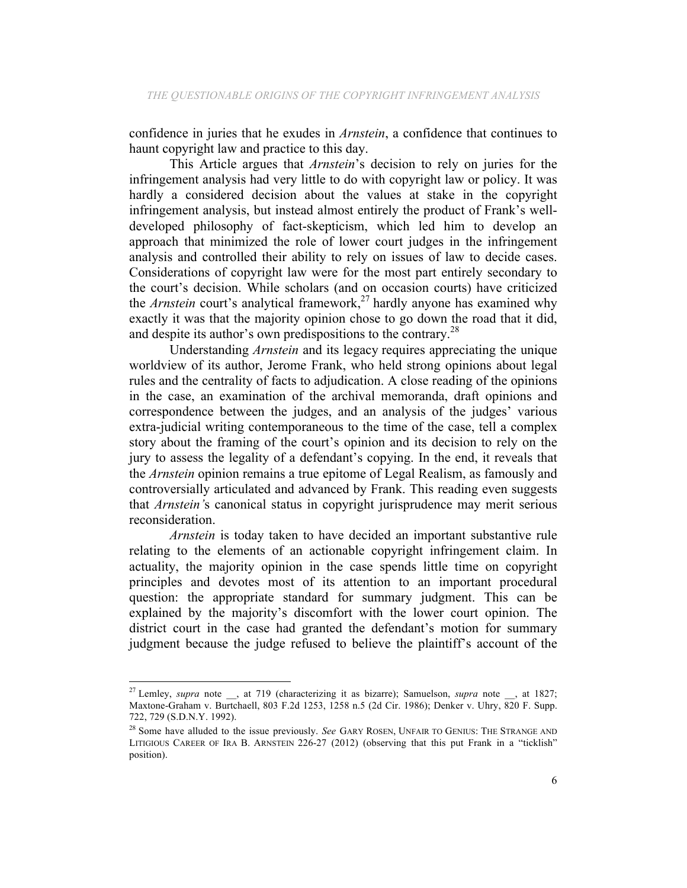confidence in juries that he exudes in *Arnstein*, a confidence that continues to haunt copyright law and practice to this day.

This Article argues that *Arnstein*'s decision to rely on juries for the infringement analysis had very little to do with copyright law or policy. It was hardly a considered decision about the values at stake in the copyright infringement analysis, but instead almost entirely the product of Frank's well-developed philosophy of fact-skepticism, which led him to develop an approach that minimized the role of lower court judges in the infringement analysis and controlled their ability to rely on issues of law to decide cases. Considerations of copyright law were for the most part entirely secondary to the court's decision. While scholars (and on occasion courts) have criticized the *Arnstein* court's analytical framework,[27] hardly anyone has examined why exactly it was that the majority opinion chose to go down the road that it did, and despite its author's own predispositions to the contrary.[28]

Understanding *Arnstein* and its legacy requires appreciating the unique worldview of its author, Jerome Frank, who held strong opinions about legal rules and the centrality of facts to adjudication. A close reading of the opinions in the case, an examination of the archival memoranda, draft opinions and correspondence between the judges, and an analysis of the judges' various extra-judicial writing contemporaneous to the time of the case, tell a complex story about the framing of the court's opinion and its decision to rely on the jury to assess the legality of a defendant's copying. In the end, it reveals that the *Arnstein* opinion remains a true epitome of Legal Realism, as famously and controversially articulated and advanced by Frank. This reading even suggests that *Arnstein*'s canonical status in copyright jurisprudence may merit serious reconsideration.

*Arnstein* is today taken to have decided an important substantive rule relating to the elements of an actionable copyright infringement claim. In actuality, the majority opinion in the case spends little time on copyright principles and devotes most of its attention to an important procedural question: the appropriate standard for summary judgment. This can be explained by the majority's discomfort with the lower court opinion. The district court in the case had granted the defendant's motion for summary judgment because the judge refused to believe the plaintiff's account of the

---

[27] Lemley, *supra* note __, at 719 (characterizing it as bizarre); Samuelson, *supra* note __, at 1827; Maxtone-Graham v. Burtchaell, 803 F.2d 1253, 1258 n.5 (2d Cir. 1986); Denker v. Uhry, 820 F. Supp. 722, 729 (S.D.N.Y. 1992).

[28] Some have alluded to the issue previously. *See* GARY ROSEN, UNFAIR TO GENIUS: THE STRANGE AND LITIGIOUS CAREER OF IRA B. ARNSTEIN 226-27 (2012) (observing that this put Frank in a "ticklish" position).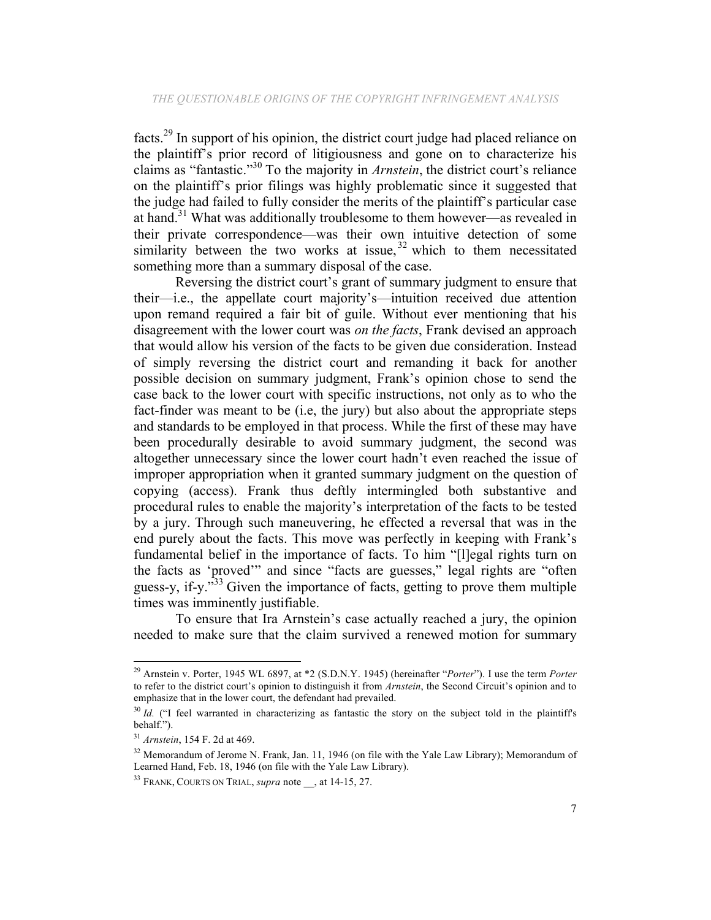facts.[29] In support of his opinion, the district court judge had placed reliance on the plaintiff's prior record of litigiousness and gone on to characterize his claims as "fantastic."[30] To the majority in *Arnstein*, the district court's reliance on the plaintiff's prior filings was highly problematic since it suggested that the judge had failed to fully consider the merits of the plaintiff's particular case at hand.[31] What was additionally troublesome to them however—as revealed in their private correspondence—was their own intuitive detection of some similarity between the two works at issue,[32] which to them necessitated something more than a summary disposal of the case.

Reversing the district court's grant of summary judgment to ensure that their—i.e., the appellate court majority's—intuition received due attention upon remand required a fair bit of guile. Without ever mentioning that his disagreement with the lower court was *on the facts*, Frank devised an approach that would allow his version of the facts to be given due consideration. Instead of simply reversing the district court and remanding it back for another possible decision on summary judgment, Frank's opinion chose to send the case back to the lower court with specific instructions, not only as to who the fact-finder was meant to be (i.e, the jury) but also about the appropriate steps and standards to be employed in that process. While the first of these may have been procedurally desirable to avoid summary judgment, the second was altogether unnecessary since the lower court hadn't even reached the issue of improper appropriation when it granted summary judgment on the question of copying (access). Frank thus deftly intermingled both substantive and procedural rules to enable the majority's interpretation of the facts to be tested by a jury. Through such maneuvering, he effected a reversal that was in the end purely about the facts. This move was perfectly in keeping with Frank's fundamental belief in the importance of facts. To him "[l]egal rights turn on the facts as 'proved'" and since "facts are guesses," legal rights are "often guess-y, if-y."[33] Given the importance of facts, getting to prove them multiple times was imminently justifiable.

To ensure that Ira Arnstein's case actually reached a jury, the opinion needed to make sure that the claim survived a renewed motion for summary

---

[29] Arnstein v. Porter, 1945 WL 6897, at *2 (S.D.N.Y. 1945) (hereinafter "*Porter*"). I use the term *Porter* to refer to the district court's opinion to distinguish it from *Arnstein*, the Second Circuit's opinion and to emphasize that in the lower court, the defendant had prevailed.

[30] *Id.* ("I feel warranted in characterizing as fantastic the story on the subject told in the plaintiff's behalf.").

[31] *Arnstein*, 154 F. 2d at 469.

[32] Memorandum of Jerome N. Frank, Jan. 11, 1946 (on file with the Yale Law Library); Memorandum of Learned Hand, Feb. 18, 1946 (on file with the Yale Law Library).

[33] FRANK, COURTS ON TRIAL, *supra* note __, at 14-15, 27.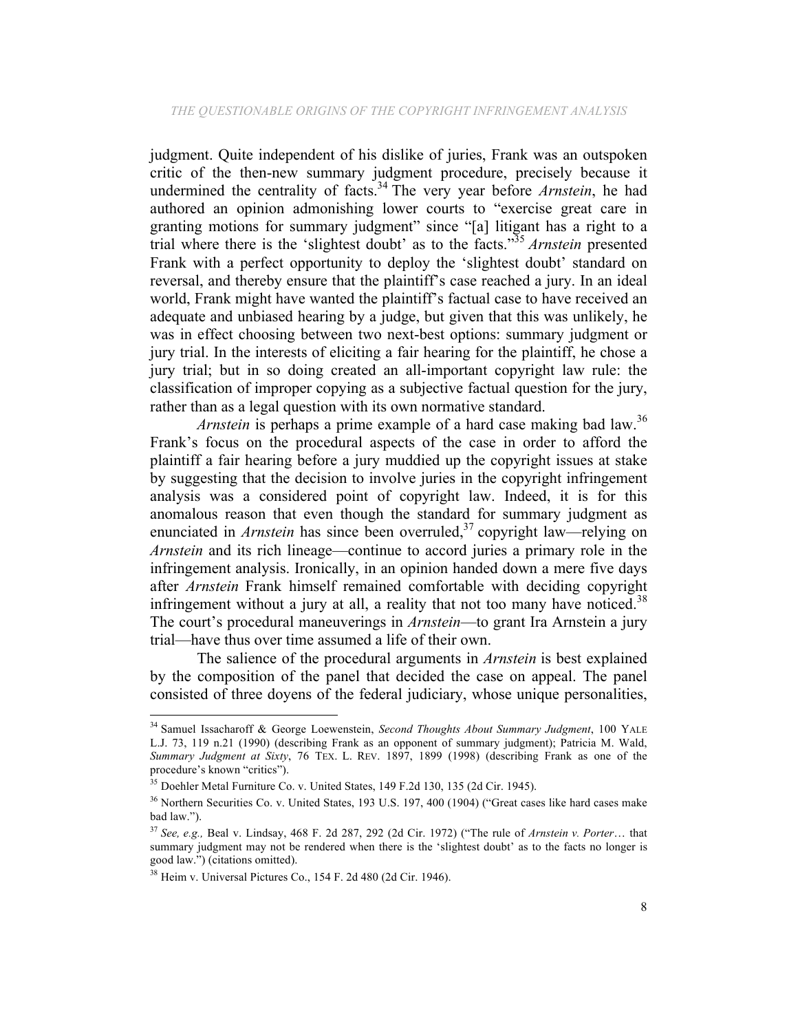judgment. Quite independent of his dislike of juries, Frank was an outspoken critic of the then-new summary judgment procedure, precisely because it undermined the centrality of facts.[34] The very year before *Arnstein*, he had authored an opinion admonishing lower courts to "exercise great care in granting motions for summary judgment" since "[a] litigant has a right to a trial where there is the 'slightest doubt' as to the facts."[35] *Arnstein* presented Frank with a perfect opportunity to deploy the 'slightest doubt' standard on reversal, and thereby ensure that the plaintiff's case reached a jury. In an ideal world, Frank might have wanted the plaintiff's factual case to have received an adequate and unbiased hearing by a judge, but given that this was unlikely, he was in effect choosing between two next-best options: summary judgment or jury trial. In the interests of eliciting a fair hearing for the plaintiff, he chose a jury trial; but in so doing created an all-important copyright law rule: the classification of improper copying as a subjective factual question for the jury, rather than as a legal question with its own normative standard.

*Arnstein* is perhaps a prime example of a hard case making bad law.[36] Frank's focus on the procedural aspects of the case in order to afford the plaintiff a fair hearing before a jury muddied up the copyright issues at stake by suggesting that the decision to involve juries in the copyright infringement analysis was a considered point of copyright law. Indeed, it is for this anomalous reason that even though the standard for summary judgment as enunciated in *Arnstein* has since been overruled,[37] copyright law—relying on *Arnstein* and its rich lineage—continue to accord juries a primary role in the infringement analysis. Ironically, in an opinion handed down a mere five days after *Arnstein* Frank himself remained comfortable with deciding copyright infringement without a jury at all, a reality that not too many have noticed.[38] The court's procedural maneuverings in *Arnstein*—to grant Ira Arnstein a jury trial—have thus over time assumed a life of their own.

The salience of the procedural arguments in *Arnstein* is best explained by the composition of the panel that decided the case on appeal. The panel consisted of three doyens of the federal judiciary, whose unique personalities,

---

[34] Samuel Issacharoff & George Loewenstein, *Second Thoughts About Summary Judgment*, 100 YALE L.J. 73, 119 n.21 (1990) (describing Frank as an opponent of summary judgment); Patricia M. Wald, *Summary Judgment at Sixty*, 76 TEX. L. REV. 1897, 1899 (1998) (describing Frank as one of the procedure's known "critics").

[35] Doehler Metal Furniture Co. v. United States, 149 F.2d 130, 135 (2d Cir. 1945).

[36] Northern Securities Co. v. United States, 193 U.S. 197, 400 (1904) ("Great cases like hard cases make bad law.").

[37] *See, e.g.,* Beal v. Lindsay, 468 F. 2d 287, 292 (2d Cir. 1972) ("The rule of *Arnstein v. Porter*… that summary judgment may not be rendered when there is the 'slightest doubt' as to the facts no longer is good law.") (citations omitted).

[38] Heim v. Universal Pictures Co., 154 F. 2d 480 (2d Cir. 1946).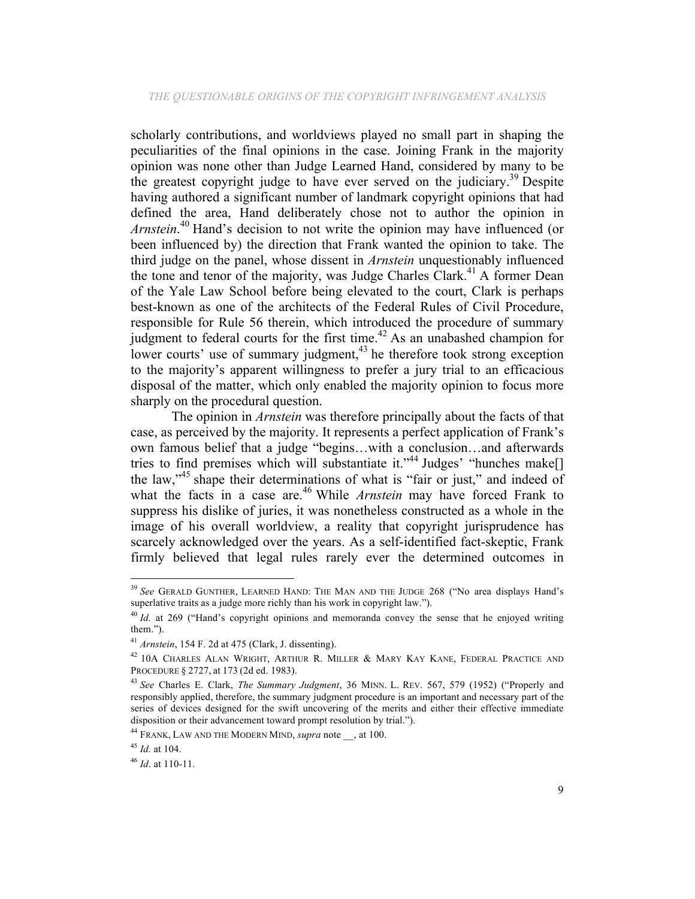scholarly contributions, and worldviews played no small part in shaping the peculiarities of the final opinions in the case. Joining Frank in the majority opinion was none other than Judge Learned Hand, considered by many to be the greatest copyright judge to have ever served on the judiciary.[39] Despite having authored a significant number of landmark copyright opinions that had defined the area, Hand deliberately chose not to author the opinion in *Arnstein*.[40] Hand's decision to not write the opinion may have influenced (or been influenced by) the direction that Frank wanted the opinion to take. The third judge on the panel, whose dissent in *Arnstein* unquestionably influenced the tone and tenor of the majority, was Judge Charles Clark.[41] A former Dean of the Yale Law School before being elevated to the court, Clark is perhaps best-known as one of the architects of the Federal Rules of Civil Procedure, responsible for Rule 56 therein, which introduced the procedure of summary judgment to federal courts for the first time.[42] As an unabashed champion for lower courts' use of summary judgment,[43] he therefore took strong exception to the majority's apparent willingness to prefer a jury trial to an efficacious disposal of the matter, which only enabled the majority opinion to focus more sharply on the procedural question.

The opinion in *Arnstein* was therefore principally about the facts of that case, as perceived by the majority. It represents a perfect application of Frank's own famous belief that a judge "begins…with a conclusion…and afterwards tries to find premises which will substantiate it."[44] Judges' "hunches make[] the law,"[45] shape their determinations of what is "fair or just," and indeed of what the facts in a case are.[46] While *Arnstein* may have forced Frank to suppress his dislike of juries, it was nonetheless constructed as a whole in the image of his overall worldview, a reality that copyright jurisprudence has scarcely acknowledged over the years. As a self-identified fact-skeptic, Frank firmly believed that legal rules rarely ever the determined outcomes in

---

[39] *See* GERALD GUNTHER, LEARNED HAND: THE MAN AND THE JUDGE 268 ("No area displays Hand's superlative traits as a judge more richly than his work in copyright law.").

[40] *Id.* at 269 ("Hand's copyright opinions and memoranda convey the sense that he enjoyed writing them.").

[41] *Arnstein*, 154 F. 2d at 475 (Clark, J. dissenting).

[42] 10A CHARLES ALAN WRIGHT, ARTHUR R. MILLER & MARY KAY KANE, FEDERAL PRACTICE AND PROCEDURE § 2727, at 173 (2d ed. 1983).

[43] *See* Charles E. Clark, *The Summary Judgment*, 36 MINN. L. REV. 567, 579 (1952) ("Properly and responsibly applied, therefore, the summary judgment procedure is an important and necessary part of the series of devices designed for the swift uncovering of the merits and either their effective immediate disposition or their advancement toward prompt resolution by trial.").

[44] FRANK, LAW AND THE MODERN MIND, *supra* note __, at 100.

[45] *Id.* at 104.

[46] *Id*. at 110-11.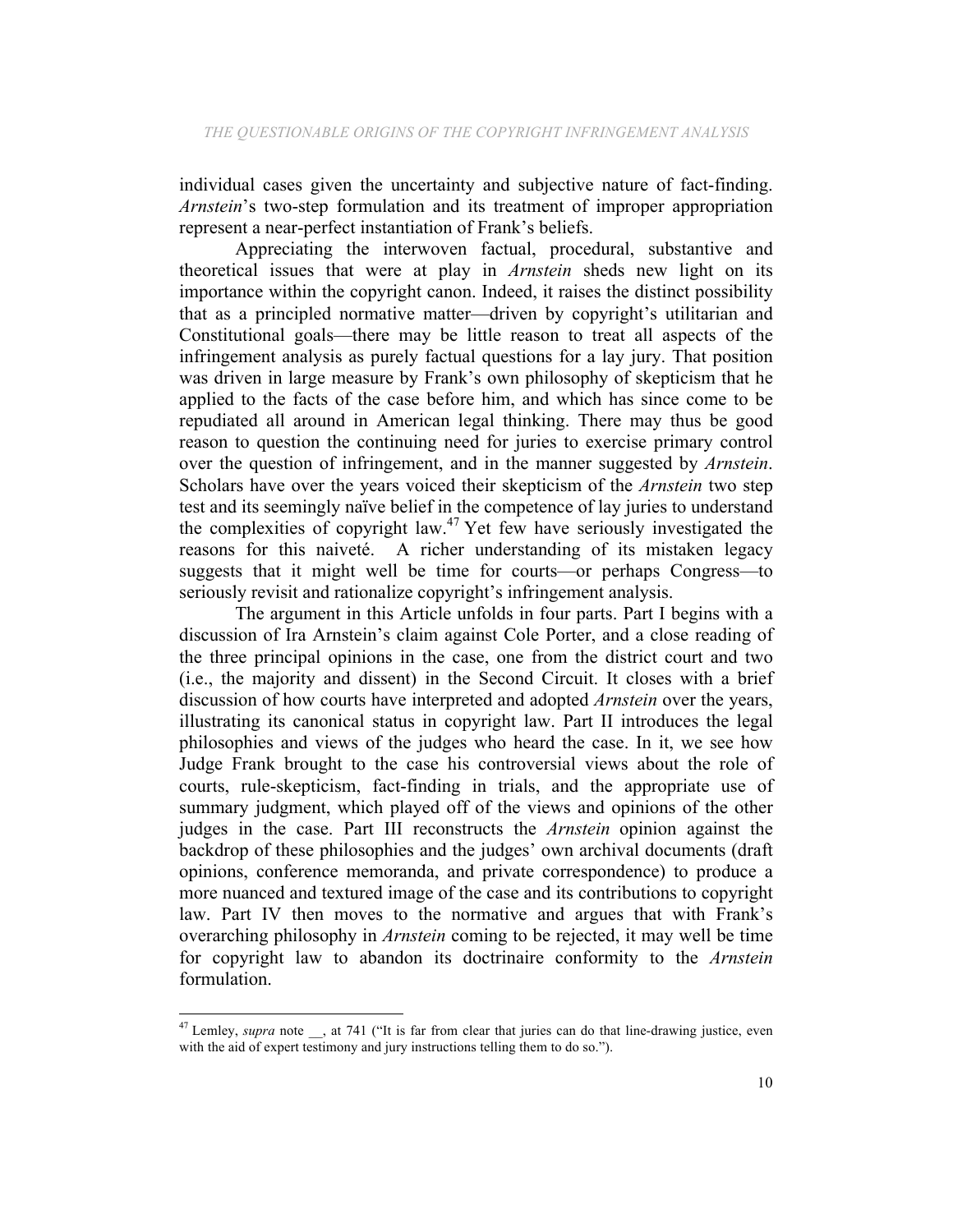individual cases given the uncertainty and subjective nature of fact-finding. *Arnstein*'s two-step formulation and its treatment of improper appropriation represent a near-perfect instantiation of Frank's beliefs.

Appreciating the interwoven factual, procedural, substantive and theoretical issues that were at play in *Arnstein* sheds new light on its importance within the copyright canon. Indeed, it raises the distinct possibility that as a principled normative matter—driven by copyright's utilitarian and Constitutional goals—there may be little reason to treat all aspects of the infringement analysis as purely factual questions for a lay jury. That position was driven in large measure by Frank's own philosophy of skepticism that he applied to the facts of the case before him, and which has since come to be repudiated all around in American legal thinking. There may thus be good reason to question the continuing need for juries to exercise primary control over the question of infringement, and in the manner suggested by *Arnstein*. Scholars have over the years voiced their skepticism of the *Arnstein* two step test and its seemingly naïve belief in the competence of lay juries to understand the complexities of copyright law.[47] Yet few have seriously investigated the reasons for this naiveté. A richer understanding of its mistaken legacy suggests that it might well be time for courts—or perhaps Congress—to seriously revisit and rationalize copyright's infringement analysis.

The argument in this Article unfolds in four parts. Part I begins with a discussion of Ira Arnstein's claim against Cole Porter, and a close reading of the three principal opinions in the case, one from the district court and two (i.e., the majority and dissent) in the Second Circuit. It closes with a brief discussion of how courts have interpreted and adopted *Arnstein* over the years, illustrating its canonical status in copyright law. Part II introduces the legal philosophies and views of the judges who heard the case. In it, we see how Judge Frank brought to the case his controversial views about the role of courts, rule-skepticism, fact-finding in trials, and the appropriate use of summary judgment, which played off of the views and opinions of the other judges in the case. Part III reconstructs the *Arnstein* opinion against the backdrop of these philosophies and the judges' own archival documents (draft opinions, conference memoranda, and private correspondence) to produce a more nuanced and textured image of the case and its contributions to copyright law. Part IV then moves to the normative and argues that with Frank's overarching philosophy in *Arnstein* coming to be rejected, it may well be time for copyright law to abandon its doctrinaire conformity to the *Arnstein* formulation.

---

[47] Lemley, *supra* note __, at 741 ("It is far from clear that juries can do that line-drawing justice, even with the aid of expert testimony and jury instructions telling them to do so.").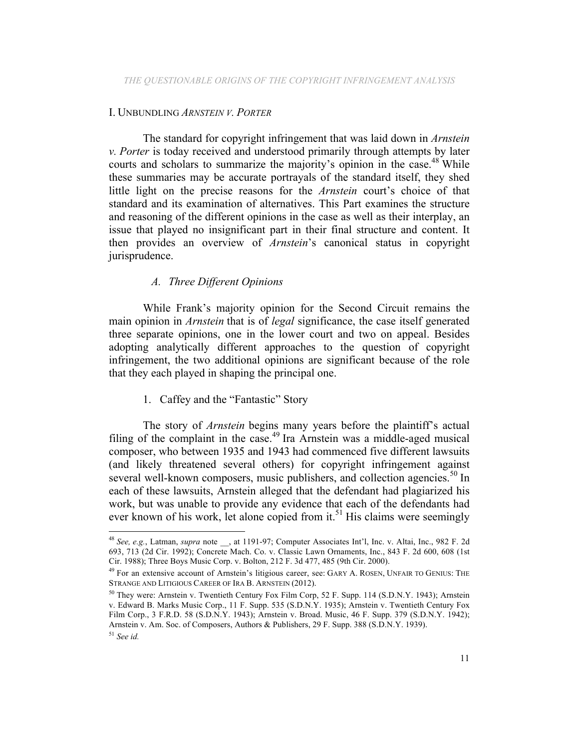# I. Unbundling *Arnstein v. Porter*

The standard for copyright infringement that was laid down in *Arnstein v. Porter* is today received and understood primarily through attempts by later courts and scholars to summarize the majority's opinion in the case.[48] While these summaries may be accurate portrayals of the standard itself, they shed little light on the precise reasons for the *Arnstein* court's choice of that standard and its examination of alternatives. This Part examines the structure and reasoning of the different opinions in the case as well as their interplay, an issue that played no insignificant part in their final structure and content. It then provides an overview of *Arnstein*'s canonical status in copyright jurisprudence.

## *A. Three Different Opinions*

While Frank's majority opinion for the Second Circuit remains the main opinion in *Arnstein* that is of *legal* significance, the case itself generated three separate opinions, one in the lower court and two on appeal. Besides adopting analytically different approaches to the question of copyright infringement, the two additional opinions are significant because of the role that they each played in shaping the principal one.

### 1. Caffey and the "Fantastic" Story

The story of *Arnstein* begins many years before the plaintiff's actual filing of the complaint in the case.[49] Ira Arnstein was a middle-aged musical composer, who between 1935 and 1943 had commenced five different lawsuits (and likely threatened several others) for copyright infringement against several well-known composers, music publishers, and collection agencies.[50] In each of these lawsuits, Arnstein alleged that the defendant had plagiarized his work, but was unable to provide any evidence that each of the defendants had ever known of his work, let alone copied from it.[51] His claims were seemingly

---

[48] *See, e.g.*, Latman, *supra* note __, at 1191-97; Computer Associates Int'l, Inc. v. Altai, Inc., 982 F. 2d 693, 713 (2d Cir. 1992); Concrete Mach. Co. v. Classic Lawn Ornaments, Inc., 843 F. 2d 600, 608 (1st Cir. 1988); Three Boys Music Corp. v. Bolton, 212 F. 3d 477, 485 (9th Cir. 2000).

[49] For an extensive account of Arnstein's litigious career, see: GARY A. ROSEN, UNFAIR TO GENIUS: THE STRANGE AND LITIGIOUS CAREER OF IRA B. ARNSTEIN (2012).

[50] They were: Arnstein v. Twentieth Century Fox Film Corp, 52 F. Supp. 114 (S.D.N.Y. 1943); Arnstein v. Edward B. Marks Music Corp., 11 F. Supp. 535 (S.D.N.Y. 1935); Arnstein v. Twentieth Century Fox Film Corp., 3 F.R.D. 58 (S.D.N.Y. 1943); Arnstein v. Broad. Music, 46 F. Supp. 379 (S.D.N.Y. 1942); Arnstein v. Am. Soc. of Composers, Authors & Publishers, 29 F. Supp. 388 (S.D.N.Y. 1939).

[51] *See id.*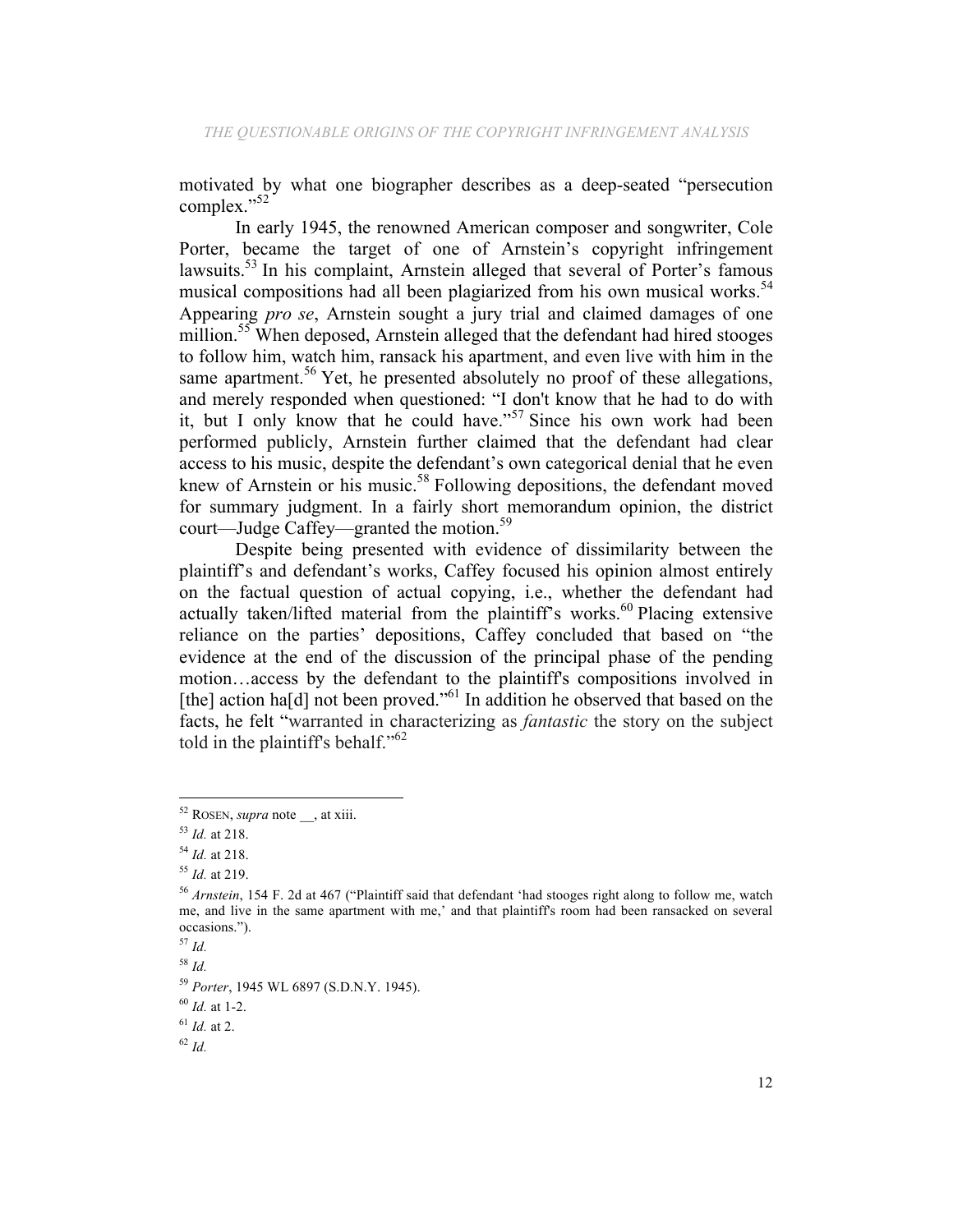motivated by what one biographer describes as a deep-seated "persecution complex."[52]

In early 1945, the renowned American composer and songwriter, Cole Porter, became the target of one of Arnstein's copyright infringement lawsuits.[53] In his complaint, Arnstein alleged that several of Porter's famous musical compositions had all been plagiarized from his own musical works.[54] Appearing *pro se*, Arnstein sought a jury trial and claimed damages of one million.[55] When deposed, Arnstein alleged that the defendant had hired stooges to follow him, watch him, ransack his apartment, and even live with him in the same apartment.[56] Yet, he presented absolutely no proof of these allegations, and merely responded when questioned: "I don't know that he had to do with it, but I only know that he could have."[57] Since his own work had been performed publicly, Arnstein further claimed that the defendant had clear access to his music, despite the defendant's own categorical denial that he even knew of Arnstein or his music.[58] Following depositions, the defendant moved for summary judgment. In a fairly short memorandum opinion, the district court—Judge Caffey—granted the motion.[59]

Despite being presented with evidence of dissimilarity between the plaintiff's and defendant's works, Caffey focused his opinion almost entirely on the factual question of actual copying, i.e., whether the defendant had actually taken/lifted material from the plaintiff's works.[60] Placing extensive reliance on the parties' depositions, Caffey concluded that based on "the evidence at the end of the discussion of the principal phase of the pending motion…access by the defendant to the plaintiff's compositions involved in [the] action ha[d] not been proved."[61] In addition he observed that based on the facts, he felt "warranted in characterizing as *fantastic* the story on the subject told in the plaintiff's behalf."[62]

---

[52] ROSEN, *supra* note __, at xiii.

[53] *Id.* at 218.

[54] *Id.* at 218.

[55] *Id.* at 219.

[56] *Arnstein*, 154 F. 2d at 467 ("Plaintiff said that defendant 'had stooges right along to follow me, watch me, and live in the same apartment with me,' and that plaintiff's room had been ransacked on several occasions.").

[57] *Id.*

[58] *Id.*

[59] *Porter*, 1945 WL 6897 (S.D.N.Y. 1945).

[60] *Id.* at 1-2.

[61] *Id.* at 2.

[62] *Id.*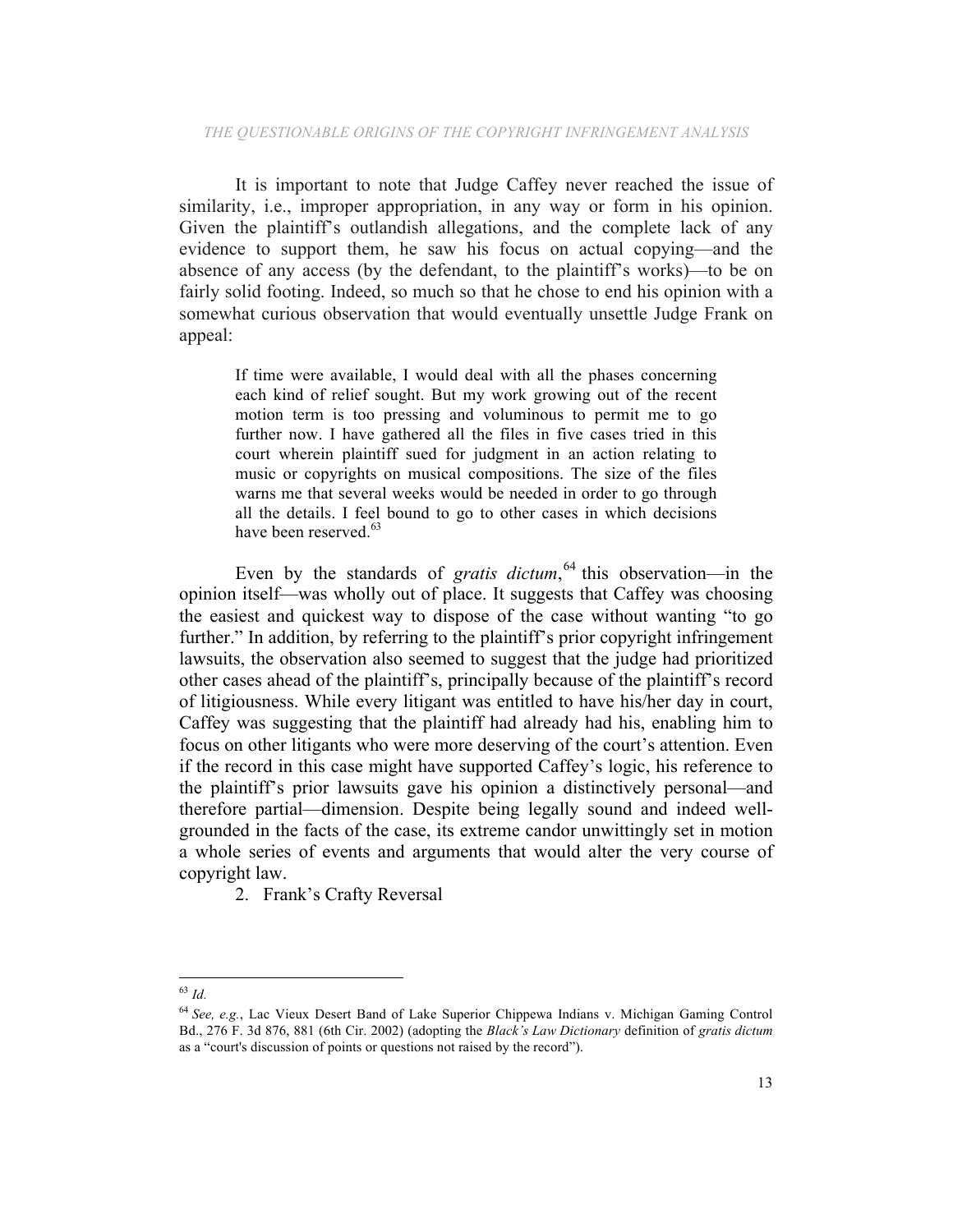It is important to note that Judge Caffey never reached the issue of similarity, i.e., improper appropriation, in any way or form in his opinion. Given the plaintiff's outlandish allegations, and the complete lack of any evidence to support them, he saw his focus on actual copying—and the absence of any access (by the defendant, to the plaintiff's works)—to be on fairly solid footing. Indeed, so much so that he chose to end his opinion with a somewhat curious observation that would eventually unsettle Judge Frank on appeal:

> If time were available, I would deal with all the phases concerning each kind of relief sought. But my work growing out of the recent motion term is too pressing and voluminous to permit me to go further now. I have gathered all the files in five cases tried in this court wherein plaintiff sued for judgment in an action relating to music or copyrights on musical compositions. The size of the files warns me that several weeks would be needed in order to go through all the details. I feel bound to go to other cases in which decisions have been reserved.[63]

Even by the standards of *gratis dictum*,[64] this observation—in the opinion itself—was wholly out of place. It suggests that Caffey was choosing the easiest and quickest way to dispose of the case without wanting "to go further." In addition, by referring to the plaintiff's prior copyright infringement lawsuits, the observation also seemed to suggest that the judge had prioritized other cases ahead of the plaintiff's, principally because of the plaintiff's record of litigiousness. While every litigant was entitled to have his/her day in court, Caffey was suggesting that the plaintiff had already had his, enabling him to focus on other litigants who were more deserving of the court's attention. Even if the record in this case might have supported Caffey's logic, his reference to the plaintiff's prior lawsuits gave his opinion a distinctively personal—and therefore partial—dimension. Despite being legally sound and indeed well-grounded in the facts of the case, its extreme candor unwittingly set in motion a whole series of events and arguments that would alter the very course of copyright law.

2. Frank's Crafty Reversal

---

[63] *Id.*

[64] *See, e.g.*, Lac Vieux Desert Band of Lake Superior Chippewa Indians v. Michigan Gaming Control Bd., 276 F. 3d 876, 881 (6th Cir. 2002) (adopting the *Black's Law Dictionary* definition of *gratis dictum* as a "court's discussion of points or questions not raised by the record").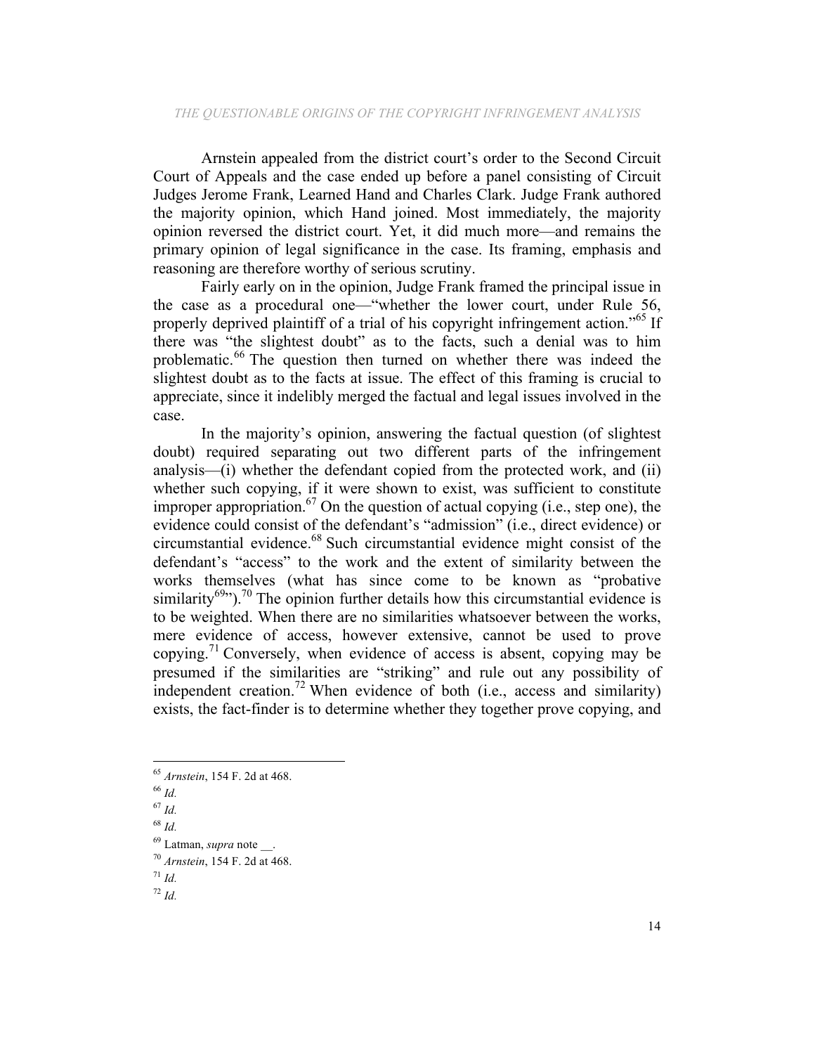Arnstein appealed from the district court's order to the Second Circuit Court of Appeals and the case ended up before a panel consisting of Circuit Judges Jerome Frank, Learned Hand and Charles Clark. Judge Frank authored the majority opinion, which Hand joined. Most immediately, the majority opinion reversed the district court. Yet, it did much more—and remains the primary opinion of legal significance in the case. Its framing, emphasis and reasoning are therefore worthy of serious scrutiny.

Fairly early on in the opinion, Judge Frank framed the principal issue in the case as a procedural one—"whether the lower court, under Rule 56, properly deprived plaintiff of a trial of his copyright infringement action."[65] If there was "the slightest doubt" as to the facts, such a denial was to him problematic.[66] The question then turned on whether there was indeed the slightest doubt as to the facts at issue. The effect of this framing is crucial to appreciate, since it indelibly merged the factual and legal issues involved in the case.

In the majority's opinion, answering the factual question (of slightest doubt) required separating out two different parts of the infringement analysis—(i) whether the defendant copied from the protected work, and (ii) whether such copying, if it were shown to exist, was sufficient to constitute improper appropriation.[67] On the question of actual copying (i.e., step one), the evidence could consist of the defendant's "admission" (i.e., direct evidence) or circumstantial evidence.[68] Such circumstantial evidence might consist of the defendant's "access" to the work and the extent of similarity between the works themselves (what has since come to be known as "probative similarity[69]").[70] The opinion further details how this circumstantial evidence is to be weighted. When there are no similarities whatsoever between the works, mere evidence of access, however extensive, cannot be used to prove copying.[71] Conversely, when evidence of access is absent, copying may be presumed if the similarities are "striking" and rule out any possibility of independent creation.[72] When evidence of both (i.e., access and similarity) exists, the fact-finder is to determine whether they together prove copying, and

---

[65] *Arnstein*, 154 F. 2d at 468.

[66] *Id.*

[67] *Id.*

[68] *Id.*

[69] Latman, *supra* note __.

[70] *Arnstein*, 154 F. 2d at 468.

[71] *Id.*

[72] *Id.*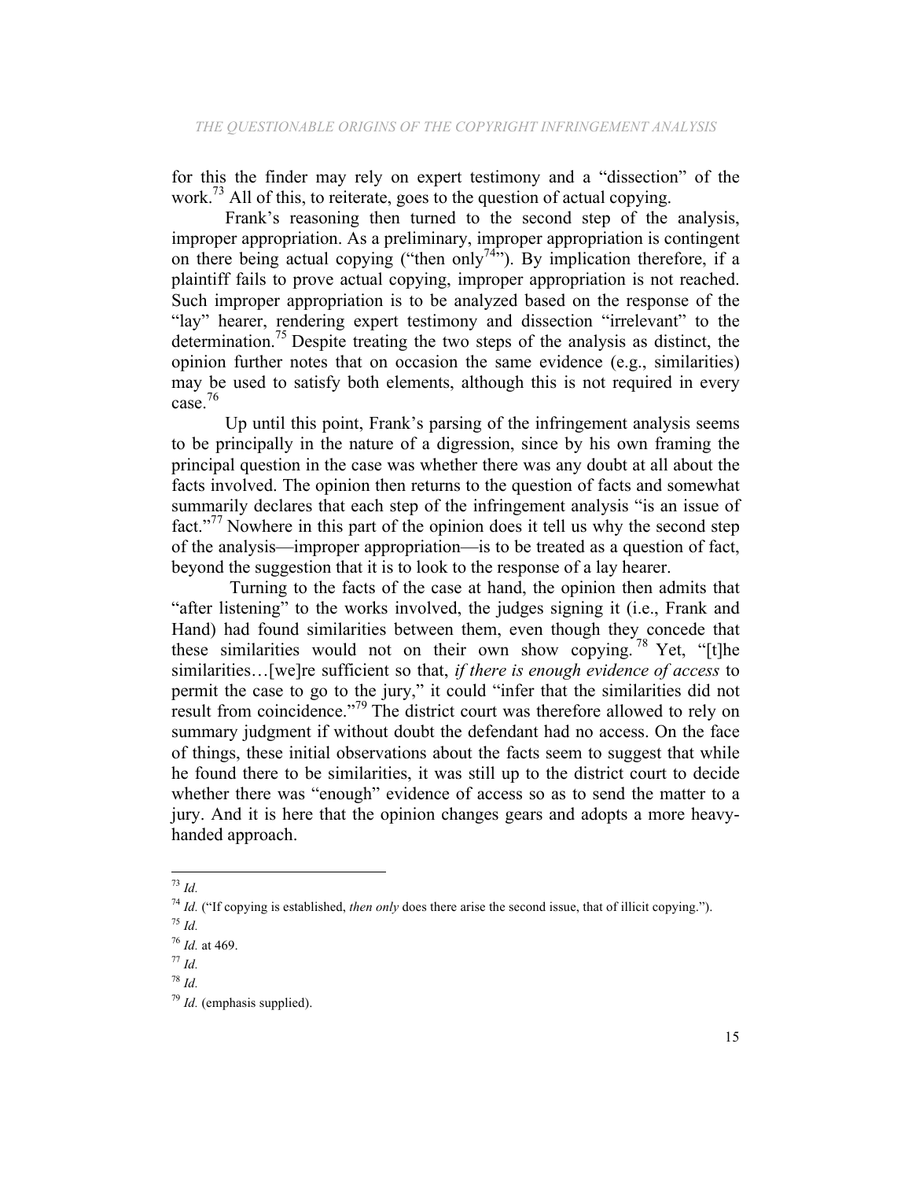for this the finder may rely on expert testimony and a "dissection" of the work.[73] All of this, to reiterate, goes to the question of actual copying.

Frank's reasoning then turned to the second step of the analysis, improper appropriation. As a preliminary, improper appropriation is contingent on there being actual copying ("then only[74]"). By implication therefore, if a plaintiff fails to prove actual copying, improper appropriation is not reached. Such improper appropriation is to be analyzed based on the response of the "lay" hearer, rendering expert testimony and dissection "irrelevant" to the determination.[75] Despite treating the two steps of the analysis as distinct, the opinion further notes that on occasion the same evidence (e.g., similarities) may be used to satisfy both elements, although this is not required in every case.[76]

Up until this point, Frank's parsing of the infringement analysis seems to be principally in the nature of a digression, since by his own framing the principal question in the case was whether there was any doubt at all about the facts involved. The opinion then returns to the question of facts and somewhat summarily declares that each step of the infringement analysis "is an issue of fact."[77] Nowhere in this part of the opinion does it tell us why the second step of the analysis—improper appropriation—is to be treated as a question of fact, beyond the suggestion that it is to look to the response of a lay hearer.

Turning to the facts of the case at hand, the opinion then admits that "after listening" to the works involved, the judges signing it (i.e., Frank and Hand) had found similarities between them, even though they concede that these similarities would not on their own show copying.[78] Yet, "[t]he similarities…[we]re sufficient so that, *if there is enough evidence of access* to permit the case to go to the jury," it could "infer that the similarities did not result from coincidence."[79] The district court was therefore allowed to rely on summary judgment if without doubt the defendant had no access. On the face of things, these initial observations about the facts seem to suggest that while he found there to be similarities, it was still up to the district court to decide whether there was "enough" evidence of access so as to send the matter to a jury. And it is here that the opinion changes gears and adopts a more heavy-handed approach.

---

[73] *Id.*

[74] *Id.* ("If copying is established, *then only* does there arise the second issue, that of illicit copying.").

[75] *Id.*

[76] *Id.* at 469.

[77] *Id.*

[78] *Id.*

[79] *Id.* (emphasis supplied).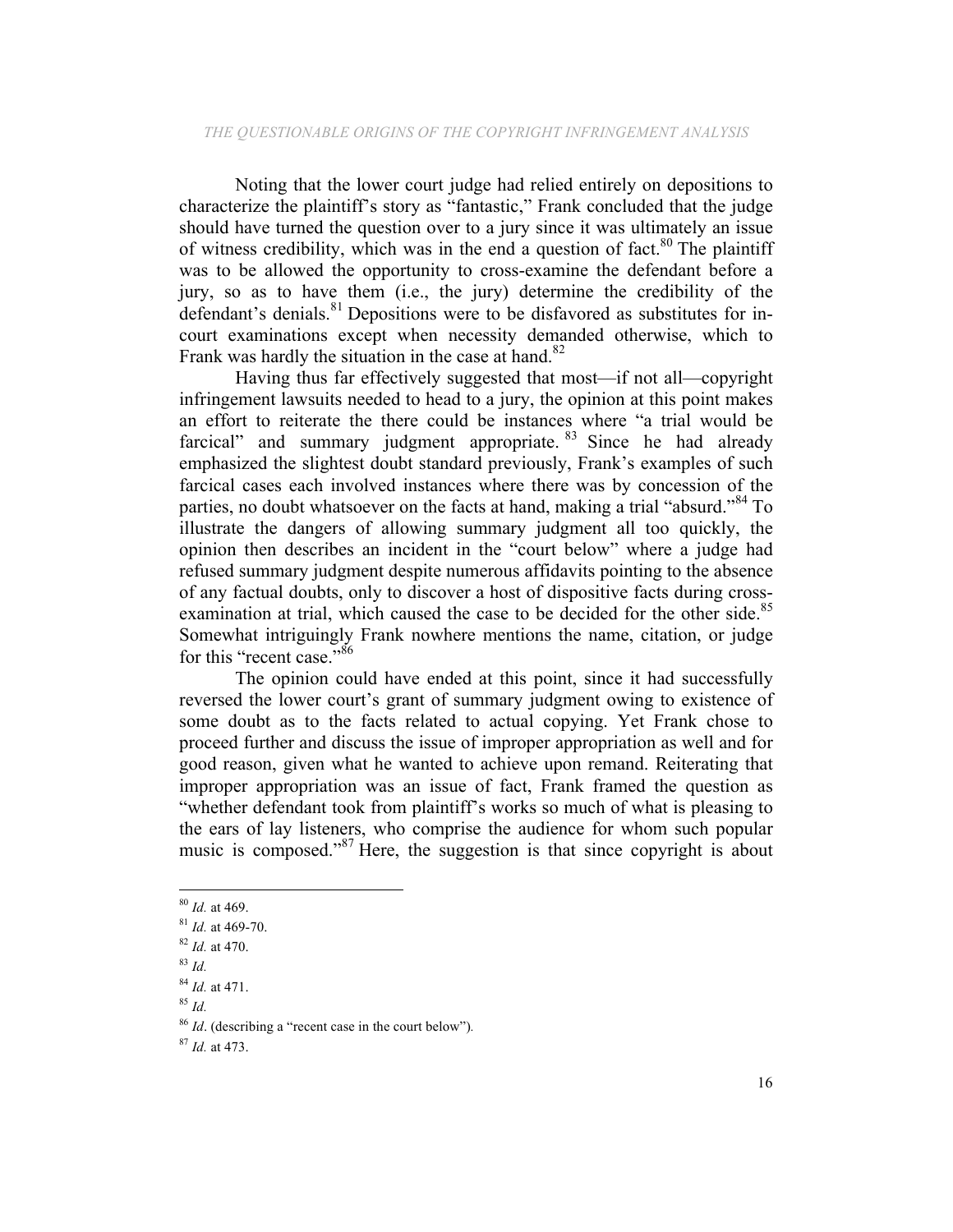Noting that the lower court judge had relied entirely on depositions to characterize the plaintiff's story as "fantastic," Frank concluded that the judge should have turned the question over to a jury since it was ultimately an issue of witness credibility, which was in the end a question of fact.[80] The plaintiff was to be allowed the opportunity to cross-examine the defendant before a jury, so as to have them (i.e., the jury) determine the credibility of the defendant's denials.[81] Depositions were to be disfavored as substitutes for in-court examinations except when necessity demanded otherwise, which to Frank was hardly the situation in the case at hand.[82]

Having thus far effectively suggested that most—if not all—copyright infringement lawsuits needed to head to a jury, the opinion at this point makes an effort to reiterate the there could be instances where "a trial would be farcical" and summary judgment appropriate.[83] Since he had already emphasized the slightest doubt standard previously, Frank's examples of such farcical cases each involved instances where there was by concession of the parties, no doubt whatsoever on the facts at hand, making a trial "absurd."[84] To illustrate the dangers of allowing summary judgment all too quickly, the opinion then describes an incident in the "court below" where a judge had refused summary judgment despite numerous affidavits pointing to the absence of any factual doubts, only to discover a host of dispositive facts during cross-examination at trial, which caused the case to be decided for the other side.[85] Somewhat intriguingly Frank nowhere mentions the name, citation, or judge for this "recent case."[86]

The opinion could have ended at this point, since it had successfully reversed the lower court's grant of summary judgment owing to existence of some doubt as to the facts related to actual copying. Yet Frank chose to proceed further and discuss the issue of improper appropriation as well and for good reason, given what he wanted to achieve upon remand. Reiterating that improper appropriation was an issue of fact, Frank framed the question as "whether defendant took from plaintiff's works so much of what is pleasing to the ears of lay listeners, who comprise the audience for whom such popular music is composed."[87] Here, the suggestion is that since copyright is about

---

[80] *Id.* at 469.

[81] *Id.* at 469-70.

[82] *Id.* at 470.

[83] *Id.*

[84] *Id.* at 471.

[85] *Id.*

[86] *Id*. (describing a "recent case in the court below").

[87] *Id.* at 473.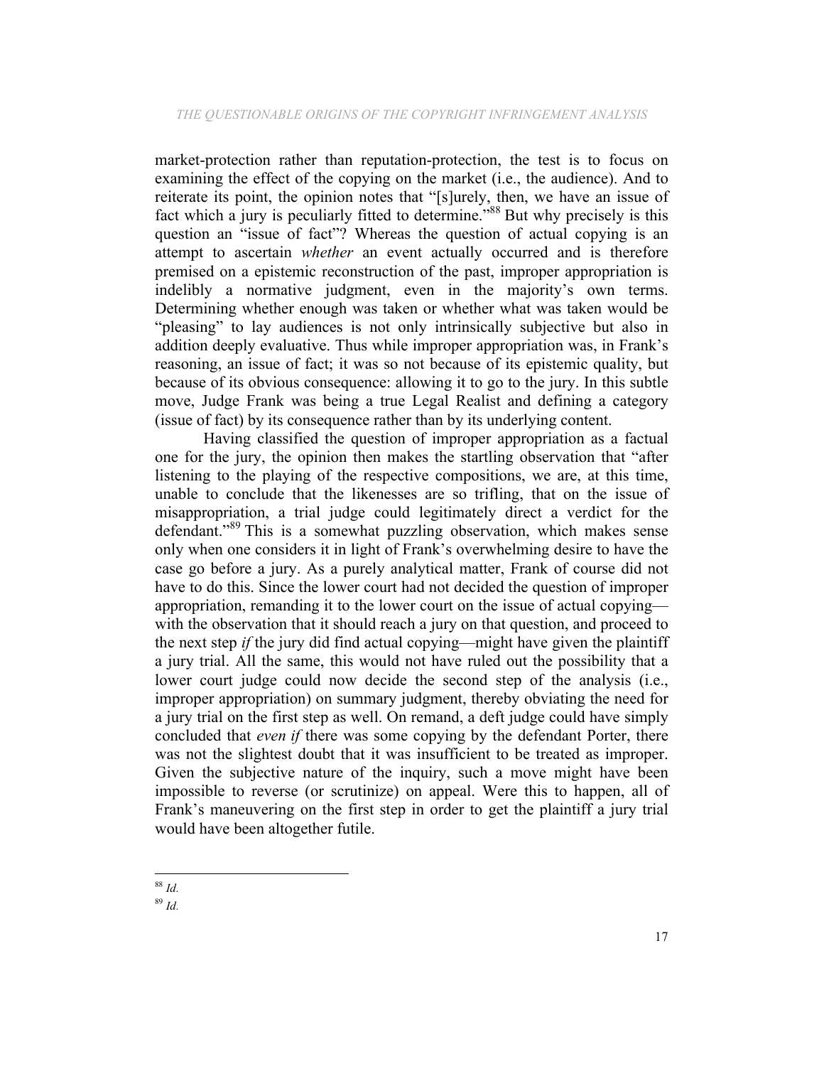market-protection rather than reputation-protection, the test is to focus on examining the effect of the copying on the market (i.e., the audience). And to reiterate its point, the opinion notes that "[s]urely, then, we have an issue of fact which a jury is peculiarly fitted to determine."[88] But why precisely is this question an "issue of fact"? Whereas the question of actual copying is an attempt to ascertain *whether* an event actually occurred and is therefore premised on a epistemic reconstruction of the past, improper appropriation is indelibly a normative judgment, even in the majority's own terms. Determining whether enough was taken or whether what was taken would be "pleasing" to lay audiences is not only intrinsically subjective but also in addition deeply evaluative. Thus while improper appropriation was, in Frank's reasoning, an issue of fact; it was so not because of its epistemic quality, but because of its obvious consequence: allowing it to go to the jury. In this subtle move, Judge Frank was being a true Legal Realist and defining a category (issue of fact) by its consequence rather than by its underlying content.

Having classified the question of improper appropriation as a factual one for the jury, the opinion then makes the startling observation that "after listening to the playing of the respective compositions, we are, at this time, unable to conclude that the likenesses are so trifling, that on the issue of misappropriation, a trial judge could legitimately direct a verdict for the defendant."[89] This is a somewhat puzzling observation, which makes sense only when one considers it in light of Frank's overwhelming desire to have the case go before a jury. As a purely analytical matter, Frank of course did not have to do this. Since the lower court had not decided the question of improper appropriation, remanding it to the lower court on the issue of actual copying—with the observation that it should reach a jury on that question, and proceed to the next step *if* the jury did find actual copying—might have given the plaintiff a jury trial. All the same, this would not have ruled out the possibility that a lower court judge could now decide the second step of the analysis (i.e., improper appropriation) on summary judgment, thereby obviating the need for a jury trial on the first step as well. On remand, a deft judge could have simply concluded that *even if* there was some copying by the defendant Porter, there was not the slightest doubt that it was insufficient to be treated as improper. Given the subjective nature of the inquiry, such a move might have been impossible to reverse (or scrutinize) on appeal. Were this to happen, all of Frank's maneuvering on the first step in order to get the plaintiff a jury trial would have been altogether futile.

---

[88] *Id.*

[89] *Id.*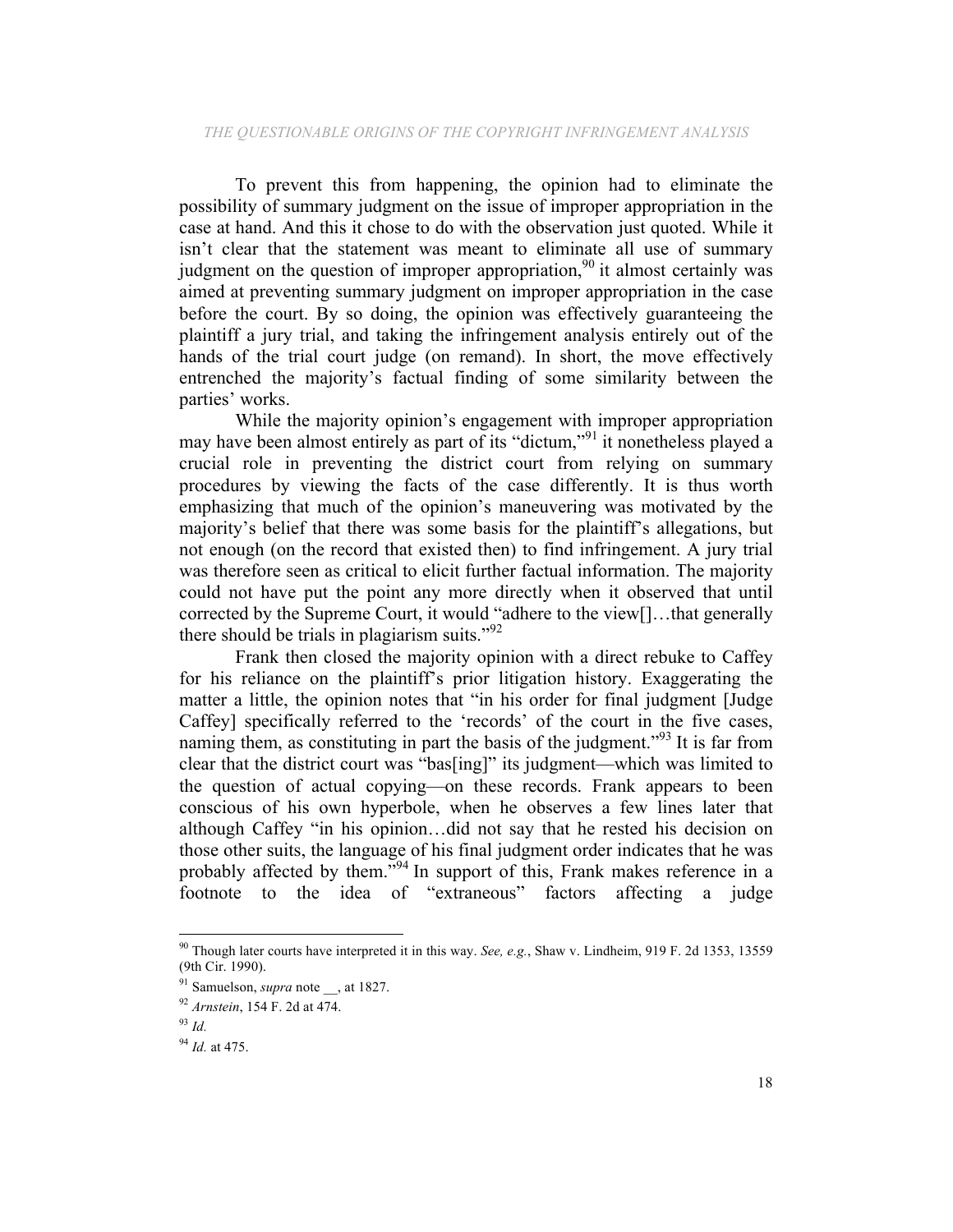To prevent this from happening, the opinion had to eliminate the possibility of summary judgment on the issue of improper appropriation in the case at hand. And this it chose to do with the observation just quoted. While it isn't clear that the statement was meant to eliminate all use of summary judgment on the question of improper appropriation,[90] it almost certainly was aimed at preventing summary judgment on improper appropriation in the case before the court. By so doing, the opinion was effectively guaranteeing the plaintiff a jury trial, and taking the infringement analysis entirely out of the hands of the trial court judge (on remand). In short, the move effectively entrenched the majority's factual finding of some similarity between the parties' works.

While the majority opinion's engagement with improper appropriation may have been almost entirely as part of its "dictum,"[91] it nonetheless played a crucial role in preventing the district court from relying on summary procedures by viewing the facts of the case differently. It is thus worth emphasizing that much of the opinion's maneuvering was motivated by the majority's belief that there was some basis for the plaintiff's allegations, but not enough (on the record that existed then) to find infringement. A jury trial was therefore seen as critical to elicit further factual information. The majority could not have put the point any more directly when it observed that until corrected by the Supreme Court, it would "adhere to the view[]…that generally there should be trials in plagiarism suits."[92]

Frank then closed the majority opinion with a direct rebuke to Caffey for his reliance on the plaintiff's prior litigation history. Exaggerating the matter a little, the opinion notes that "in his order for final judgment [Judge Caffey] specifically referred to the 'records' of the court in the five cases, naming them, as constituting in part the basis of the judgment."[93] It is far from clear that the district court was "bas[ing]" its judgment—which was limited to the question of actual copying—on these records. Frank appears to been conscious of his own hyperbole, when he observes a few lines later that although Caffey "in his opinion…did not say that he rested his decision on those other suits, the language of his final judgment order indicates that he was probably affected by them."[94] In support of this, Frank makes reference in a footnote to the idea of "extraneous" factors affecting a judge

---

[90] Though later courts have interpreted it in this way. *See, e.g.*, Shaw v. Lindheim, 919 F. 2d 1353, 13559 (9th Cir. 1990).

[91] Samuelson, *supra* note __, at 1827.

[92] *Arnstein*, 154 F. 2d at 474.

[93] *Id.*

[94] *Id.* at 475.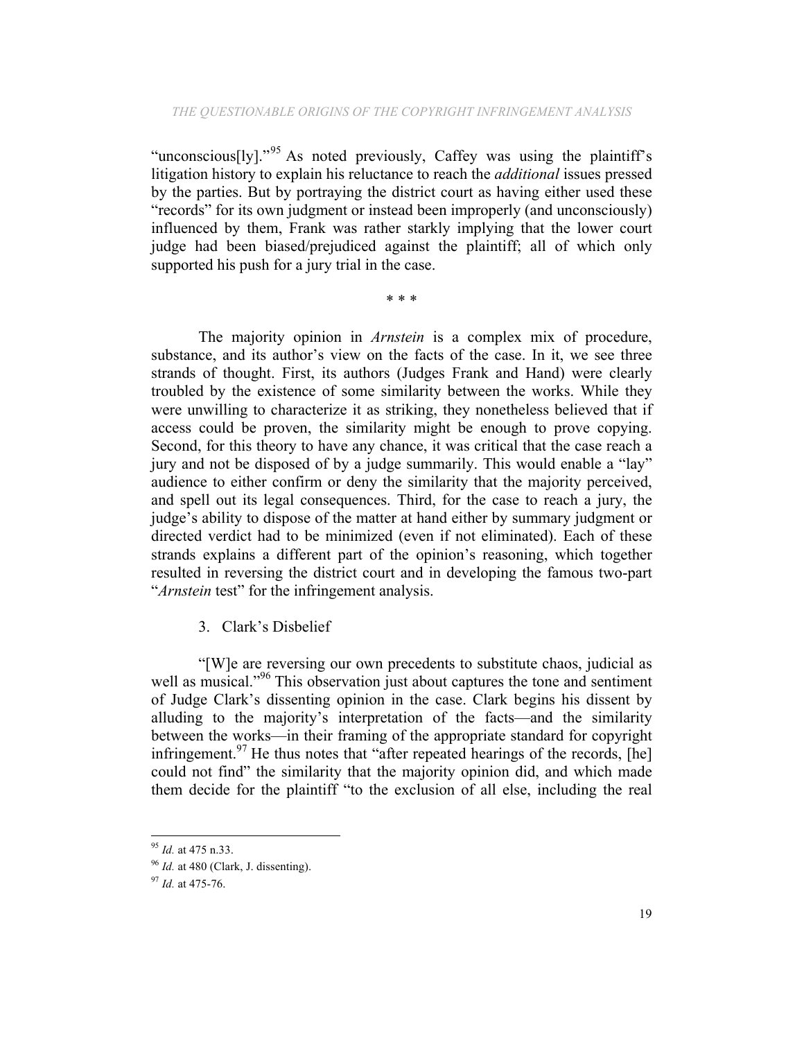"unconscious[ly]."[95] As noted previously, Caffey was using the plaintiff's litigation history to explain his reluctance to reach the *additional* issues pressed by the parties. But by portraying the district court as having either used these "records" for its own judgment or instead been improperly (and unconsciously) influenced by them, Frank was rather starkly implying that the lower court judge had been biased/prejudiced against the plaintiff; all of which only supported his push for a jury trial in the case.

\* \* \*

The majority opinion in *Arnstein* is a complex mix of procedure, substance, and its author's view on the facts of the case. In it, we see three strands of thought. First, its authors (Judges Frank and Hand) were clearly troubled by the existence of some similarity between the works. While they were unwilling to characterize it as striking, they nonetheless believed that if access could be proven, the similarity might be enough to prove copying. Second, for this theory to have any chance, it was critical that the case reach a jury and not be disposed of by a judge summarily. This would enable a "lay" audience to either confirm or deny the similarity that the majority perceived, and spell out its legal consequences. Third, for the case to reach a jury, the judge's ability to dispose of the matter at hand either by summary judgment or directed verdict had to be minimized (even if not eliminated). Each of these strands explains a different part of the opinion's reasoning, which together resulted in reversing the district court and in developing the famous two-part "*Arnstein* test" for the infringement analysis.

### 3. Clark's Disbelief

"[W]e are reversing our own precedents to substitute chaos, judicial as well as musical."[96] This observation just about captures the tone and sentiment of Judge Clark's dissenting opinion in the case. Clark begins his dissent by alluding to the majority's interpretation of the facts—and the similarity between the works—in their framing of the appropriate standard for copyright infringement.[97] He thus notes that "after repeated hearings of the records, [he] could not find" the similarity that the majority opinion did, and which made them decide for the plaintiff "to the exclusion of all else, including the real

---

[95] *Id.* at 475 n.33.

[96] *Id.* at 480 (Clark, J. dissenting).

[97] *Id.* at 475-76.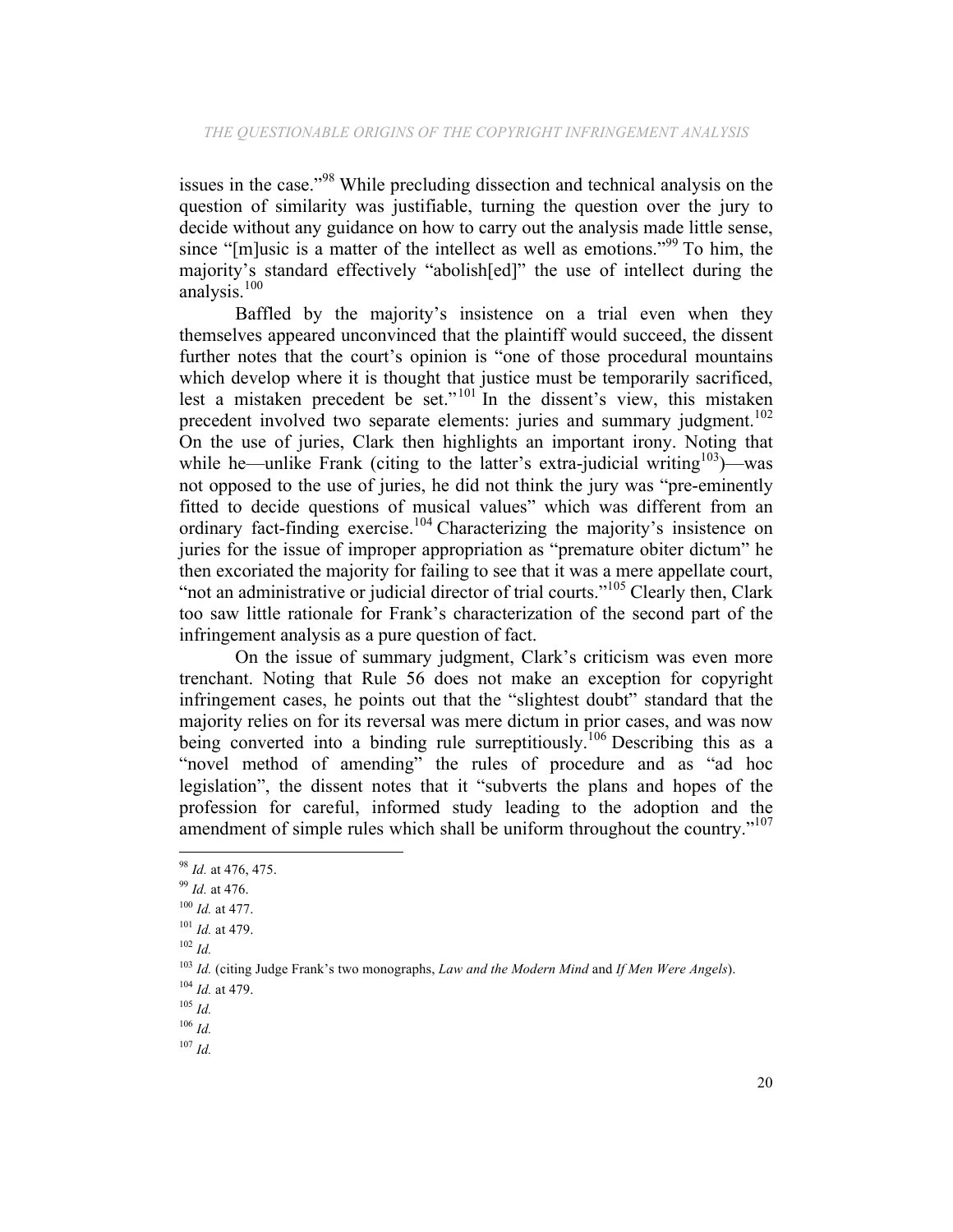issues in the case."[98] While precluding dissection and technical analysis on the question of similarity was justifiable, turning the question over the jury to decide without any guidance on how to carry out the analysis made little sense, since "[m]usic is a matter of the intellect as well as emotions."[99] To him, the majority's standard effectively "abolish[ed]" the use of intellect during the analysis.[100]

Baffled by the majority's insistence on a trial even when they themselves appeared unconvinced that the plaintiff would succeed, the dissent further notes that the court's opinion is "one of those procedural mountains which develop where it is thought that justice must be temporarily sacrificed, lest a mistaken precedent be set."[101] In the dissent's view, this mistaken precedent involved two separate elements: juries and summary judgment.[102] On the use of juries, Clark then highlights an important irony. Noting that while he—unlike Frank (citing to the latter's extra-judicial writing[103])—was not opposed to the use of juries, he did not think the jury was "pre-eminently fitted to decide questions of musical values" which was different from an ordinary fact-finding exercise.[104] Characterizing the majority's insistence on juries for the issue of improper appropriation as "premature obiter dictum" he then excoriated the majority for failing to see that it was a mere appellate court, "not an administrative or judicial director of trial courts."[105] Clearly then, Clark too saw little rationale for Frank's characterization of the second part of the infringement analysis as a pure question of fact.

On the issue of summary judgment, Clark's criticism was even more trenchant. Noting that Rule 56 does not make an exception for copyright infringement cases, he points out that the "slightest doubt" standard that the majority relies on for its reversal was mere dictum in prior cases, and was now being converted into a binding rule surreptitiously.[106] Describing this as a "novel method of amending" the rules of procedure and as "ad hoc legislation", the dissent notes that it "subverts the plans and hopes of the profession for careful, informed study leading to the adoption and the amendment of simple rules which shall be uniform throughout the country."[107]

---

[98] *Id.* at 476, 475.

[99] *Id.* at 476.

[100] *Id.* at 477.

[101] *Id.* at 479.

[102] *Id.*

[103] *Id.* (citing Judge Frank's two monographs, *Law and the Modern Mind* and *If Men Were Angels*).

[104] *Id.* at 479.

[105] *Id.*

[106] *Id.*

[107] *Id.*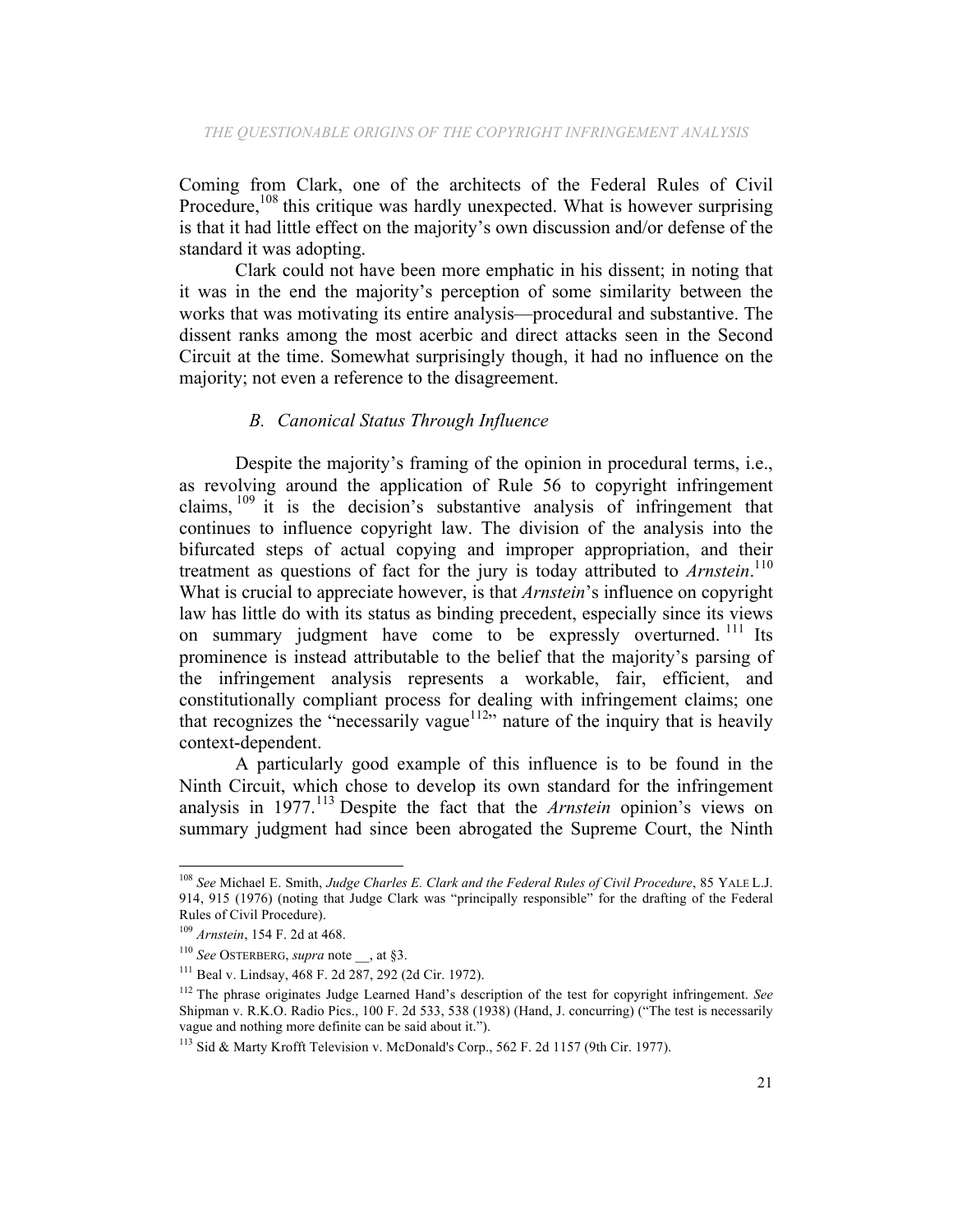Coming from Clark, one of the architects of the Federal Rules of Civil Procedure,[108] this critique was hardly unexpected. What is however surprising is that it had little effect on the majority's own discussion and/or defense of the standard it was adopting.

Clark could not have been more emphatic in his dissent; in noting that it was in the end the majority's perception of some similarity between the works that was motivating its entire analysis—procedural and substantive. The dissent ranks among the most acerbic and direct attacks seen in the Second Circuit at the time. Somewhat surprisingly though, it had no influence on the majority; not even a reference to the disagreement.

### *B. Canonical Status Through Influence*

Despite the majority's framing of the opinion in procedural terms, i.e., as revolving around the application of Rule 56 to copyright infringement claims,[109] it is the decision's substantive analysis of infringement that continues to influence copyright law. The division of the analysis into the bifurcated steps of actual copying and improper appropriation, and their treatment as questions of fact for the jury is today attributed to *Arnstein*.[110] What is crucial to appreciate however, is that *Arnstein*'s influence on copyright law has little do with its status as binding precedent, especially since its views on summary judgment have come to be expressly overturned.[111] Its prominence is instead attributable to the belief that the majority's parsing of the infringement analysis represents a workable, fair, efficient, and constitutionally compliant process for dealing with infringement claims; one that recognizes the "necessarily vague[112]" nature of the inquiry that is heavily context-dependent.

A particularly good example of this influence is to be found in the Ninth Circuit, which chose to develop its own standard for the infringement analysis in 1977.[113] Despite the fact that the *Arnstein* opinion's views on summary judgment had since been abrogated the Supreme Court, the Ninth

---

[108] *See* Michael E. Smith, *Judge Charles E. Clark and the Federal Rules of Civil Procedure*, 85 YALE L.J. 914, 915 (1976) (noting that Judge Clark was "principally responsible" for the drafting of the Federal Rules of Civil Procedure).

[109] *Arnstein*, 154 F. 2d at 468.

[110] *See* OSTERBERG, *supra* note __, at §3.

[111] Beal v. Lindsay, 468 F. 2d 287, 292 (2d Cir. 1972).

[112] The phrase originates Judge Learned Hand's description of the test for copyright infringement. *See* Shipman v. R.K.O. Radio Pics., 100 F. 2d 533, 538 (1938) (Hand, J. concurring) ("The test is necessarily vague and nothing more definite can be said about it.").

[113] Sid & Marty Krofft Television v. McDonald's Corp., 562 F. 2d 1157 (9th Cir. 1977).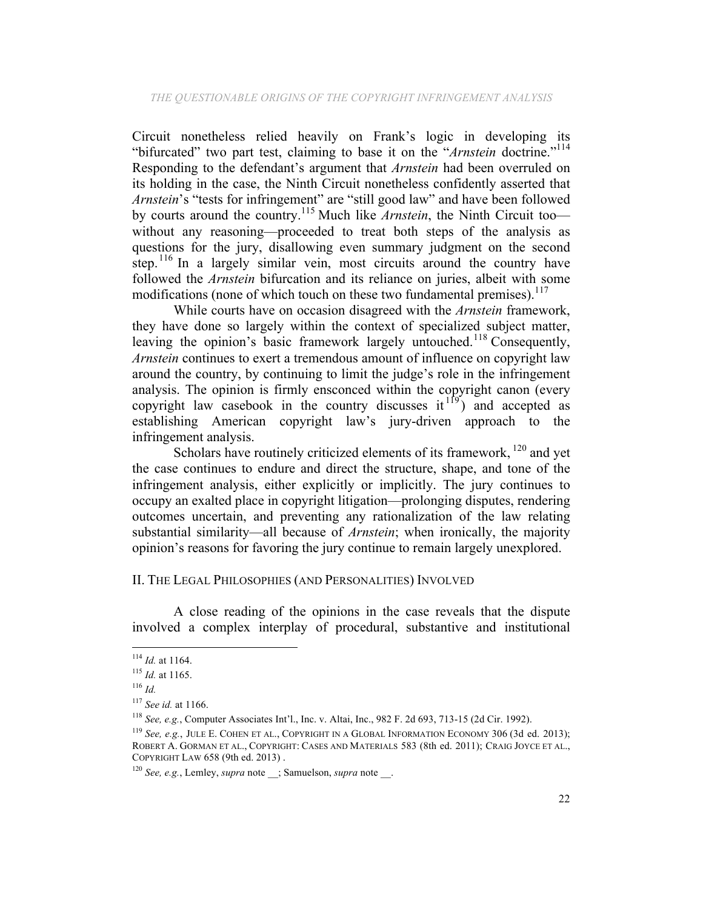Circuit nonetheless relied heavily on Frank's logic in developing its "bifurcated" two part test, claiming to base it on the "*Arnstein* doctrine."[114] Responding to the defendant's argument that *Arnstein* had been overruled on its holding in the case, the Ninth Circuit nonetheless confidently asserted that *Arnstein*'s "tests for infringement" are "still good law" and have been followed by courts around the country.[115] Much like *Arnstein*, the Ninth Circuit too—without any reasoning—proceeded to treat both steps of the analysis as questions for the jury, disallowing even summary judgment on the second step.[116] In a largely similar vein, most circuits around the country have followed the *Arnstein* bifurcation and its reliance on juries, albeit with some modifications (none of which touch on these two fundamental premises).[117]

While courts have on occasion disagreed with the *Arnstein* framework, they have done so largely within the context of specialized subject matter, leaving the opinion's basic framework largely untouched.[118] Consequently, *Arnstein* continues to exert a tremendous amount of influence on copyright law around the country, by continuing to limit the judge's role in the infringement analysis. The opinion is firmly ensconced within the copyright canon (every copyright law casebook in the country discusses it[119]) and accepted as establishing American copyright law's jury-driven approach to the infringement analysis.

Scholars have routinely criticized elements of its framework,[120] and yet the case continues to endure and direct the structure, shape, and tone of the infringement analysis, either explicitly or implicitly. The jury continues to occupy an exalted place in copyright litigation—prolonging disputes, rendering outcomes uncertain, and preventing any rationalization of the law relating substantial similarity—all because of *Arnstein*; when ironically, the majority opinion's reasons for favoring the jury continue to remain largely unexplored.

## II. The Legal Philosophies (and Personalities) Involved

A close reading of the opinions in the case reveals that the dispute involved a complex interplay of procedural, substantive and institutional

---

[114] *Id.* at 1164.

[115] *Id.* at 1165.

[116] *Id.*

[117] *See id.* at 1166.

[118] *See, e.g.*, Computer Associates Int'l., Inc. v. Altai, Inc., 982 F. 2d 693, 713-15 (2d Cir. 1992).

[119] *See, e.g.*, JULE E. COHEN ET AL., COPYRIGHT IN A GLOBAL INFORMATION ECONOMY 306 (3d ed. 2013); ROBERT A. GORMAN ET AL., COPYRIGHT: CASES AND MATERIALS 583 (8th ed. 2011); CRAIG JOYCE ET AL., COPYRIGHT LAW 658 (9th ed. 2013) .

[120] *See, e.g.*, Lemley, *supra* note __; Samuelson, *supra* note __.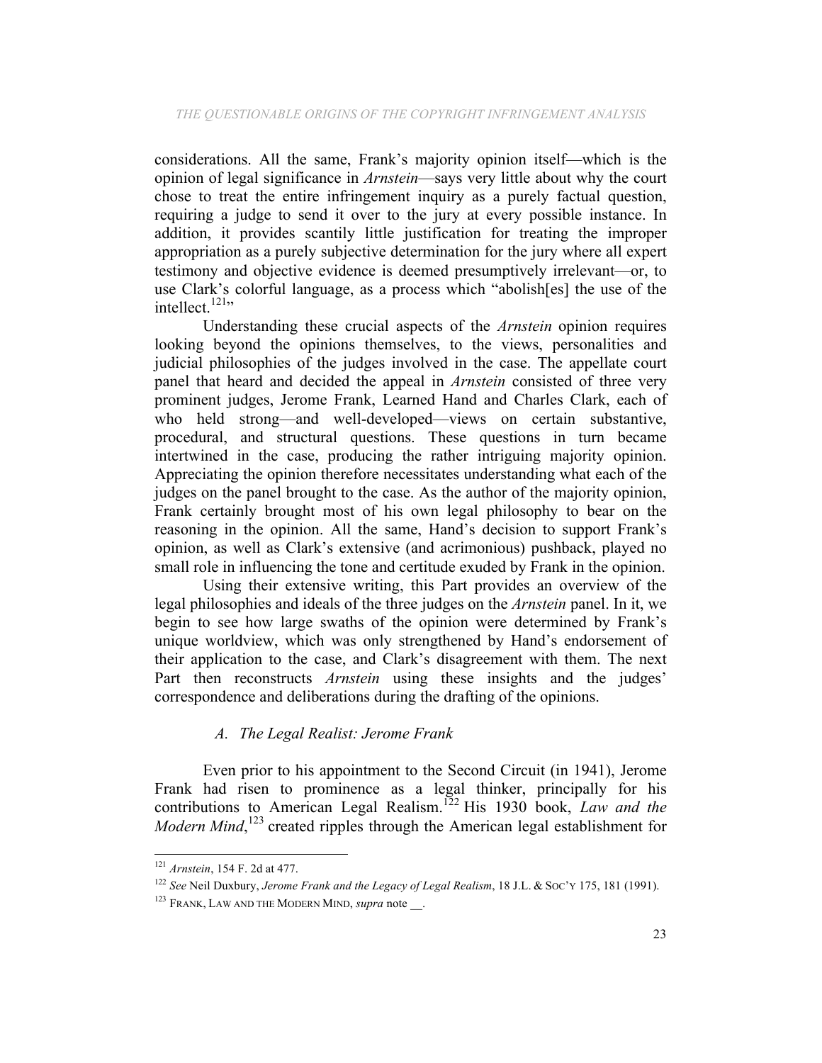considerations. All the same, Frank's majority opinion itself—which is the opinion of legal significance in *Arnstein*—says very little about why the court chose to treat the entire infringement inquiry as a purely factual question, requiring a judge to send it over to the jury at every possible instance. In addition, it provides scantily little justification for treating the improper appropriation as a purely subjective determination for the jury where all expert testimony and objective evidence is deemed presumptively irrelevant—or, to use Clark's colorful language, as a process which "abolish[es] the use of the intellect.[121]"

Understanding these crucial aspects of the *Arnstein* opinion requires looking beyond the opinions themselves, to the views, personalities and judicial philosophies of the judges involved in the case. The appellate court panel that heard and decided the appeal in *Arnstein* consisted of three very prominent judges, Jerome Frank, Learned Hand and Charles Clark, each of who held strong—and well-developed—views on certain substantive, procedural, and structural questions. These questions in turn became intertwined in the case, producing the rather intriguing majority opinion. Appreciating the opinion therefore necessitates understanding what each of the judges on the panel brought to the case. As the author of the majority opinion, Frank certainly brought most of his own legal philosophy to bear on the reasoning in the opinion. All the same, Hand's decision to support Frank's opinion, as well as Clark's extensive (and acrimonious) pushback, played no small role in influencing the tone and certitude exuded by Frank in the opinion.

Using their extensive writing, this Part provides an overview of the legal philosophies and ideals of the three judges on the *Arnstein* panel. In it, we begin to see how large swaths of the opinion were determined by Frank's unique worldview, which was only strengthened by Hand's endorsement of their application to the case, and Clark's disagreement with them. The next Part then reconstructs *Arnstein* using these insights and the judges' correspondence and deliberations during the drafting of the opinions.

### *A. The Legal Realist: Jerome Frank*

Even prior to his appointment to the Second Circuit (in 1941), Jerome Frank had risen to prominence as a legal thinker, principally for his contributions to American Legal Realism.[122] His 1930 book, *Law and the Modern Mind*,[123] created ripples through the American legal establishment for

---

[121] *Arnstein*, 154 F. 2d at 477.

[122] *See* Neil Duxbury, *Jerome Frank and the Legacy of Legal Realism*, 18 J.L. & SOC'Y 175, 181 (1991).

[123] FRANK, LAW AND THE MODERN MIND, *supra* note __.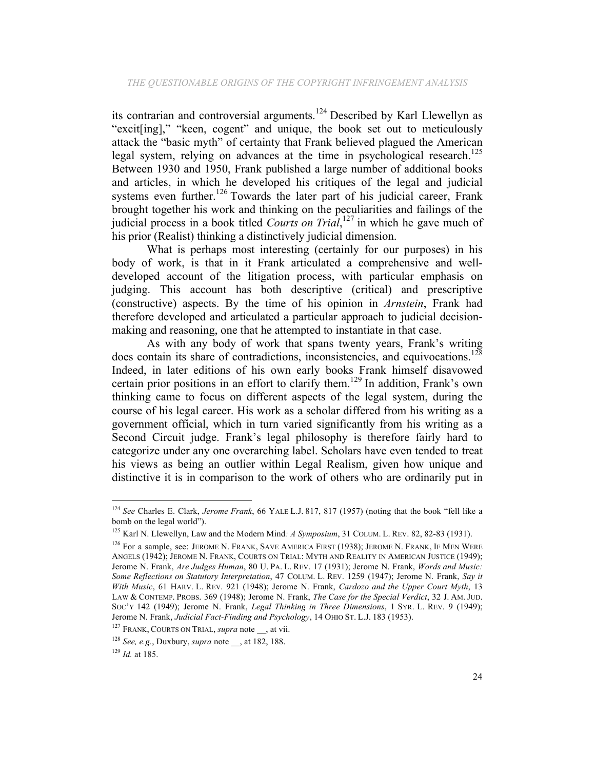its contrarian and controversial arguments.[124] Described by Karl Llewellyn as "excit[ing]," "keen, cogent" and unique, the book set out to meticulously attack the "basic myth" of certainty that Frank believed plagued the American legal system, relying on advances at the time in psychological research.[125] Between 1930 and 1950, Frank published a large number of additional books and articles, in which he developed his critiques of the legal and judicial systems even further.[126] Towards the later part of his judicial career, Frank brought together his work and thinking on the peculiarities and failings of the judicial process in a book titled *Courts on Trial*,[127] in which he gave much of his prior (Realist) thinking a distinctively judicial dimension.

What is perhaps most interesting (certainly for our purposes) in his body of work, is that in it Frank articulated a comprehensive and well-developed account of the litigation process, with particular emphasis on judging. This account has both descriptive (critical) and prescriptive (constructive) aspects. By the time of his opinion in *Arnstein*, Frank had therefore developed and articulated a particular approach to judicial decision-making and reasoning, one that he attempted to instantiate in that case.

As with any body of work that spans twenty years, Frank's writing does contain its share of contradictions, inconsistencies, and equivocations.[128] Indeed, in later editions of his own early books Frank himself disavowed certain prior positions in an effort to clarify them.[129] In addition, Frank's own thinking came to focus on different aspects of the legal system, during the course of his legal career. His work as a scholar differed from his writing as a government official, which in turn varied significantly from his writing as a Second Circuit judge. Frank's legal philosophy is therefore fairly hard to categorize under any one overarching label. Scholars have even tended to treat his views as being an outlier within Legal Realism, given how unique and distinctive it is in comparison to the work of others who are ordinarily put in

---

[124] *See* Charles E. Clark, *Jerome Frank*, 66 YALE L.J. 817, 817 (1957) (noting that the book "fell like a bomb on the legal world").

[125] Karl N. Llewellyn, Law and the Modern Mind*: A Symposium*, 31 COLUM. L. REV. 82, 82-83 (1931).

[126] For a sample, see: JEROME N. FRANK, SAVE AMERICA FIRST (1938); JEROME N. FRANK, IF MEN WERE ANGELS (1942); JEROME N. FRANK, COURTS ON TRIAL: MYTH AND REALITY IN AMERICAN JUSTICE (1949); Jerome N. Frank, *Are Judges Human*, 80 U. PA. L. REV. 17 (1931); Jerome N. Frank, *Words and Music: Some Reflections on Statutory Interpretation*, 47 COLUM. L. REV. 1259 (1947); Jerome N. Frank, *Say it With Music*, 61 HARV. L. REV. 921 (1948); Jerome N. Frank, *Cardozo and the Upper Court Myth*, 13 LAW & CONTEMP. PROBS. 369 (1948); Jerome N. Frank, *The Case for the Special Verdict*, 32 J. AM. JUD. SOC'Y 142 (1949); Jerome N. Frank, *Legal Thinking in Three Dimensions*, 1 SYR. L. REV. 9 (1949); Jerome N. Frank, *Judicial Fact-Finding and Psychology*, 14 OHIO ST. L.J. 183 (1953).

[127] FRANK, COURTS ON TRIAL, *supra* note __, at vii.

[128] *See, e.g.*, Duxbury, *supra* note __, at 182, 188.

[129] *Id.* at 185.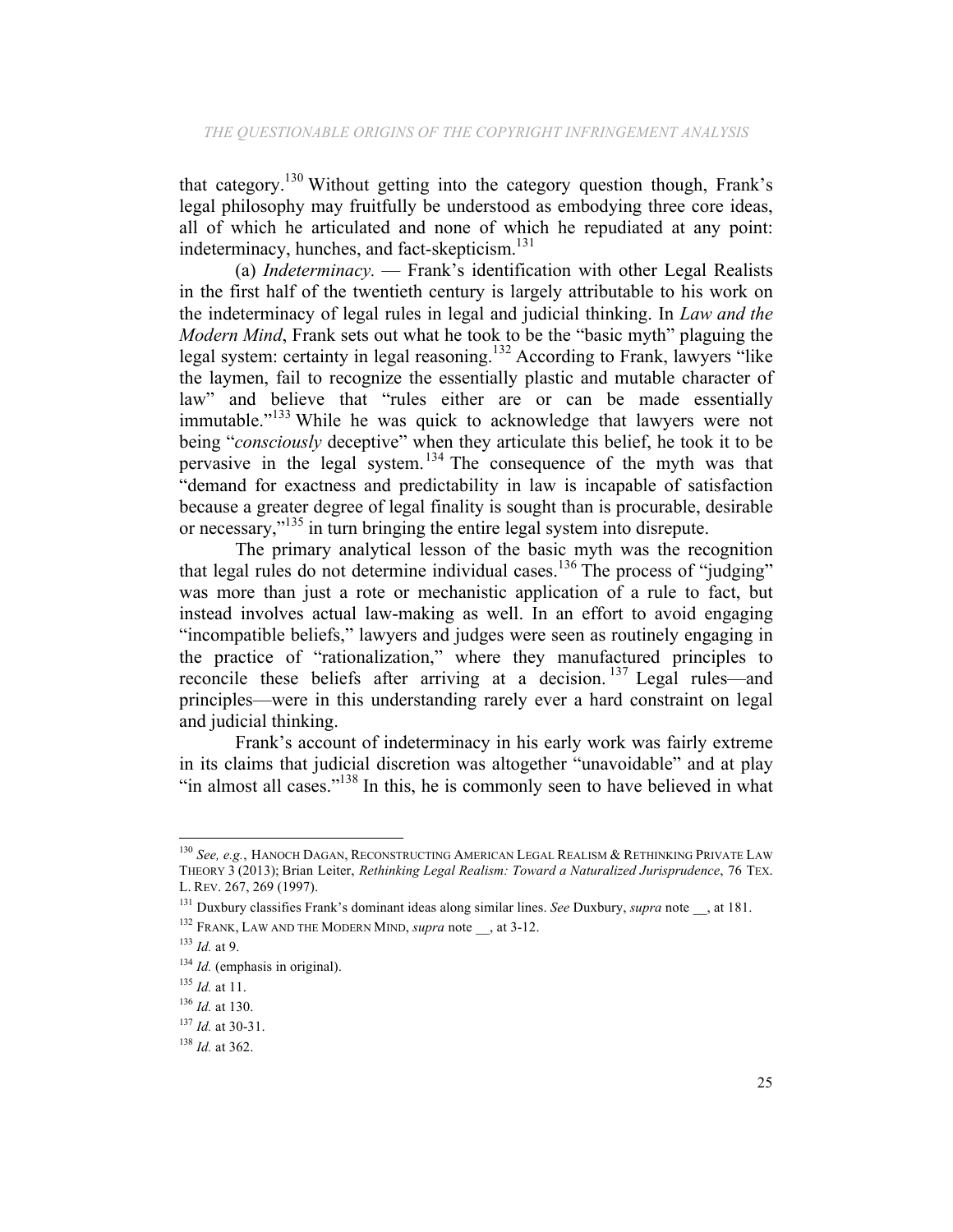that category.[130] Without getting into the category question though, Frank's legal philosophy may fruitfully be understood as embodying three core ideas, all of which he articulated and none of which he repudiated at any point: indeterminacy, hunches, and fact-skepticism.[131]

(a) *Indeterminacy.* — Frank's identification with other Legal Realists in the first half of the twentieth century is largely attributable to his work on the indeterminacy of legal rules in legal and judicial thinking. In *Law and the Modern Mind*, Frank sets out what he took to be the "basic myth" plaguing the legal system: certainty in legal reasoning.[132] According to Frank, lawyers "like the laymen, fail to recognize the essentially plastic and mutable character of law" and believe that "rules either are or can be made essentially immutable."[133] While he was quick to acknowledge that lawyers were not being "*consciously* deceptive" when they articulate this belief, he took it to be pervasive in the legal system.[134] The consequence of the myth was that "demand for exactness and predictability in law is incapable of satisfaction because a greater degree of legal finality is sought than is procurable, desirable or necessary,"[135] in turn bringing the entire legal system into disrepute.

The primary analytical lesson of the basic myth was the recognition that legal rules do not determine individual cases.[136] The process of "judging" was more than just a rote or mechanistic application of a rule to fact, but instead involves actual law-making as well. In an effort to avoid engaging "incompatible beliefs," lawyers and judges were seen as routinely engaging in the practice of "rationalization," where they manufactured principles to reconcile these beliefs after arriving at a decision.[137] Legal rules—and principles—were in this understanding rarely ever a hard constraint on legal and judicial thinking.

Frank's account of indeterminacy in his early work was fairly extreme in its claims that judicial discretion was altogether "unavoidable" and at play "in almost all cases."[138] In this, he is commonly seen to have believed in what

---

[130] *See, e.g.*, HANOCH DAGAN, RECONSTRUCTING AMERICAN LEGAL REALISM & RETHINKING PRIVATE LAW THEORY 3 (2013); Brian Leiter, *Rethinking Legal Realism: Toward a Naturalized Jurisprudence*, 76 TEX. L. REV. 267, 269 (1997).

[131] Duxbury classifies Frank's dominant ideas along similar lines. *See* Duxbury, *supra* note __, at 181.

[132] FRANK, LAW AND THE MODERN MIND, *supra* note __, at 3-12.

[133] *Id.* at 9.

[134] *Id.* (emphasis in original).

[135] *Id.* at 11.

[136] *Id.* at 130.

[137] *Id.* at 30-31.

[138] *Id.* at 362.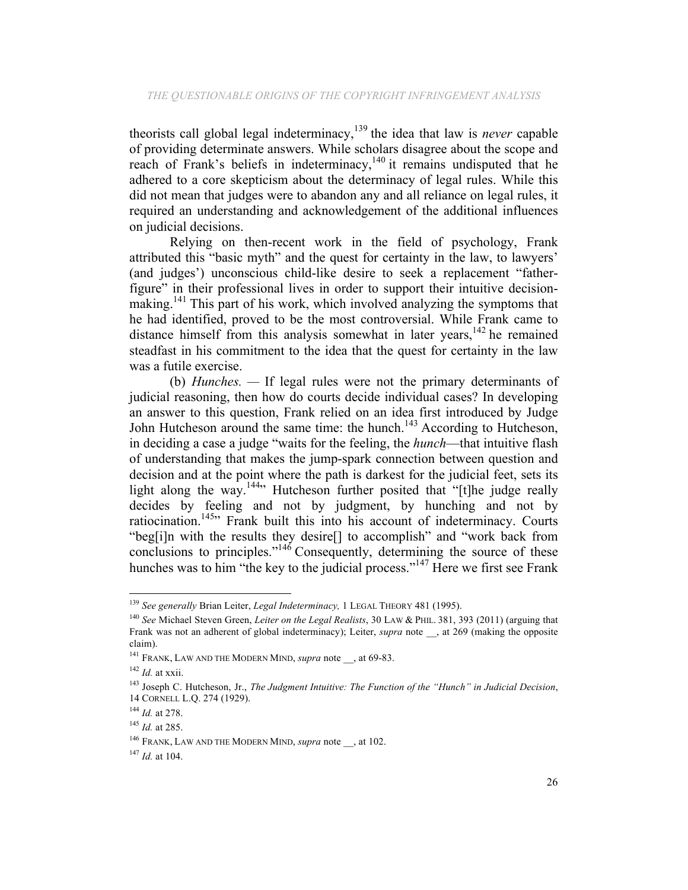theorists call global legal indeterminacy,[139] the idea that law is *never* capable of providing determinate answers. While scholars disagree about the scope and reach of Frank's beliefs in indeterminacy,[140] it remains undisputed that he adhered to a core skepticism about the determinacy of legal rules. While this did not mean that judges were to abandon any and all reliance on legal rules, it required an understanding and acknowledgement of the additional influences on judicial decisions.

Relying on then-recent work in the field of psychology, Frank attributed this "basic myth" and the quest for certainty in the law, to lawyers' (and judges') unconscious child-like desire to seek a replacement "father-figure" in their professional lives in order to support their intuitive decision-making.[141] This part of his work, which involved analyzing the symptoms that he had identified, proved to be the most controversial. While Frank came to distance himself from this analysis somewhat in later years,[142] he remained steadfast in his commitment to the idea that the quest for certainty in the law was a futile exercise.

(b) *Hunches.* — If legal rules were not the primary determinants of judicial reasoning, then how do courts decide individual cases? In developing an answer to this question, Frank relied on an idea first introduced by Judge John Hutcheson around the same time: the hunch.[143] According to Hutcheson, in deciding a case a judge "waits for the feeling, the *hunch*—that intuitive flash of understanding that makes the jump-spark connection between question and decision and at the point where the path is darkest for the judicial feet, sets its light along the way.[144]" Hutcheson further posited that "[t]he judge really decides by feeling and not by judgment, by hunching and not by ratiocination.[145]" Frank built this into his account of indeterminacy. Courts "beg[i]n with the results they desire[] to accomplish" and "work back from conclusions to principles."[146] Consequently, determining the source of these hunches was to him "the key to the judicial process."[147] Here we first see Frank

---

[139] *See generally* Brian Leiter, *Legal Indeterminacy,* 1 LEGAL THEORY 481 (1995).

[140] *See* Michael Steven Green, *Leiter on the Legal Realists*, 30 LAW & PHIL. 381, 393 (2011) (arguing that Frank was not an adherent of global indeterminacy); Leiter, *supra* note __, at 269 (making the opposite claim).

[141] FRANK, LAW AND THE MODERN MIND, *supra* note __, at 69-83.

[142] *Id.* at xxii.

[143] Joseph C. Hutcheson, Jr., *The Judgment Intuitive: The Function of the "Hunch" in Judicial Decision*, 14 CORNELL L.Q. 274 (1929).

[144] *Id.* at 278.

[145] *Id.* at 285.

[146] FRANK, LAW AND THE MODERN MIND, *supra* note __, at 102.

[147] *Id.* at 104.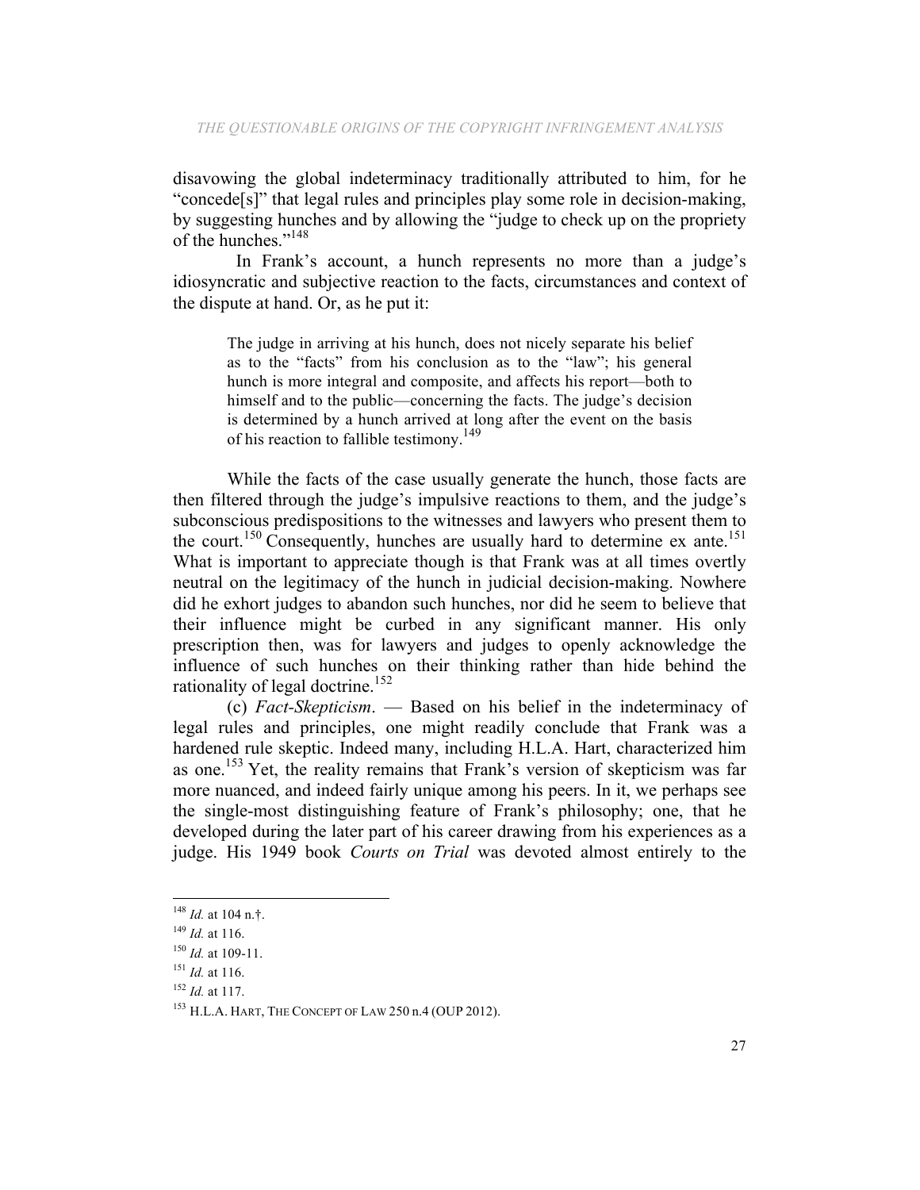disavowing the global indeterminacy traditionally attributed to him, for he "concede[s]" that legal rules and principles play some role in decision-making, by suggesting hunches and by allowing the "judge to check up on the propriety of the hunches."[148]

In Frank's account, a hunch represents no more than a judge's idiosyncratic and subjective reaction to the facts, circumstances and context of the dispute at hand. Or, as he put it:

> The judge in arriving at his hunch, does not nicely separate his belief as to the "facts" from his conclusion as to the "law"; his general hunch is more integral and composite, and affects his report—both to himself and to the public—concerning the facts. The judge's decision is determined by a hunch arrived at long after the event on the basis of his reaction to fallible testimony.[149]

While the facts of the case usually generate the hunch, those facts are then filtered through the judge's impulsive reactions to them, and the judge's subconscious predispositions to the witnesses and lawyers who present them to the court.[150] Consequently, hunches are usually hard to determine ex ante.[151] What is important to appreciate though is that Frank was at all times overtly neutral on the legitimacy of the hunch in judicial decision-making. Nowhere did he exhort judges to abandon such hunches, nor did he seem to believe that their influence might be curbed in any significant manner. His only prescription then, was for lawyers and judges to openly acknowledge the influence of such hunches on their thinking rather than hide behind the rationality of legal doctrine.[152]

(c) *Fact-Skepticism*. — Based on his belief in the indeterminacy of legal rules and principles, one might readily conclude that Frank was a hardened rule skeptic. Indeed many, including H.L.A. Hart, characterized him as one.[153] Yet, the reality remains that Frank's version of skepticism was far more nuanced, and indeed fairly unique among his peers. In it, we perhaps see the single-most distinguishing feature of Frank's philosophy; one, that he developed during the later part of his career drawing from his experiences as a judge. His 1949 book *Courts on Trial* was devoted almost entirely to the

---

[148] *Id.* at 104 n.†.

[149] *Id.* at 116.

[150] *Id.* at 109-11.

[151] *Id.* at 116.

[152] *Id.* at 117.

[153] H.L.A. HART, THE CONCEPT OF LAW 250 n.4 (OUP 2012).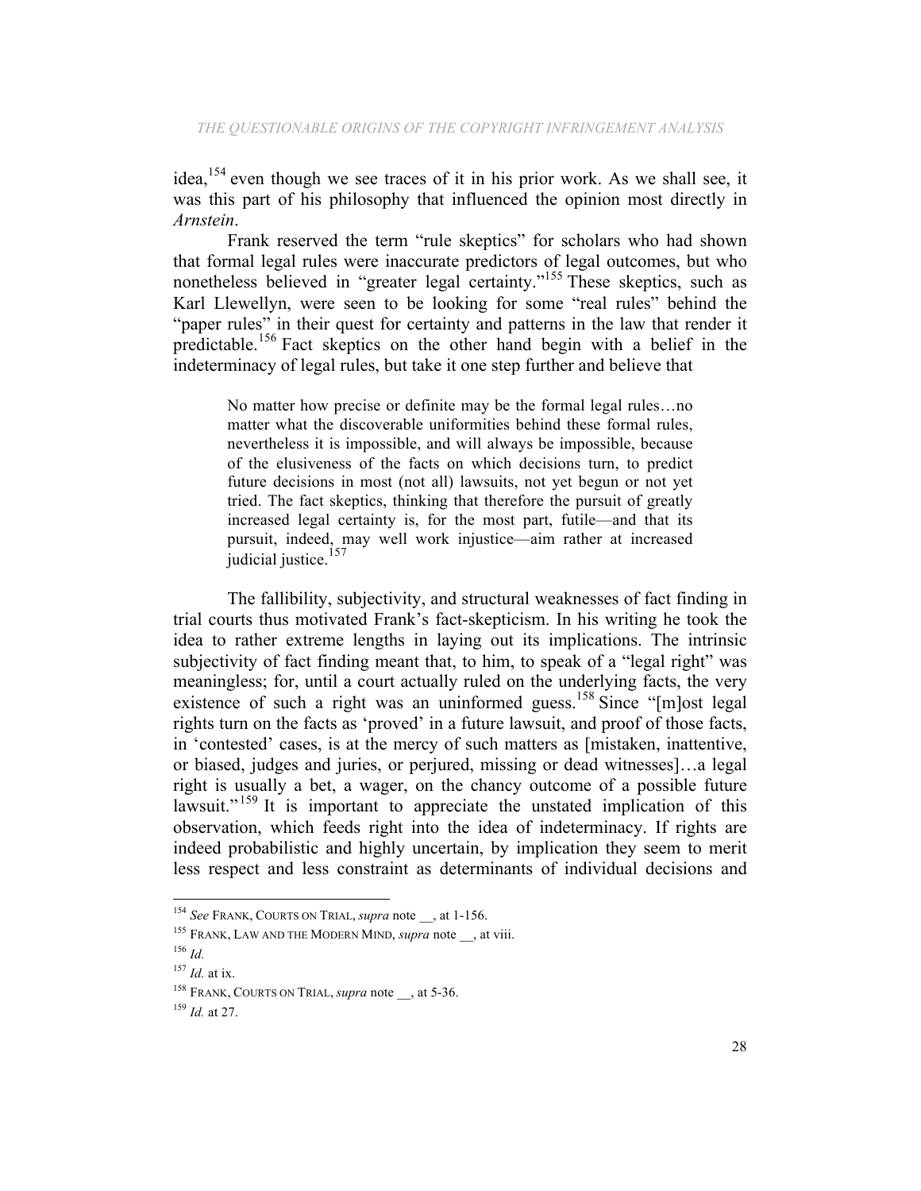idea,[154] even though we see traces of it in his prior work. As we shall see, it was this part of his philosophy that influenced the opinion most directly in *Arnstein*.

Frank reserved the term "rule skeptics" for scholars who had shown that formal legal rules were inaccurate predictors of legal outcomes, but who nonetheless believed in "greater legal certainty."[155] These skeptics, such as Karl Llewellyn, were seen to be looking for some "real rules" behind the "paper rules" in their quest for certainty and patterns in the law that render it predictable.[156] Fact skeptics on the other hand begin with a belief in the indeterminacy of legal rules, but take it one step further and believe that

> No matter how precise or definite may be the formal legal rules…no matter what the discoverable uniformities behind these formal rules, nevertheless it is impossible, and will always be impossible, because of the elusiveness of the facts on which decisions turn, to predict future decisions in most (not all) lawsuits, not yet begun or not yet tried. The fact skeptics, thinking that therefore the pursuit of greatly increased legal certainty is, for the most part, futile—and that its pursuit, indeed, may well work injustice—aim rather at increased judicial justice.[157]

The fallibility, subjectivity, and structural weaknesses of fact finding in trial courts thus motivated Frank's fact-skepticism. In his writing he took the idea to rather extreme lengths in laying out its implications. The intrinsic subjectivity of fact finding meant that, to him, to speak of a "legal right" was meaningless; for, until a court actually ruled on the underlying facts, the very existence of such a right was an uninformed guess.[158] Since "[m]ost legal rights turn on the facts as 'proved' in a future lawsuit, and proof of those facts, in 'contested' cases, is at the mercy of such matters as [mistaken, inattentive, or biased, judges and juries, or perjured, missing or dead witnesses]…a legal right is usually a bet, a wager, on the chancy outcome of a possible future lawsuit."[159] It is important to appreciate the unstated implication of this observation, which feeds right into the idea of indeterminacy. If rights are indeed probabilistic and highly uncertain, by implication they seem to merit less respect and less constraint as determinants of individual decisions and

---

[154] *See* FRANK, COURTS ON TRIAL, *supra* note __, at 1-156.

[155] FRANK, LAW AND THE MODERN MIND, *supra* note __, at viii.

[156] *Id.*

[157] *Id.* at ix.

[158] FRANK, COURTS ON TRIAL, *supra* note __, at 5-36.

[159] *Id.* at 27.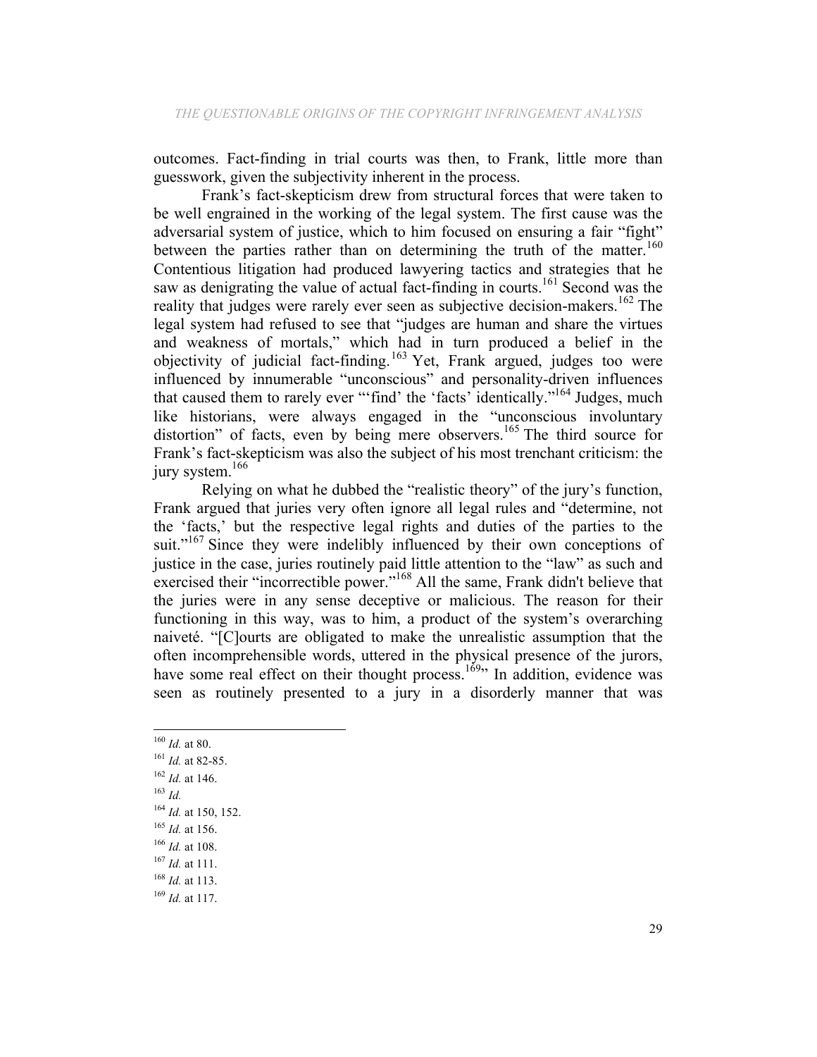outcomes. Fact-finding in trial courts was then, to Frank, little more than guesswork, given the subjectivity inherent in the process.

Frank's fact-skepticism drew from structural forces that were taken to be well engrained in the working of the legal system. The first cause was the adversarial system of justice, which to him focused on ensuring a fair "fight" between the parties rather than on determining the truth of the matter.[160] Contentious litigation had produced lawyering tactics and strategies that he saw as denigrating the value of actual fact-finding in courts.[161] Second was the reality that judges were rarely ever seen as subjective decision-makers.[162] The legal system had refused to see that "judges are human and share the virtues and weakness of mortals," which had in turn produced a belief in the objectivity of judicial fact-finding.[163] Yet, Frank argued, judges too were influenced by innumerable "unconscious" and personality-driven influences that caused them to rarely ever "'find' the 'facts' identically."[164] Judges, much like historians, were always engaged in the "unconscious involuntary distortion" of facts, even by being mere observers.[165] The third source for Frank's fact-skepticism was also the subject of his most trenchant criticism: the jury system.[166]

Relying on what he dubbed the "realistic theory" of the jury's function, Frank argued that juries very often ignore all legal rules and "determine, not the 'facts,' but the respective legal rights and duties of the parties to the suit."[167] Since they were indelibly influenced by their own conceptions of justice in the case, juries routinely paid little attention to the "law" as such and exercised their "incorrectible power."[168] All the same, Frank didn't believe that the juries were in any sense deceptive or malicious. The reason for their functioning in this way, was to him, a product of the system's overarching naiveté. "[C]ourts are obligated to make the unrealistic assumption that the often incomprehensible words, uttered in the physical presence of the jurors, have some real effect on their thought process.[169]" In addition, evidence was seen as routinely presented to a jury in a disorderly manner that was

---

[160] *Id.* at 80.

[161] *Id.* at 82-85.

[162] *Id.* at 146.

[163] *Id.*

[164] *Id.* at 150, 152.

[165] *Id.* at 156.

[166] *Id.* at 108.

[167] *Id.* at 111.

[168] *Id.* at 113.

[169] *Id.* at 117.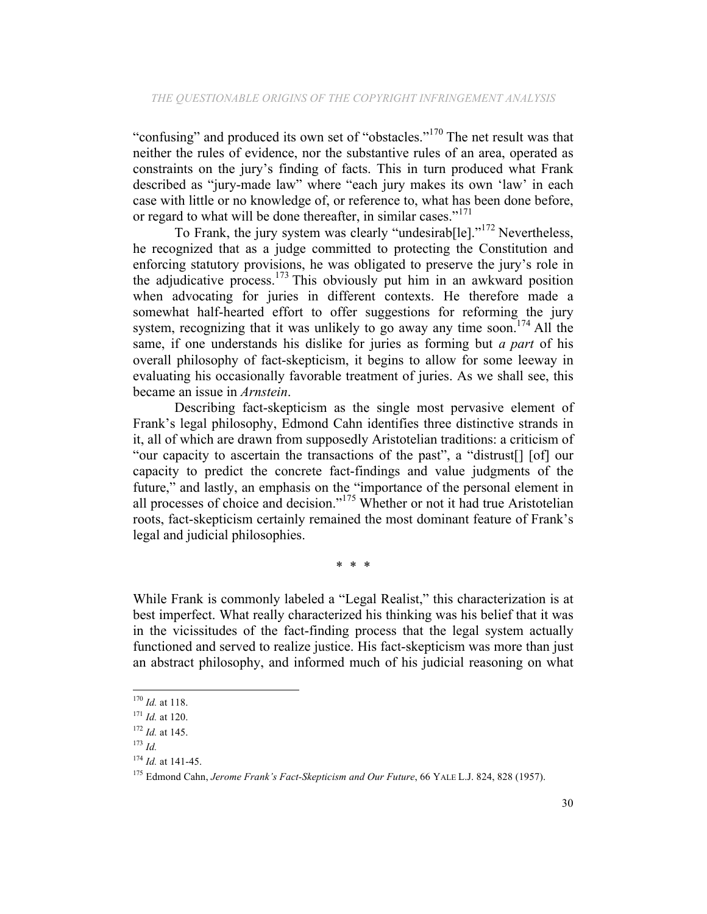"confusing" and produced its own set of "obstacles."[170] The net result was that neither the rules of evidence, nor the substantive rules of an area, operated as constraints on the jury's finding of facts. This in turn produced what Frank described as "jury-made law" where "each jury makes its own 'law' in each case with little or no knowledge of, or reference to, what has been done before, or regard to what will be done thereafter, in similar cases."[171]

To Frank, the jury system was clearly "undesirab[le]."[172] Nevertheless, he recognized that as a judge committed to protecting the Constitution and enforcing statutory provisions, he was obligated to preserve the jury's role in the adjudicative process.[173] This obviously put him in an awkward position when advocating for juries in different contexts. He therefore made a somewhat half-hearted effort to offer suggestions for reforming the jury system, recognizing that it was unlikely to go away any time soon.[174] All the same, if one understands his dislike for juries as forming but *a part* of his overall philosophy of fact-skepticism, it begins to allow for some leeway in evaluating his occasionally favorable treatment of juries. As we shall see, this became an issue in *Arnstein*.

Describing fact-skepticism as the single most pervasive element of Frank's legal philosophy, Edmond Cahn identifies three distinctive strands in it, all of which are drawn from supposedly Aristotelian traditions: a criticism of "our capacity to ascertain the transactions of the past", a "distrust[] [of] our capacity to predict the concrete fact-findings and value judgments of the future," and lastly, an emphasis on the "importance of the personal element in all processes of choice and decision."[175] Whether or not it had true Aristotelian roots, fact-skepticism certainly remained the most dominant feature of Frank's legal and judicial philosophies.

\* \* \*

While Frank is commonly labeled a "Legal Realist," this characterization is at best imperfect. What really characterized his thinking was his belief that it was in the vicissitudes of the fact-finding process that the legal system actually functioned and served to realize justice. His fact-skepticism was more than just an abstract philosophy, and informed much of his judicial reasoning on what

---

[170] *Id.* at 118.

[171] *Id.* at 120.

[172] *Id.* at 145.

[173] *Id.*

[174] *Id.* at 141-45.

[175] Edmond Cahn, *Jerome Frank's Fact-Skepticism and Our Future*, 66 YALE L.J. 824, 828 (1957).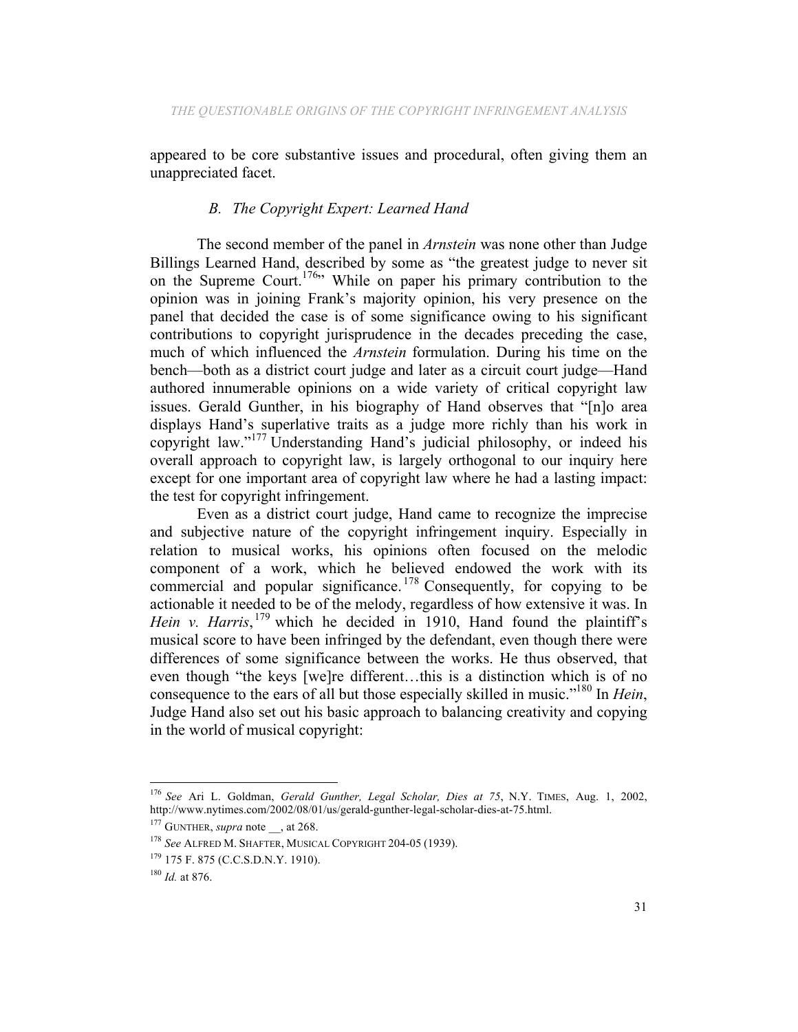appeared to be core substantive issues and procedural, often giving them an unappreciated facet.

### *B. The Copyright Expert: Learned Hand*

The second member of the panel in *Arnstein* was none other than Judge Billings Learned Hand, described by some as "the greatest judge to never sit on the Supreme Court.[176]" While on paper his primary contribution to the opinion was in joining Frank's majority opinion, his very presence on the panel that decided the case is of some significance owing to his significant contributions to copyright jurisprudence in the decades preceding the case, much of which influenced the *Arnstein* formulation. During his time on the bench—both as a district court judge and later as a circuit court judge—Hand authored innumerable opinions on a wide variety of critical copyright law issues. Gerald Gunther, in his biography of Hand observes that "[n]o area displays Hand's superlative traits as a judge more richly than his work in copyright law."[177] Understanding Hand's judicial philosophy, or indeed his overall approach to copyright law, is largely orthogonal to our inquiry here except for one important area of copyright law where he had a lasting impact: the test for copyright infringement.

Even as a district court judge, Hand came to recognize the imprecise and subjective nature of the copyright infringement inquiry. Especially in relation to musical works, his opinions often focused on the melodic component of a work, which he believed endowed the work with its commercial and popular significance.[178] Consequently, for copying to be actionable it needed to be of the melody, regardless of how extensive it was. In *Hein v. Harris*,[179] which he decided in 1910, Hand found the plaintiff's musical score to have been infringed by the defendant, even though there were differences of some significance between the works. He thus observed, that even though "the keys [we]re different…this is a distinction which is of no consequence to the ears of all but those especially skilled in music."[180] In *Hein*, Judge Hand also set out his basic approach to balancing creativity and copying in the world of musical copyright:

---

[176] *See* Ari L. Goldman, *Gerald Gunther, Legal Scholar, Dies at 75*, N.Y. TIMES, Aug. 1, 2002, http://www.nytimes.com/2002/08/01/us/gerald-gunther-legal-scholar-dies-at-75.html.

[177] GUNTHER, *supra* note __, at 268.

[178] *See* ALFRED M. SHAFTER, MUSICAL COPYRIGHT 204-05 (1939).

[179] 175 F. 875 (C.C.S.D.N.Y. 1910).

[180] *Id.* at 876.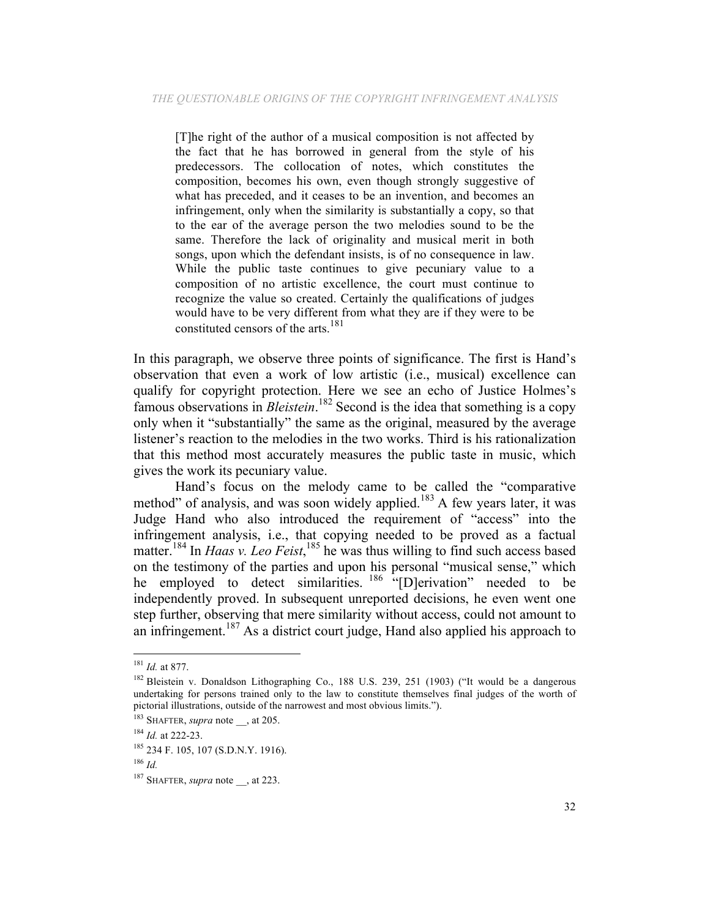> [T]he right of the author of a musical composition is not affected by the fact that he has borrowed in general from the style of his predecessors. The collocation of notes, which constitutes the composition, becomes his own, even though strongly suggestive of what has preceded, and it ceases to be an invention, and becomes an infringement, only when the similarity is substantially a copy, so that to the ear of the average person the two melodies sound to be the same. Therefore the lack of originality and musical merit in both songs, upon which the defendant insists, is of no consequence in law. While the public taste continues to give pecuniary value to a composition of no artistic excellence, the court must continue to recognize the value so created. Certainly the qualifications of judges would have to be very different from what they are if they were to be constituted censors of the arts.[181]

In this paragraph, we observe three points of significance. The first is Hand's observation that even a work of low artistic (i.e., musical) excellence can qualify for copyright protection. Here we see an echo of Justice Holmes's famous observations in *Bleistein*.[182] Second is the idea that something is a copy only when it "substantially" the same as the original, measured by the average listener's reaction to the melodies in the two works. Third is his rationalization that this method most accurately measures the public taste in music, which gives the work its pecuniary value.

Hand's focus on the melody came to be called the "comparative method" of analysis, and was soon widely applied.[183] A few years later, it was Judge Hand who also introduced the requirement of "access" into the infringement analysis, i.e., that copying needed to be proved as a factual matter.[184] In *Haas v. Leo Feist*,[185] he was thus willing to find such access based on the testimony of the parties and upon his personal "musical sense," which he employed to detect similarities.[186] "[D]erivation" needed to be independently proved. In subsequent unreported decisions, he even went one step further, observing that mere similarity without access, could not amount to an infringement.[187] As a district court judge, Hand also applied his approach to

---

[181] *Id.* at 877.

[182] Bleistein v. Donaldson Lithographing Co., 188 U.S. 239, 251 (1903) ("It would be a dangerous undertaking for persons trained only to the law to constitute themselves final judges of the worth of pictorial illustrations, outside of the narrowest and most obvious limits.").

[183] SHAFTER, *supra* note __, at 205.

[184] *Id.* at 222-23.

[185] 234 F. 105, 107 (S.D.N.Y. 1916).

[186] *Id.*

[187] SHAFTER, *supra* note __, at 223.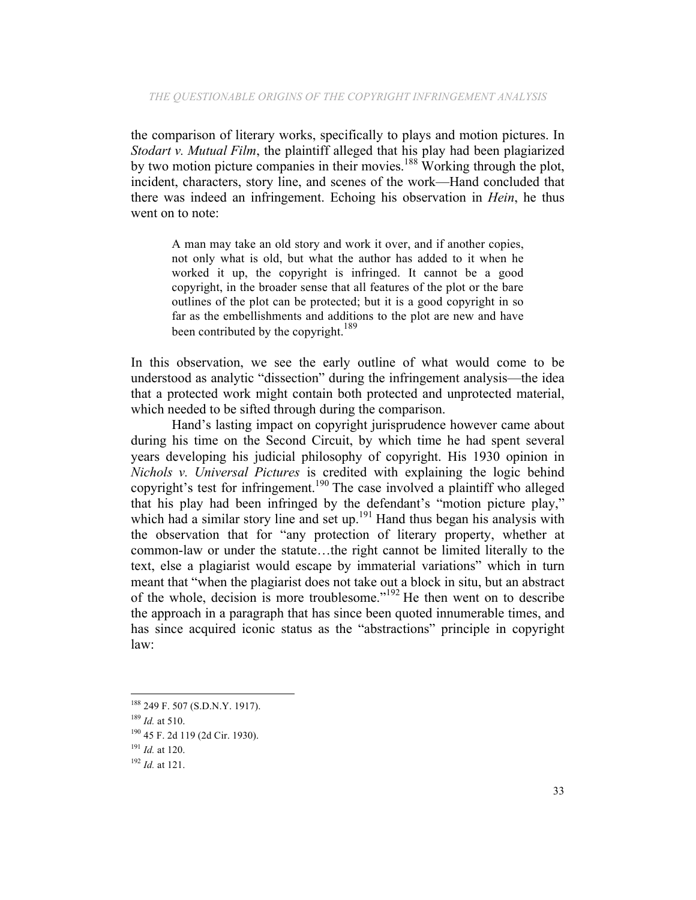the comparison of literary works, specifically to plays and motion pictures. In *Stodart v. Mutual Film*, the plaintiff alleged that his play had been plagiarized by two motion picture companies in their movies.[188] Working through the plot, incident, characters, story line, and scenes of the work—Hand concluded that there was indeed an infringement. Echoing his observation in *Hein*, he thus went on to note:

> A man may take an old story and work it over, and if another copies, not only what is old, but what the author has added to it when he worked it up, the copyright is infringed. It cannot be a good copyright, in the broader sense that all features of the plot or the bare outlines of the plot can be protected; but it is a good copyright in so far as the embellishments and additions to the plot are new and have been contributed by the copyright.[189]

In this observation, we see the early outline of what would come to be understood as analytic "dissection" during the infringement analysis—the idea that a protected work might contain both protected and unprotected material, which needed to be sifted through during the comparison.

Hand's lasting impact on copyright jurisprudence however came about during his time on the Second Circuit, by which time he had spent several years developing his judicial philosophy of copyright. His 1930 opinion in *Nichols v. Universal Pictures* is credited with explaining the logic behind copyright's test for infringement.[190] The case involved a plaintiff who alleged that his play had been infringed by the defendant's "motion picture play," which had a similar story line and set up.[191] Hand thus began his analysis with the observation that for "any protection of literary property, whether at common-law or under the statute…the right cannot be limited literally to the text, else a plagiarist would escape by immaterial variations" which in turn meant that "when the plagiarist does not take out a block in situ, but an abstract of the whole, decision is more troublesome."[192] He then went on to describe the approach in a paragraph that has since been quoted innumerable times, and has since acquired iconic status as the "abstractions" principle in copyright law:

---

[188] 249 F. 507 (S.D.N.Y. 1917).

[189] *Id.* at 510.

[190] 45 F. 2d 119 (2d Cir. 1930).

[191] *Id.* at 120.

[192] *Id.* at 121.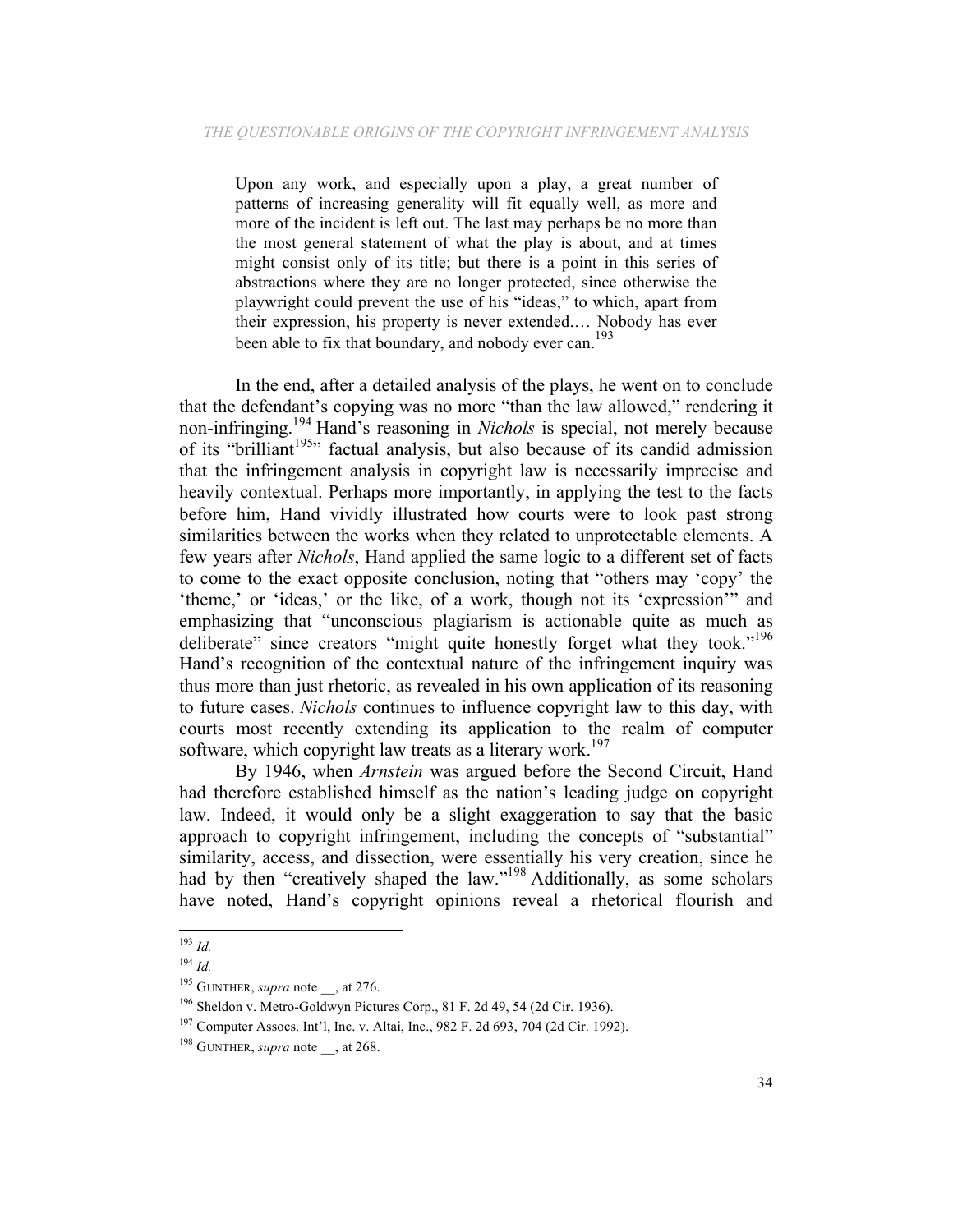> Upon any work, and especially upon a play, a great number of patterns of increasing generality will fit equally well, as more and more of the incident is left out. The last may perhaps be no more than the most general statement of what the play is about, and at times might consist only of its title; but there is a point in this series of abstractions where they are no longer protected, since otherwise the playwright could prevent the use of his "ideas," to which, apart from their expression, his property is never extended.… Nobody has ever been able to fix that boundary, and nobody ever can.[193]

In the end, after a detailed analysis of the plays, he went on to conclude that the defendant's copying was no more "than the law allowed," rendering it non-infringing.[194] Hand's reasoning in *Nichols* is special, not merely because of its "brilliant[195]" factual analysis, but also because of its candid admission that the infringement analysis in copyright law is necessarily imprecise and heavily contextual. Perhaps more importantly, in applying the test to the facts before him, Hand vividly illustrated how courts were to look past strong similarities between the works when they related to unprotectable elements. A few years after *Nichols*, Hand applied the same logic to a different set of facts to come to the exact opposite conclusion, noting that "others may 'copy' the 'theme,' or 'ideas,' or the like, of a work, though not its 'expression'" and emphasizing that "unconscious plagiarism is actionable quite as much as deliberate" since creators "might quite honestly forget what they took."[196] Hand's recognition of the contextual nature of the infringement inquiry was thus more than just rhetoric, as revealed in his own application of its reasoning to future cases. *Nichols* continues to influence copyright law to this day, with courts most recently extending its application to the realm of computer software, which copyright law treats as a literary work.[197]

By 1946, when *Arnstein* was argued before the Second Circuit, Hand had therefore established himself as the nation's leading judge on copyright law. Indeed, it would only be a slight exaggeration to say that the basic approach to copyright infringement, including the concepts of "substantial" similarity, access, and dissection, were essentially his very creation, since he had by then "creatively shaped the law."[198] Additionally, as some scholars have noted, Hand's copyright opinions reveal a rhetorical flourish and

---

[193] *Id.*

[194] *Id.*

[195] GUNTHER, *supra* note __, at 276.

[196] Sheldon v. Metro-Goldwyn Pictures Corp., 81 F. 2d 49, 54 (2d Cir. 1936).

[197] Computer Assocs. Int'l, Inc. v. Altai, Inc., 982 F. 2d 693, 704 (2d Cir. 1992).

[198] GUNTHER, *supra* note __, at 268.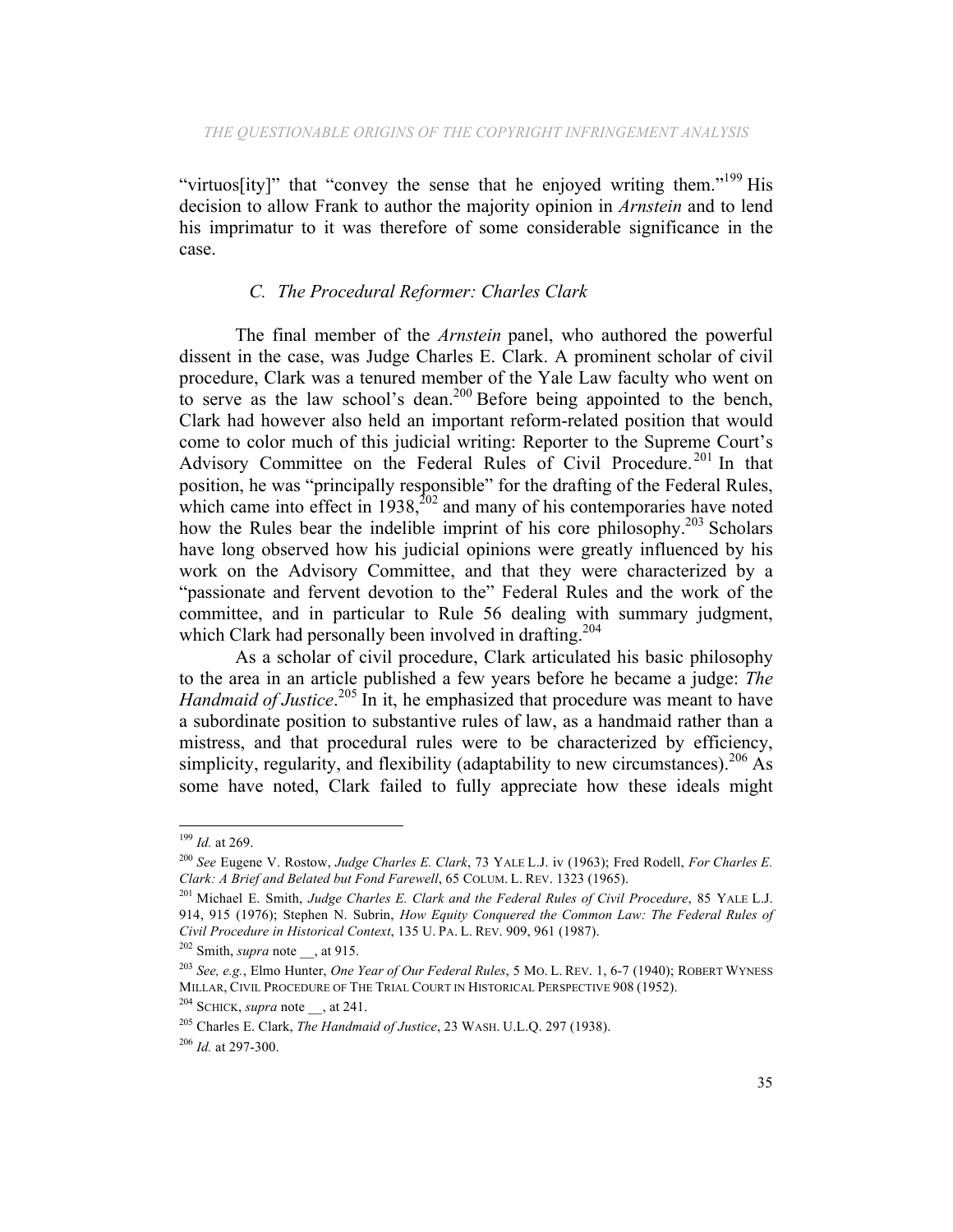"virtuos[ity]" that "convey the sense that he enjoyed writing them."[199] His decision to allow Frank to author the majority opinion in *Arnstein* and to lend his imprimatur to it was therefore of some considerable significance in the case.

### *C. The Procedural Reformer: Charles Clark*

The final member of the *Arnstein* panel, who authored the powerful dissent in the case, was Judge Charles E. Clark. A prominent scholar of civil procedure, Clark was a tenured member of the Yale Law faculty who went on to serve as the law school's dean.[200] Before being appointed to the bench, Clark had however also held an important reform-related position that would come to color much of this judicial writing: Reporter to the Supreme Court's Advisory Committee on the Federal Rules of Civil Procedure.[201] In that position, he was "principally responsible" for the drafting of the Federal Rules, which came into effect in 1938,[202] and many of his contemporaries have noted how the Rules bear the indelible imprint of his core philosophy.[203] Scholars have long observed how his judicial opinions were greatly influenced by his work on the Advisory Committee, and that they were characterized by a "passionate and fervent devotion to the" Federal Rules and the work of the committee, and in particular to Rule 56 dealing with summary judgment, which Clark had personally been involved in drafting.[204]

As a scholar of civil procedure, Clark articulated his basic philosophy to the area in an article published a few years before he became a judge: *The Handmaid of Justice*.[205] In it, he emphasized that procedure was meant to have a subordinate position to substantive rules of law, as a handmaid rather than a mistress, and that procedural rules were to be characterized by efficiency, simplicity, regularity, and flexibility (adaptability to new circumstances).[206] As some have noted, Clark failed to fully appreciate how these ideals might

---

[199] *Id.* at 269.

[200] *See* Eugene V. Rostow, *Judge Charles E. Clark*, 73 YALE L.J. iv (1963); Fred Rodell, *For Charles E. Clark: A Brief and Belated but Fond Farewell*, 65 COLUM. L. REV. 1323 (1965).

[201] Michael E. Smith, *Judge Charles E. Clark and the Federal Rules of Civil Procedure*, 85 YALE L.J. 914, 915 (1976); Stephen N. Subrin, *How Equity Conquered the Common Law: The Federal Rules of Civil Procedure in Historical Context*, 135 U. PA. L. REV. 909, 961 (1987).

[202] Smith, *supra* note __, at 915.

[203] *See, e.g.*, Elmo Hunter, *One Year of Our Federal Rules*, 5 MO. L. REV. 1, 6-7 (1940); ROBERT WYNESS MILLAR, CIVIL PROCEDURE OF THE TRIAL COURT IN HISTORICAL PERSPECTIVE 908 (1952).

[204] SCHICK, *supra* note __, at 241.

[205] Charles E. Clark, *The Handmaid of Justice*, 23 WASH. U.L.Q. 297 (1938).

[206] *Id.* at 297-300.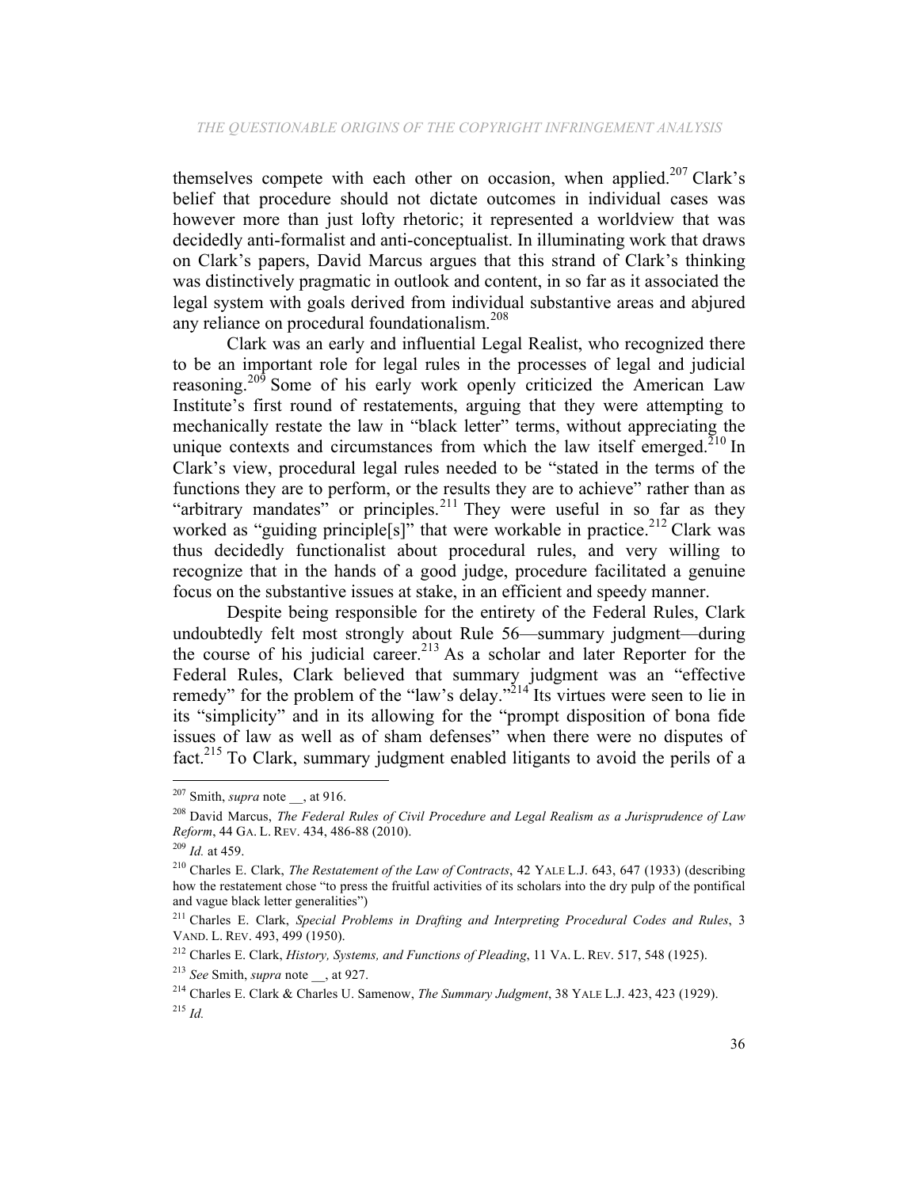themselves compete with each other on occasion, when applied.[207] Clark's belief that procedure should not dictate outcomes in individual cases was however more than just lofty rhetoric; it represented a worldview that was decidedly anti-formalist and anti-conceptualist. In illuminating work that draws on Clark's papers, David Marcus argues that this strand of Clark's thinking was distinctively pragmatic in outlook and content, in so far as it associated the legal system with goals derived from individual substantive areas and abjured any reliance on procedural foundationalism.[208]

Clark was an early and influential Legal Realist, who recognized there to be an important role for legal rules in the processes of legal and judicial reasoning.[209] Some of his early work openly criticized the American Law Institute's first round of restatements, arguing that they were attempting to mechanically restate the law in "black letter" terms, without appreciating the unique contexts and circumstances from which the law itself emerged.[210] In Clark's view, procedural legal rules needed to be "stated in the terms of the functions they are to perform, or the results they are to achieve" rather than as "arbitrary mandates" or principles.[211] They were useful in so far as they worked as "guiding principle[s]" that were workable in practice.[212] Clark was thus decidedly functionalist about procedural rules, and very willing to recognize that in the hands of a good judge, procedure facilitated a genuine focus on the substantive issues at stake, in an efficient and speedy manner.

Despite being responsible for the entirety of the Federal Rules, Clark undoubtedly felt most strongly about Rule 56—summary judgment—during the course of his judicial career.[213] As a scholar and later Reporter for the Federal Rules, Clark believed that summary judgment was an "effective remedy" for the problem of the "law's delay."[214] Its virtues were seen to lie in its "simplicity" and in its allowing for the "prompt disposition of bona fide issues of law as well as of sham defenses" when there were no disputes of fact.[215] To Clark, summary judgment enabled litigants to avoid the perils of a

---

[207] Smith, *supra* note __, at 916.

[208] David Marcus, *The Federal Rules of Civil Procedure and Legal Realism as a Jurisprudence of Law Reform*, 44 GA. L. REV. 434, 486-88 (2010).

[209] *Id.* at 459.

[210] Charles E. Clark, *The Restatement of the Law of Contracts*, 42 YALE L.J. 643, 647 (1933) (describing how the restatement chose "to press the fruitful activities of its scholars into the dry pulp of the pontifical and vague black letter generalities")

[211] Charles E. Clark, *Special Problems in Drafting and Interpreting Procedural Codes and Rules*, 3 VAND. L. REV. 493, 499 (1950).

[212] Charles E. Clark, *History, Systems, and Functions of Pleading*, 11 VA. L. REV. 517, 548 (1925).

[213] *See* Smith, *supra* note __, at 927.

[214] Charles E. Clark & Charles U. Samenow, *The Summary Judgment*, 38 YALE L.J. 423, 423 (1929).

[215] *Id.*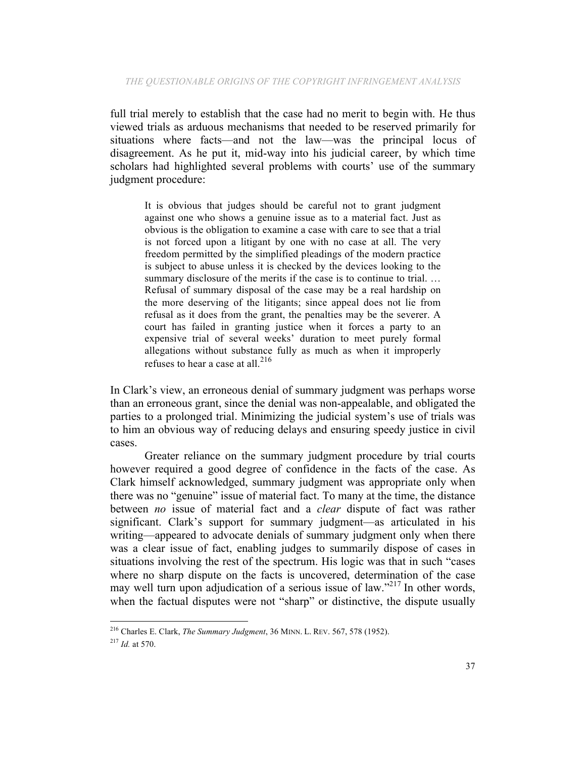full trial merely to establish that the case had no merit to begin with. He thus viewed trials as arduous mechanisms that needed to be reserved primarily for situations where facts—and not the law—was the principal locus of disagreement. As he put it, mid-way into his judicial career, by which time scholars had highlighted several problems with courts' use of the summary judgment procedure:

> It is obvious that judges should be careful not to grant judgment against one who shows a genuine issue as to a material fact. Just as obvious is the obligation to examine a case with care to see that a trial is not forced upon a litigant by one with no case at all. The very freedom permitted by the simplified pleadings of the modern practice is subject to abuse unless it is checked by the devices looking to the summary disclosure of the merits if the case is to continue to trial. … Refusal of summary disposal of the case may be a real hardship on the more deserving of the litigants; since appeal does not lie from refusal as it does from the grant, the penalties may be the severer. A court has failed in granting justice when it forces a party to an expensive trial of several weeks' duration to meet purely formal allegations without substance fully as much as when it improperly refuses to hear a case at all.[216]

In Clark's view, an erroneous denial of summary judgment was perhaps worse than an erroneous grant, since the denial was non-appealable, and obligated the parties to a prolonged trial. Minimizing the judicial system's use of trials was to him an obvious way of reducing delays and ensuring speedy justice in civil cases.

Greater reliance on the summary judgment procedure by trial courts however required a good degree of confidence in the facts of the case. As Clark himself acknowledged, summary judgment was appropriate only when there was no "genuine" issue of material fact. To many at the time, the distance between *no* issue of material fact and a *clear* dispute of fact was rather significant. Clark's support for summary judgment—as articulated in his writing—appeared to advocate denials of summary judgment only when there was a clear issue of fact, enabling judges to summarily dispose of cases in situations involving the rest of the spectrum. His logic was that in such "cases where no sharp dispute on the facts is uncovered, determination of the case may well turn upon adjudication of a serious issue of law."[217] In other words, when the factual disputes were not "sharp" or distinctive, the dispute usually

---

[216] Charles E. Clark, *The Summary Judgment*, 36 MINN. L. REV. 567, 578 (1952).

[217] *Id.* at 570.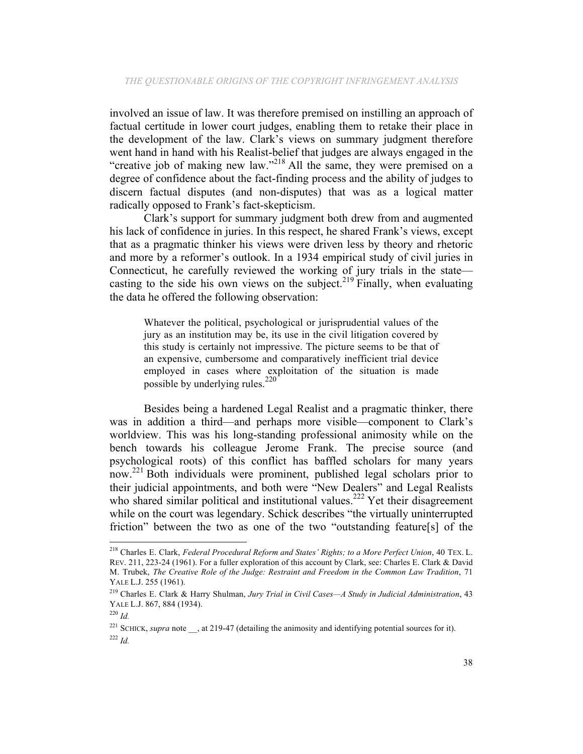involved an issue of law. It was therefore premised on instilling an approach of factual certitude in lower court judges, enabling them to retake their place in the development of the law. Clark's views on summary judgment therefore went hand in hand with his Realist-belief that judges are always engaged in the "creative job of making new law."[218] All the same, they were premised on a degree of confidence about the fact-finding process and the ability of judges to discern factual disputes (and non-disputes) that was as a logical matter radically opposed to Frank's fact-skepticism.

Clark's support for summary judgment both drew from and augmented his lack of confidence in juries. In this respect, he shared Frank's views, except that as a pragmatic thinker his views were driven less by theory and rhetoric and more by a reformer's outlook. In a 1934 empirical study of civil juries in Connecticut, he carefully reviewed the working of jury trials in the state—casting to the side his own views on the subject.[219] Finally, when evaluating the data he offered the following observation:

> Whatever the political, psychological or jurisprudential values of the jury as an institution may be, its use in the civil litigation covered by this study is certainly not impressive. The picture seems to be that of an expensive, cumbersome and comparatively inefficient trial device employed in cases where exploitation of the situation is made possible by underlying rules.[220]

Besides being a hardened Legal Realist and a pragmatic thinker, there was in addition a third—and perhaps more visible—component to Clark's worldview. This was his long-standing professional animosity while on the bench towards his colleague Jerome Frank. The precise source (and psychological roots) of this conflict has baffled scholars for many years now.[221] Both individuals were prominent, published legal scholars prior to their judicial appointments, and both were "New Dealers" and Legal Realists who shared similar political and institutional values.[222] Yet their disagreement while on the court was legendary. Schick describes "the virtually uninterrupted friction" between the two as one of the two "outstanding feature[s] of the

---

[218] Charles E. Clark, *Federal Procedural Reform and States' Rights; to a More Perfect Union*, 40 TEX. L. REV. 211, 223-24 (1961). For a fuller exploration of this account by Clark, see: Charles E. Clark & David M. Trubek, *The Creative Role of the Judge: Restraint and Freedom in the Common Law Tradition*, 71 YALE L.J. 255 (1961).

[219] Charles E. Clark & Harry Shulman, *Jury Trial in Civil Cases—A Study in Judicial Administration*, 43 YALE L.J. 867, 884 (1934).

[220] *Id.*

[221] SCHICK, *supra* note __, at 219-47 (detailing the animosity and identifying potential sources for it).

[222] *Id.*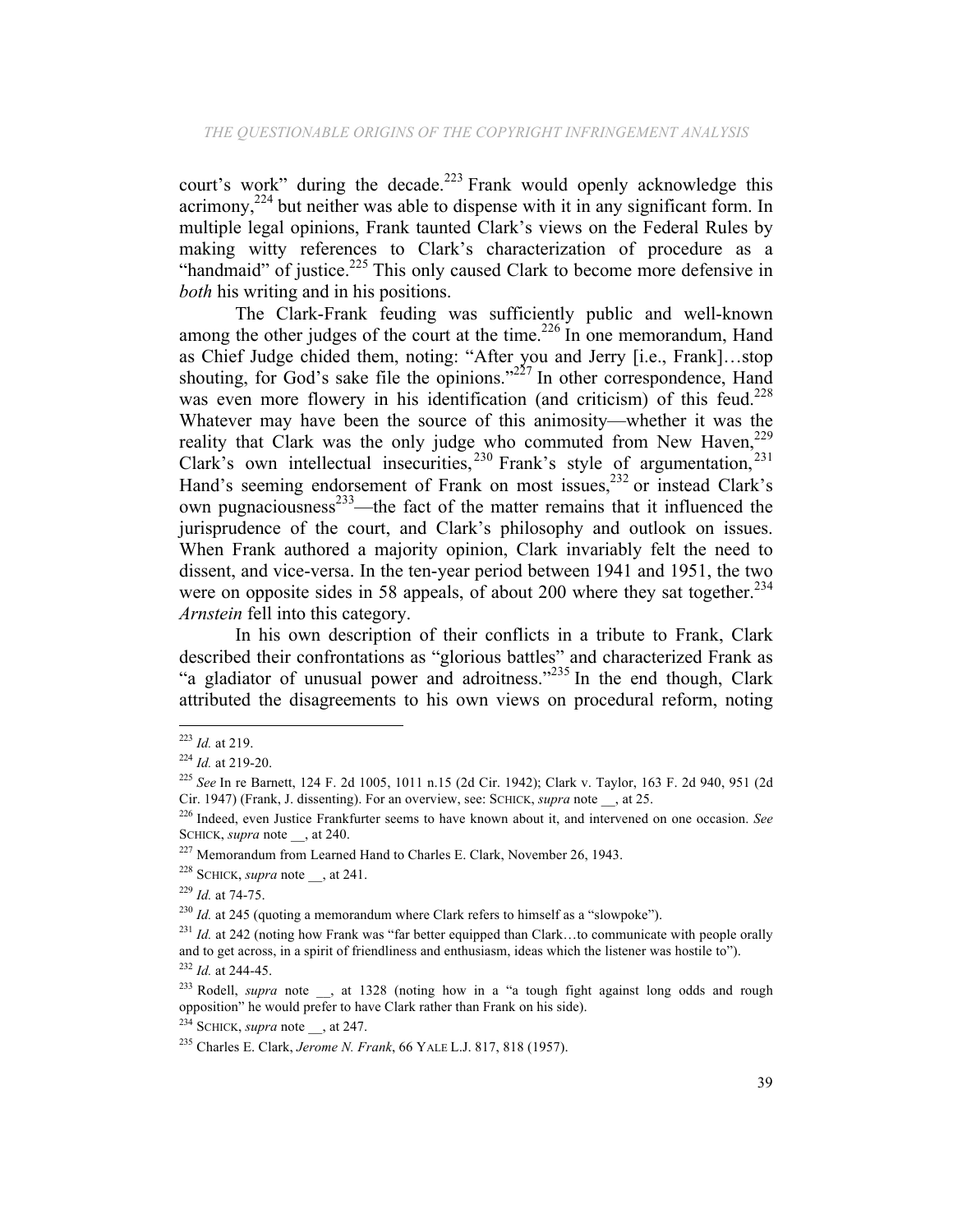court's work" during the decade.[223] Frank would openly acknowledge this acrimony,[224] but neither was able to dispense with it in any significant form. In multiple legal opinions, Frank taunted Clark's views on the Federal Rules by making witty references to Clark's characterization of procedure as a "handmaid" of justice.[225] This only caused Clark to become more defensive in *both* his writing and in his positions.

The Clark-Frank feuding was sufficiently public and well-known among the other judges of the court at the time.[226] In one memorandum, Hand as Chief Judge chided them, noting: "After you and Jerry [i.e., Frank]…stop shouting, for God's sake file the opinions."[227] In other correspondence, Hand was even more flowery in his identification (and criticism) of this feud.[228] Whatever may have been the source of this animosity—whether it was the reality that Clark was the only judge who commuted from New Haven,[229] Clark's own intellectual insecurities,[230] Frank's style of argumentation,[231] Hand's seeming endorsement of Frank on most issues,[232] or instead Clark's own pugnaciousness[233]—the fact of the matter remains that it influenced the jurisprudence of the court, and Clark's philosophy and outlook on issues. When Frank authored a majority opinion, Clark invariably felt the need to dissent, and vice-versa. In the ten-year period between 1941 and 1951, the two were on opposite sides in 58 appeals, of about 200 where they sat together.[234] *Arnstein* fell into this category.

In his own description of their conflicts in a tribute to Frank, Clark described their confrontations as "glorious battles" and characterized Frank as "a gladiator of unusual power and adroitness."[235] In the end though, Clark attributed the disagreements to his own views on procedural reform, noting

---

[223] *Id.* at 219.

[224] *Id.* at 219-20.

[225] *See* In re Barnett, 124 F. 2d 1005, 1011 n.15 (2d Cir. 1942); Clark v. Taylor, 163 F. 2d 940, 951 (2d Cir. 1947) (Frank, J. dissenting). For an overview, see: SCHICK, *supra* note __, at 25.

[226] Indeed, even Justice Frankfurter seems to have known about it, and intervened on one occasion. *See* SCHICK, *supra* note __, at 240.

[227] Memorandum from Learned Hand to Charles E. Clark, November 26, 1943.

[228] SCHICK, *supra* note __, at 241.

[229] *Id.* at 74-75.

[230] *Id.* at 245 (quoting a memorandum where Clark refers to himself as a "slowpoke").

[231] *Id.* at 242 (noting how Frank was "far better equipped than Clark…to communicate with people orally and to get across, in a spirit of friendliness and enthusiasm, ideas which the listener was hostile to").

[232] *Id.* at 244-45.

[233] Rodell, *supra* note __, at 1328 (noting how in a "a tough fight against long odds and rough opposition" he would prefer to have Clark rather than Frank on his side).

[234] SCHICK, *supra* note __, at 247.

[235] Charles E. Clark, *Jerome N. Frank*, 66 YALE L.J. 817, 818 (1957).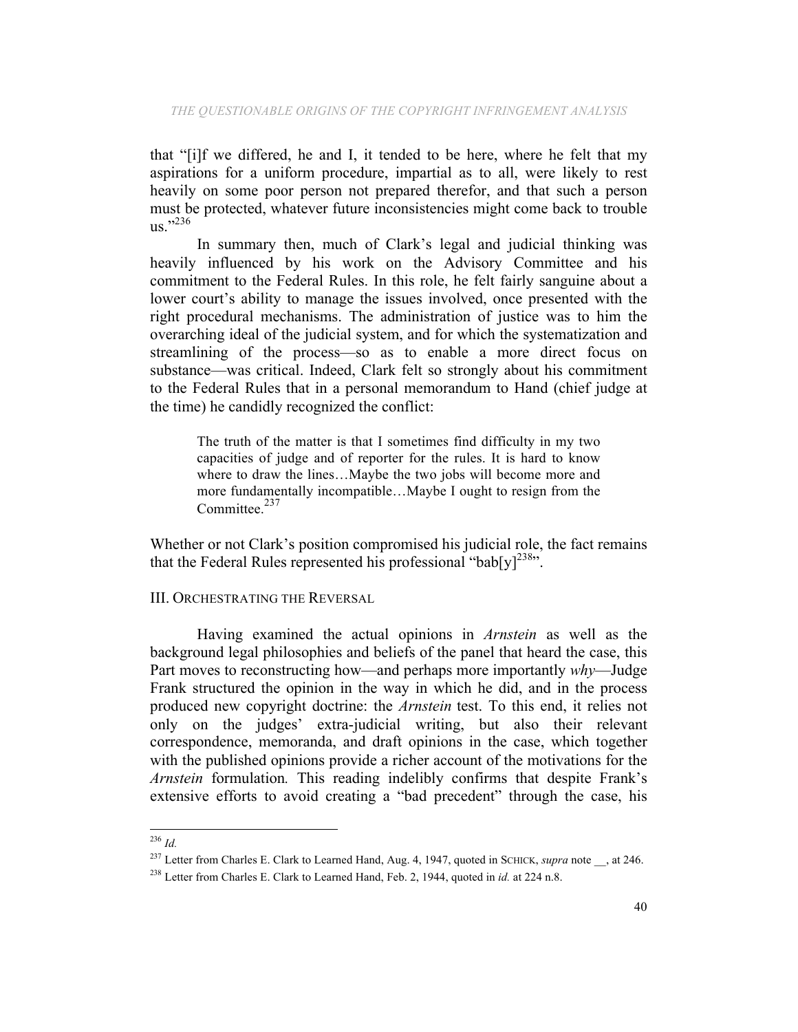that "[i]f we differed, he and I, it tended to be here, where he felt that my aspirations for a uniform procedure, impartial as to all, were likely to rest heavily on some poor person not prepared therefor, and that such a person must be protected, whatever future inconsistencies might come back to trouble us."[236]

In summary then, much of Clark's legal and judicial thinking was heavily influenced by his work on the Advisory Committee and his commitment to the Federal Rules. In this role, he felt fairly sanguine about a lower court's ability to manage the issues involved, once presented with the right procedural mechanisms. The administration of justice was to him the overarching ideal of the judicial system, and for which the systematization and streamlining of the process—so as to enable a more direct focus on substance—was critical. Indeed, Clark felt so strongly about his commitment to the Federal Rules that in a personal memorandum to Hand (chief judge at the time) he candidly recognized the conflict:

> The truth of the matter is that I sometimes find difficulty in my two capacities of judge and of reporter for the rules. It is hard to know where to draw the lines…Maybe the two jobs will become more and more fundamentally incompatible…Maybe I ought to resign from the Committee.[237]

Whether or not Clark's position compromised his judicial role, the fact remains that the Federal Rules represented his professional "bab[y][238]".

## III. Orchestrating the Reversal

Having examined the actual opinions in *Arnstein* as well as the background legal philosophies and beliefs of the panel that heard the case, this Part moves to reconstructing how—and perhaps more importantly *why*—Judge Frank structured the opinion in the way in which he did, and in the process produced new copyright doctrine: the *Arnstein* test. To this end, it relies not only on the judges' extra-judicial writing, but also their relevant correspondence, memoranda, and draft opinions in the case, which together with the published opinions provide a richer account of the motivations for the *Arnstein* formulation. This reading indelibly confirms that despite Frank's extensive efforts to avoid creating a "bad precedent" through the case, his

---

[236] *Id.*

[237] Letter from Charles E. Clark to Learned Hand, Aug. 4, 1947, quoted in Schick, *supra* note __, at 246.

[238] Letter from Charles E. Clark to Learned Hand, Feb. 2, 1944, quoted in *id.* at 224 n.8.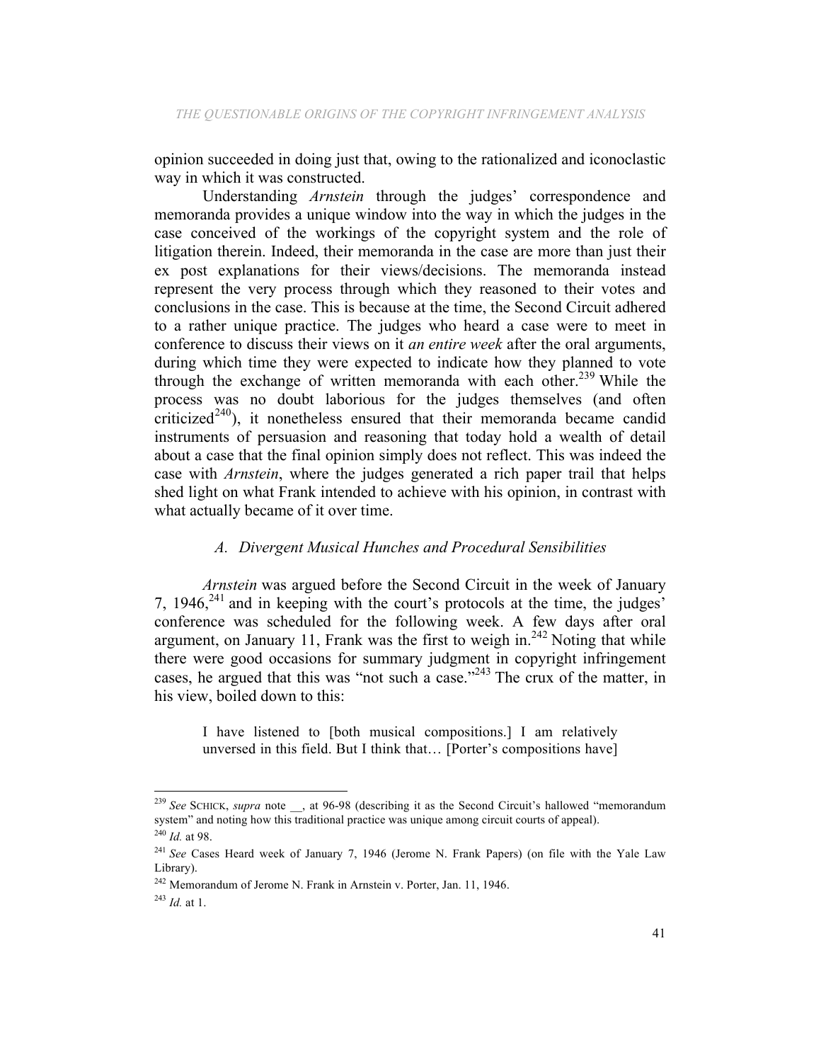opinion succeeded in doing just that, owing to the rationalized and iconoclastic way in which it was constructed.

Understanding *Arnstein* through the judges' correspondence and memoranda provides a unique window into the way in which the judges in the case conceived of the workings of the copyright system and the role of litigation therein. Indeed, their memoranda in the case are more than just their ex post explanations for their views/decisions. The memoranda instead represent the very process through which they reasoned to their votes and conclusions in the case. This is because at the time, the Second Circuit adhered to a rather unique practice. The judges who heard a case were to meet in conference to discuss their views on it *an entire week* after the oral arguments, during which time they were expected to indicate how they planned to vote through the exchange of written memoranda with each other.[239] While the process was no doubt laborious for the judges themselves (and often criticized[240]), it nonetheless ensured that their memoranda became candid instruments of persuasion and reasoning that today hold a wealth of detail about a case that the final opinion simply does not reflect. This was indeed the case with *Arnstein*, where the judges generated a rich paper trail that helps shed light on what Frank intended to achieve with his opinion, in contrast with what actually became of it over time.

### *A. Divergent Musical Hunches and Procedural Sensibilities*

*Arnstein* was argued before the Second Circuit in the week of January 7, 1946,[241] and in keeping with the court's protocols at the time, the judges' conference was scheduled for the following week. A few days after oral argument, on January 11, Frank was the first to weigh in.[242] Noting that while there were good occasions for summary judgment in copyright infringement cases, he argued that this was "not such a case."[243] The crux of the matter, in his view, boiled down to this:

> I have listened to [both musical compositions.] I am relatively unversed in this field. But I think that… [Porter's compositions have]

---

[239] *See* SCHICK, *supra* note __, at 96-98 (describing it as the Second Circuit's hallowed "memorandum system" and noting how this traditional practice was unique among circuit courts of appeal).

[240] *Id.* at 98.

[241] *See* Cases Heard week of January 7, 1946 (Jerome N. Frank Papers) (on file with the Yale Law Library).

[242] Memorandum of Jerome N. Frank in Arnstein v. Porter, Jan. 11, 1946.

[243] *Id.* at 1.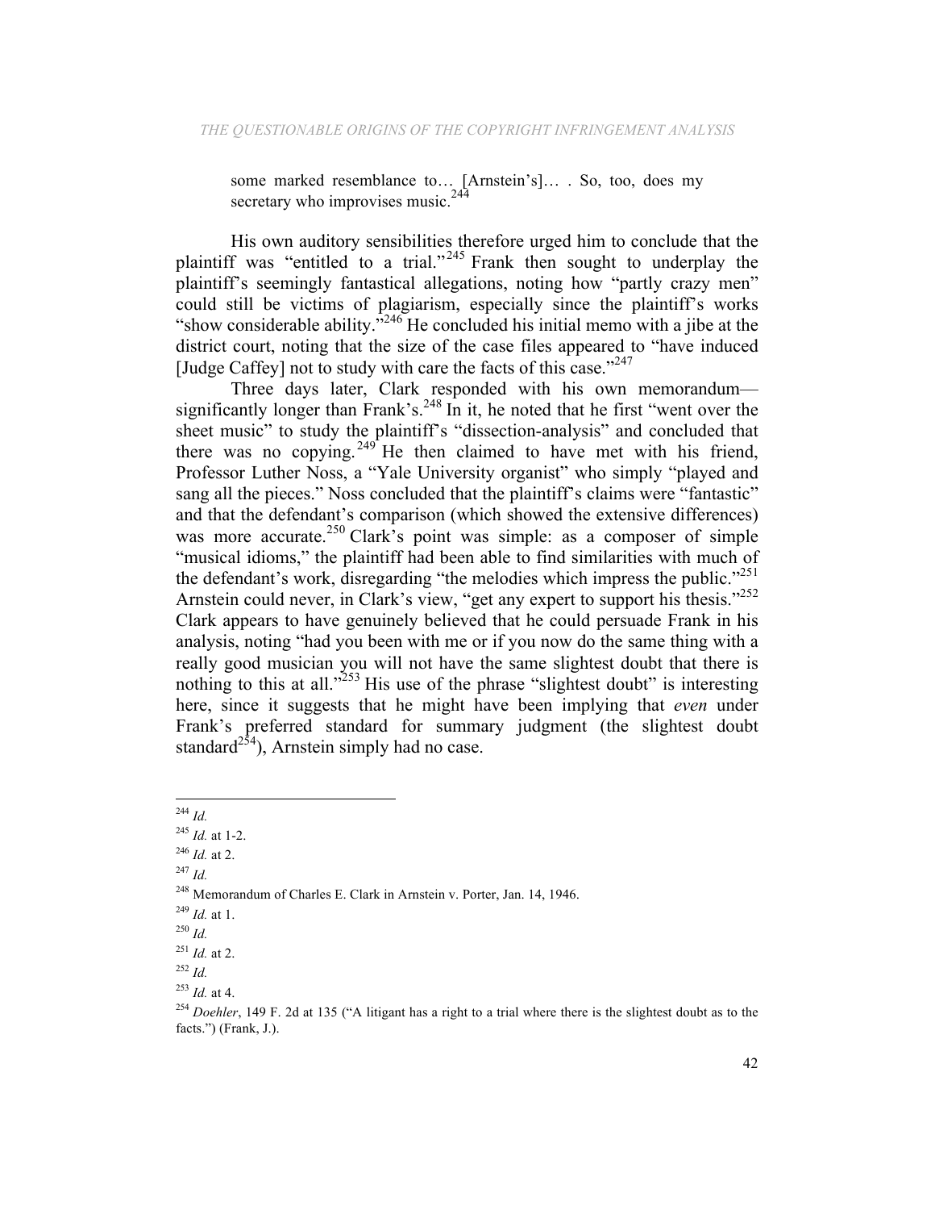> some marked resemblance to… [Arnstein's]… . So, too, does my secretary who improvises music.[244]

His own auditory sensibilities therefore urged him to conclude that the plaintiff was "entitled to a trial."[245] Frank then sought to underplay the plaintiff's seemingly fantastical allegations, noting how "partly crazy men" could still be victims of plagiarism, especially since the plaintiff's works "show considerable ability."[246] He concluded his initial memo with a jibe at the district court, noting that the size of the case files appeared to "have induced [Judge Caffey] not to study with care the facts of this case."[247]

Three days later, Clark responded with his own memorandum—significantly longer than Frank's.[248] In it, he noted that he first "went over the sheet music" to study the plaintiff's "dissection-analysis" and concluded that there was no copying.[249] He then claimed to have met with his friend, Professor Luther Noss, a "Yale University organist" who simply "played and sang all the pieces." Noss concluded that the plaintiff's claims were "fantastic" and that the defendant's comparison (which showed the extensive differences) was more accurate.[250] Clark's point was simple: as a composer of simple "musical idioms," the plaintiff had been able to find similarities with much of the defendant's work, disregarding "the melodies which impress the public."[251] Arnstein could never, in Clark's view, "get any expert to support his thesis."[252] Clark appears to have genuinely believed that he could persuade Frank in his analysis, noting "had you been with me or if you now do the same thing with a really good musician you will not have the same slightest doubt that there is nothing to this at all."[253] His use of the phrase "slightest doubt" is interesting here, since it suggests that he might have been implying that *even* under Frank's preferred standard for summary judgment (the slightest doubt standard[254]), Arnstein simply had no case.

---

[244] *Id.*

[245] *Id.* at 1-2.

[246] *Id.* at 2.

[247] *Id.*

[248] Memorandum of Charles E. Clark in Arnstein v. Porter, Jan. 14, 1946.

[249] *Id.* at 1.

[250] *Id.*

[251] *Id.* at 2.

[252] *Id.*

[253] *Id.* at 4.

[254] *Doehler*, 149 F. 2d at 135 ("A litigant has a right to a trial where there is the slightest doubt as to the facts.") (Frank, J.).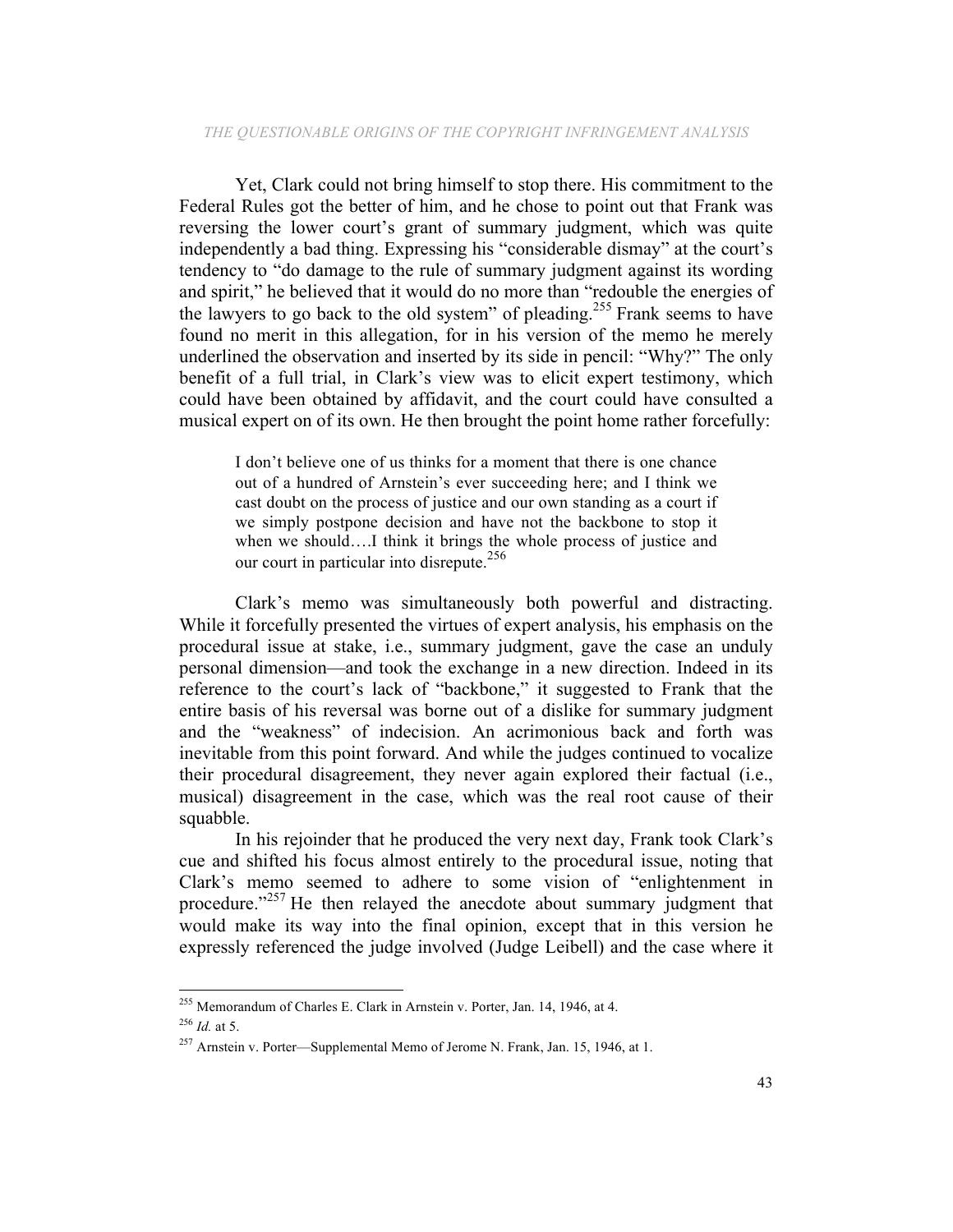Yet, Clark could not bring himself to stop there. His commitment to the Federal Rules got the better of him, and he chose to point out that Frank was reversing the lower court's grant of summary judgment, which was quite independently a bad thing. Expressing his "considerable dismay" at the court's tendency to "do damage to the rule of summary judgment against its wording and spirit," he believed that it would do no more than "redouble the energies of the lawyers to go back to the old system" of pleading.[255] Frank seems to have found no merit in this allegation, for in his version of the memo he merely underlined the observation and inserted by its side in pencil: "Why?" The only benefit of a full trial, in Clark's view was to elicit expert testimony, which could have been obtained by affidavit, and the court could have consulted a musical expert on of its own. He then brought the point home rather forcefully:

> I don't believe one of us thinks for a moment that there is one chance out of a hundred of Arnstein's ever succeeding here; and I think we cast doubt on the process of justice and our own standing as a court if we simply postpone decision and have not the backbone to stop it when we should….I think it brings the whole process of justice and our court in particular into disrepute.[256]

Clark's memo was simultaneously both powerful and distracting. While it forcefully presented the virtues of expert analysis, his emphasis on the procedural issue at stake, i.e., summary judgment, gave the case an unduly personal dimension—and took the exchange in a new direction. Indeed in its reference to the court's lack of "backbone," it suggested to Frank that the entire basis of his reversal was borne out of a dislike for summary judgment and the "weakness" of indecision. An acrimonious back and forth was inevitable from this point forward. And while the judges continued to vocalize their procedural disagreement, they never again explored their factual (i.e., musical) disagreement in the case, which was the real root cause of their squabble.

In his rejoinder that he produced the very next day, Frank took Clark's cue and shifted his focus almost entirely to the procedural issue, noting that Clark's memo seemed to adhere to some vision of "enlightenment in procedure."[257] He then relayed the anecdote about summary judgment that would make its way into the final opinion, except that in this version he expressly referenced the judge involved (Judge Leibell) and the case where it

---

[255] Memorandum of Charles E. Clark in Arnstein v. Porter, Jan. 14, 1946, at 4.

[256] *Id.* at 5.

[257] Arnstein v. Porter—Supplemental Memo of Jerome N. Frank, Jan. 15, 1946, at 1.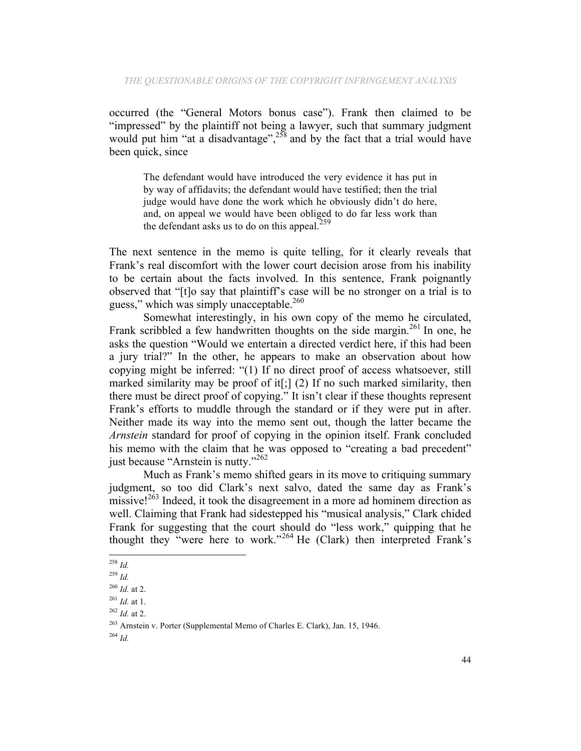occurred (the "General Motors bonus case"). Frank then claimed to be "impressed" by the plaintiff not being a lawyer, such that summary judgment would put him "at a disadvantage",[258] and by the fact that a trial would have been quick, since

> The defendant would have introduced the very evidence it has put in by way of affidavits; the defendant would have testified; then the trial judge would have done the work which he obviously didn't do here, and, on appeal we would have been obliged to do far less work than the defendant asks us to do on this appeal.[259]

The next sentence in the memo is quite telling, for it clearly reveals that Frank's real discomfort with the lower court decision arose from his inability to be certain about the facts involved. In this sentence, Frank poignantly observed that "[t]o say that plaintiff's case will be no stronger on a trial is to guess," which was simply unacceptable.[260]

Somewhat interestingly, in his own copy of the memo he circulated, Frank scribbled a few handwritten thoughts on the side margin.[261] In one, he asks the question "Would we entertain a directed verdict here, if this had been a jury trial?" In the other, he appears to make an observation about how copying might be inferred: "(1) If no direct proof of access whatsoever, still marked similarity may be proof of it[;] (2) If no such marked similarity, then there must be direct proof of copying." It isn't clear if these thoughts represent Frank's efforts to muddle through the standard or if they were put in after. Neither made its way into the memo sent out, though the latter became the *Arnstein* standard for proof of copying in the opinion itself. Frank concluded his memo with the claim that he was opposed to "creating a bad precedent" just because "Arnstein is nutty."[262]

Much as Frank's memo shifted gears in its move to critiquing summary judgment, so too did Clark's next salvo, dated the same day as Frank's missive![263] Indeed, it took the disagreement in a more ad hominem direction as well. Claiming that Frank had sidestepped his "musical analysis," Clark chided Frank for suggesting that the court should do "less work," quipping that he thought they "were here to work."[264] He (Clark) then interpreted Frank's

---

[258] *Id.*

[259] *Id.*

[260] *Id.* at 2.

[261] *Id.* at 1.

[262] *Id.* at 2.

[263] Arnstein v. Porter (Supplemental Memo of Charles E. Clark), Jan. 15, 1946.

[264] *Id.*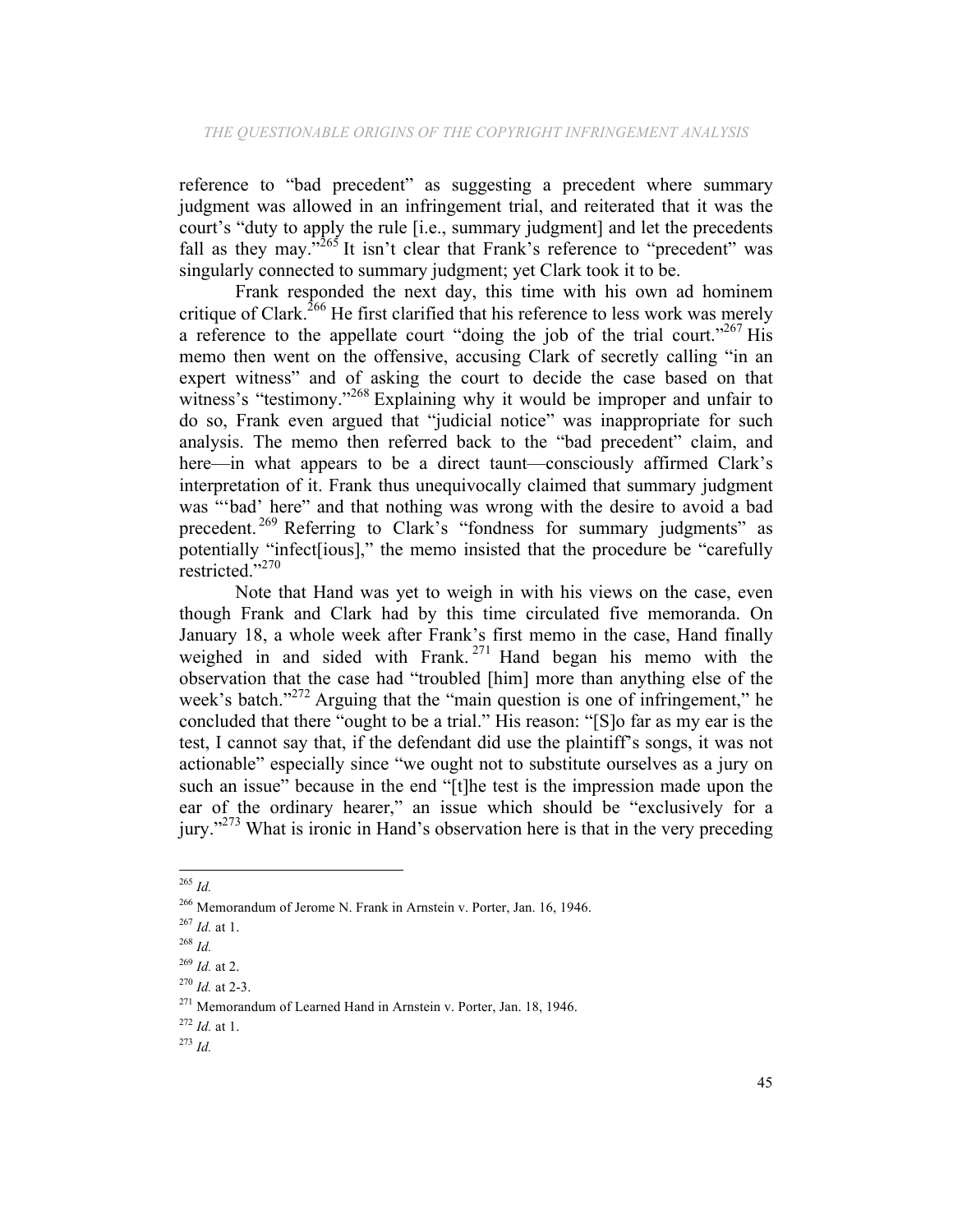reference to "bad precedent" as suggesting a precedent where summary judgment was allowed in an infringement trial, and reiterated that it was the court's "duty to apply the rule [i.e., summary judgment] and let the precedents fall as they may."[265] It isn't clear that Frank's reference to "precedent" was singularly connected to summary judgment; yet Clark took it to be.

Frank responded the next day, this time with his own ad hominem critique of Clark.[266] He first clarified that his reference to less work was merely a reference to the appellate court "doing the job of the trial court."[267] His memo then went on the offensive, accusing Clark of secretly calling "in an expert witness" and of asking the court to decide the case based on that witness's "testimony."[268] Explaining why it would be improper and unfair to do so, Frank even argued that "judicial notice" was inappropriate for such analysis. The memo then referred back to the "bad precedent" claim, and here—in what appears to be a direct taunt—consciously affirmed Clark's interpretation of it. Frank thus unequivocally claimed that summary judgment was "'bad' here" and that nothing was wrong with the desire to avoid a bad precedent.[269] Referring to Clark's "fondness for summary judgments" as potentially "infect[ious]," the memo insisted that the procedure be "carefully restricted."[270]

Note that Hand was yet to weigh in with his views on the case, even though Frank and Clark had by this time circulated five memoranda. On January 18, a whole week after Frank's first memo in the case, Hand finally weighed in and sided with Frank.[271] Hand began his memo with the observation that the case had "troubled [him] more than anything else of the week's batch."[272] Arguing that the "main question is one of infringement," he concluded that there "ought to be a trial." His reason: "[S]o far as my ear is the test, I cannot say that, if the defendant did use the plaintiff's songs, it was not actionable" especially since "we ought not to substitute ourselves as a jury on such an issue" because in the end "[t]he test is the impression made upon the ear of the ordinary hearer," an issue which should be "exclusively for a jury."[273] What is ironic in Hand's observation here is that in the very preceding

---

[265] *Id.*

[266] Memorandum of Jerome N. Frank in Arnstein v. Porter, Jan. 16, 1946.

[267] *Id.* at 1.

[268] *Id.*

[269] *Id.* at 2.

[270] *Id.* at 2-3.

[271] Memorandum of Learned Hand in Arnstein v. Porter, Jan. 18, 1946.

[272] *Id.* at 1.

[273] *Id.*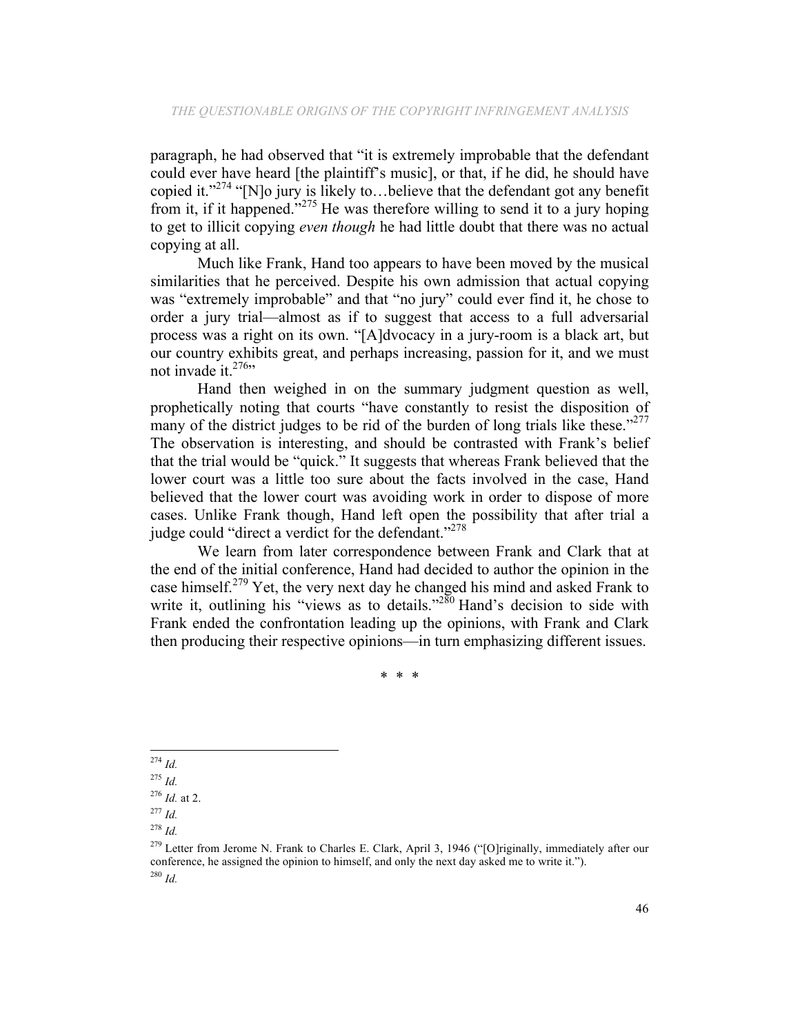paragraph, he had observed that "it is extremely improbable that the defendant could ever have heard [the plaintiff's music], or that, if he did, he should have copied it."[274] "[N]o jury is likely to…believe that the defendant got any benefit from it, if it happened."[275] He was therefore willing to send it to a jury hoping to get to illicit copying *even though* he had little doubt that there was no actual copying at all.

Much like Frank, Hand too appears to have been moved by the musical similarities that he perceived. Despite his own admission that actual copying was "extremely improbable" and that "no jury" could ever find it, he chose to order a jury trial—almost as if to suggest that access to a full adversarial process was a right on its own. "[A]dvocacy in a jury-room is a black art, but our country exhibits great, and perhaps increasing, passion for it, and we must not invade it.[276]"

Hand then weighed in on the summary judgment question as well, prophetically noting that courts "have constantly to resist the disposition of many of the district judges to be rid of the burden of long trials like these."[277] The observation is interesting, and should be contrasted with Frank's belief that the trial would be "quick." It suggests that whereas Frank believed that the lower court was a little too sure about the facts involved in the case, Hand believed that the lower court was avoiding work in order to dispose of more cases. Unlike Frank though, Hand left open the possibility that after trial a judge could "direct a verdict for the defendant."[278]

We learn from later correspondence between Frank and Clark that at the end of the initial conference, Hand had decided to author the opinion in the case himself.[279] Yet, the very next day he changed his mind and asked Frank to write it, outlining his "views as to details."[280] Hand's decision to side with Frank ended the confrontation leading up the opinions, with Frank and Clark then producing their respective opinions—in turn emphasizing different issues.

\* \* \*

---

[274] *Id.*

[275] *Id.*

[276] *Id.* at 2.

[277] *Id.*

[278] *Id.*

[279] Letter from Jerome N. Frank to Charles E. Clark, April 3, 1946 ("[O]riginally, immediately after our conference, he assigned the opinion to himself, and only the next day asked me to write it.").

[280] *Id.*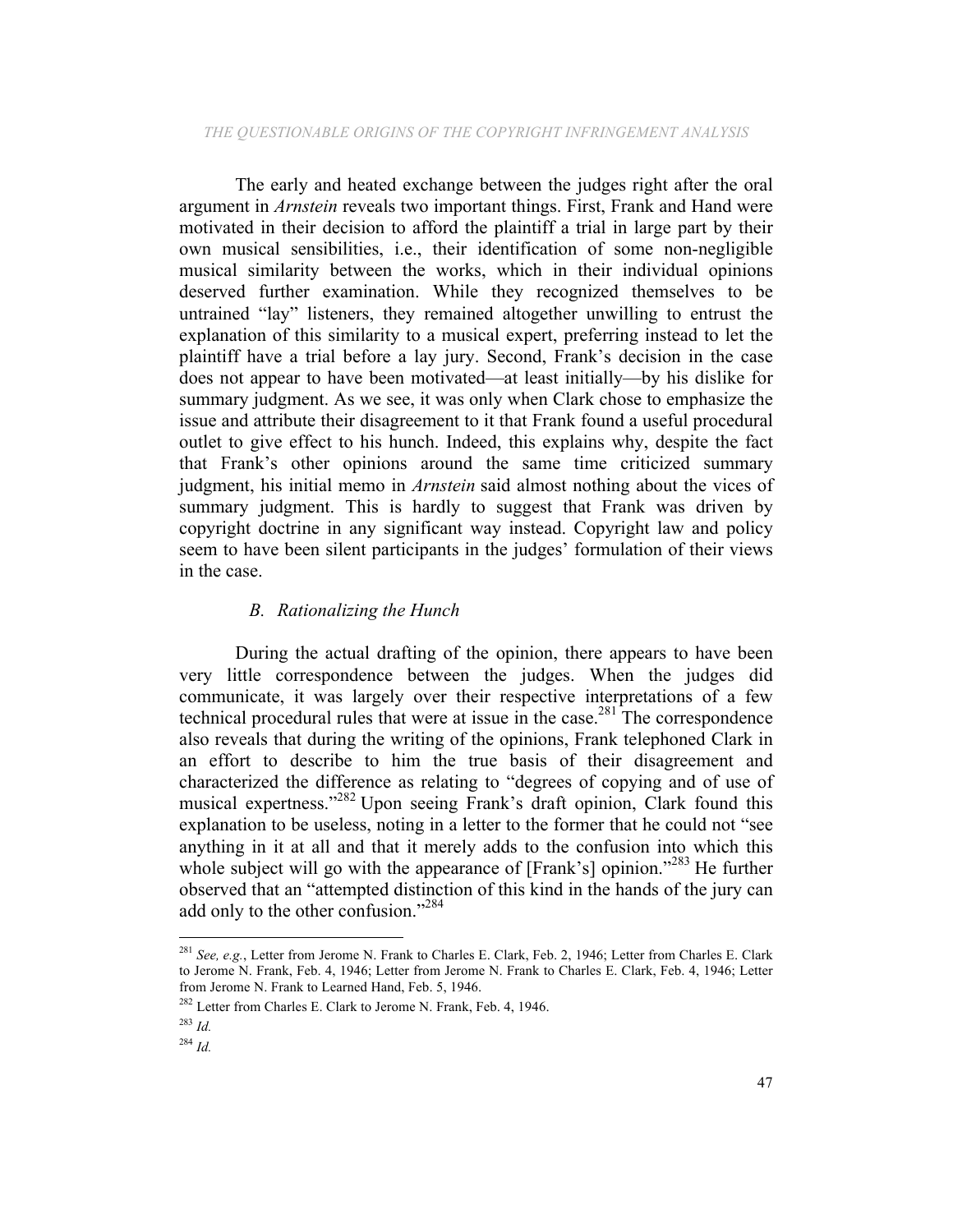The early and heated exchange between the judges right after the oral argument in *Arnstein* reveals two important things. First, Frank and Hand were motivated in their decision to afford the plaintiff a trial in large part by their own musical sensibilities, i.e., their identification of some non-negligible musical similarity between the works, which in their individual opinions deserved further examination. While they recognized themselves to be untrained "lay" listeners, they remained altogether unwilling to entrust the explanation of this similarity to a musical expert, preferring instead to let the plaintiff have a trial before a lay jury. Second, Frank's decision in the case does not appear to have been motivated—at least initially—by his dislike for summary judgment. As we see, it was only when Clark chose to emphasize the issue and attribute their disagreement to it that Frank found a useful procedural outlet to give effect to his hunch. Indeed, this explains why, despite the fact that Frank's other opinions around the same time criticized summary judgment, his initial memo in *Arnstein* said almost nothing about the vices of summary judgment. This is hardly to suggest that Frank was driven by copyright doctrine in any significant way instead. Copyright law and policy seem to have been silent participants in the judges' formulation of their views in the case.

### *B. Rationalizing the Hunch*

During the actual drafting of the opinion, there appears to have been very little correspondence between the judges. When the judges did communicate, it was largely over their respective interpretations of a few technical procedural rules that were at issue in the case.[281] The correspondence also reveals that during the writing of the opinions, Frank telephoned Clark in an effort to describe to him the true basis of their disagreement and characterized the difference as relating to "degrees of copying and of use of musical expertness."[282] Upon seeing Frank's draft opinion, Clark found this explanation to be useless, noting in a letter to the former that he could not "see anything in it at all and that it merely adds to the confusion into which this whole subject will go with the appearance of [Frank's] opinion."[283] He further observed that an "attempted distinction of this kind in the hands of the jury can add only to the other confusion."[284]

---

[281] *See, e.g.*, Letter from Jerome N. Frank to Charles E. Clark, Feb. 2, 1946; Letter from Charles E. Clark to Jerome N. Frank, Feb. 4, 1946; Letter from Jerome N. Frank to Charles E. Clark, Feb. 4, 1946; Letter from Jerome N. Frank to Learned Hand, Feb. 5, 1946.

[282] Letter from Charles E. Clark to Jerome N. Frank, Feb. 4, 1946.

[283] *Id.*

[284] *Id.*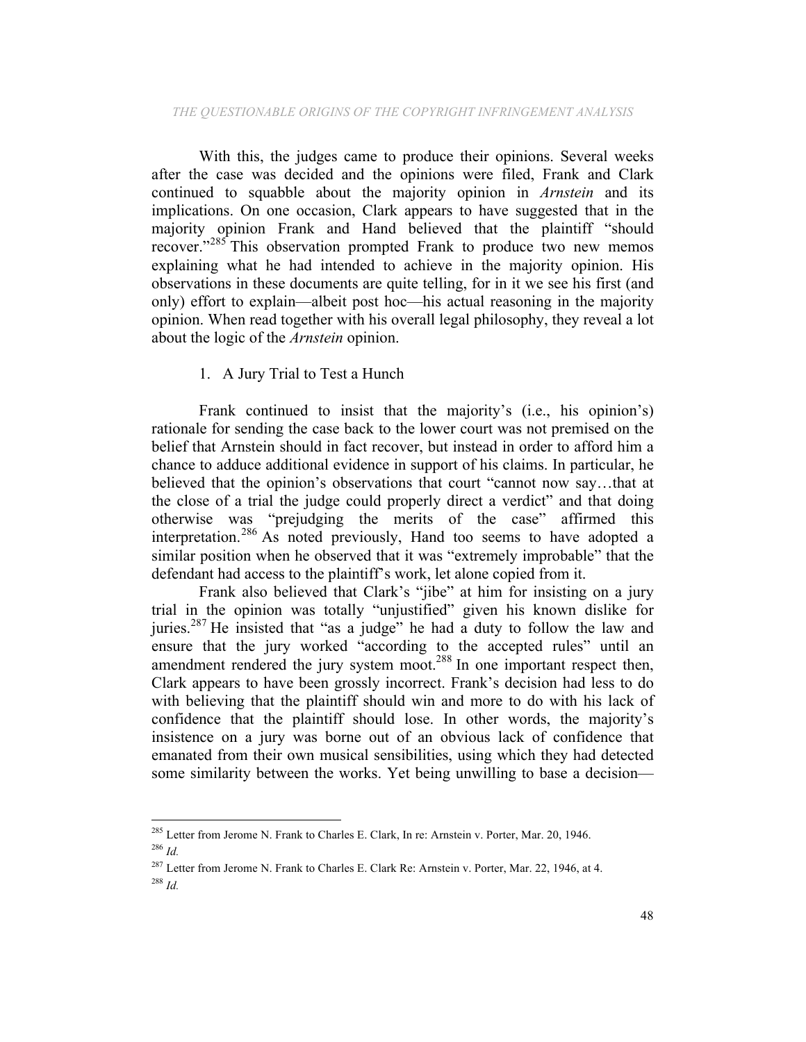With this, the judges came to produce their opinions. Several weeks after the case was decided and the opinions were filed, Frank and Clark continued to squabble about the majority opinion in *Arnstein* and its implications. On one occasion, Clark appears to have suggested that in the majority opinion Frank and Hand believed that the plaintiff "should recover."[285] This observation prompted Frank to produce two new memos explaining what he had intended to achieve in the majority opinion. His observations in these documents are quite telling, for in it we see his first (and only) effort to explain—albeit post hoc—his actual reasoning in the majority opinion. When read together with his overall legal philosophy, they reveal a lot about the logic of the *Arnstein* opinion.

1. A Jury Trial to Test a Hunch

Frank continued to insist that the majority's (i.e., his opinion's) rationale for sending the case back to the lower court was not premised on the belief that Arnstein should in fact recover, but instead in order to afford him a chance to adduce additional evidence in support of his claims. In particular, he believed that the opinion's observations that court "cannot now say…that at the close of a trial the judge could properly direct a verdict" and that doing otherwise was "prejudging the merits of the case" affirmed this interpretation.[286] As noted previously, Hand too seems to have adopted a similar position when he observed that it was "extremely improbable" that the defendant had access to the plaintiff's work, let alone copied from it.

Frank also believed that Clark's "jibe" at him for insisting on a jury trial in the opinion was totally "unjustified" given his known dislike for juries.[287] He insisted that "as a judge" he had a duty to follow the law and ensure that the jury worked "according to the accepted rules" until an amendment rendered the jury system moot.[288] In one important respect then, Clark appears to have been grossly incorrect. Frank's decision had less to do with believing that the plaintiff should win and more to do with his lack of confidence that the plaintiff should lose. In other words, the majority's insistence on a jury was borne out of an obvious lack of confidence that emanated from their own musical sensibilities, using which they had detected some similarity between the works. Yet being unwilling to base a decision—

---

[285] Letter from Jerome N. Frank to Charles E. Clark, In re: Arnstein v. Porter, Mar. 20, 1946.

[286] *Id.*

[287] Letter from Jerome N. Frank to Charles E. Clark Re: Arnstein v. Porter, Mar. 22, 1946, at 4.

[288] *Id.*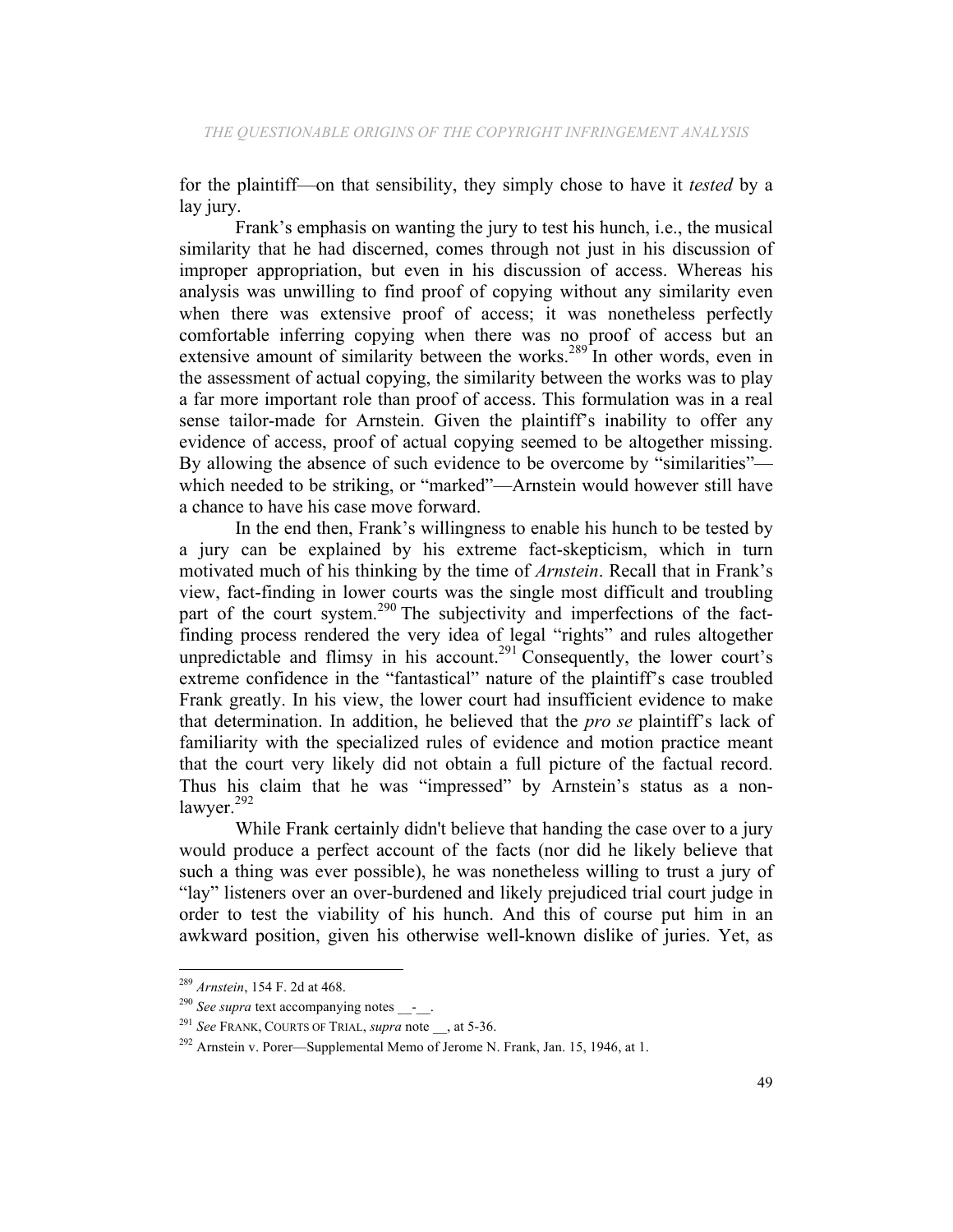for the plaintiff—on that sensibility, they simply chose to have it *tested* by a lay jury.

Frank's emphasis on wanting the jury to test his hunch, i.e., the musical similarity that he had discerned, comes through not just in his discussion of improper appropriation, but even in his discussion of access. Whereas his analysis was unwilling to find proof of copying without any similarity even when there was extensive proof of access; it was nonetheless perfectly comfortable inferring copying when there was no proof of access but an extensive amount of similarity between the works.[289] In other words, even in the assessment of actual copying, the similarity between the works was to play a far more important role than proof of access. This formulation was in a real sense tailor-made for Arnstein. Given the plaintiff's inability to offer any evidence of access, proof of actual copying seemed to be altogether missing. By allowing the absence of such evidence to be overcome by "similarities"—which needed to be striking, or "marked"—Arnstein would however still have a chance to have his case move forward.

In the end then, Frank's willingness to enable his hunch to be tested by a jury can be explained by his extreme fact-skepticism, which in turn motivated much of his thinking by the time of *Arnstein*. Recall that in Frank's view, fact-finding in lower courts was the single most difficult and troubling part of the court system.[290] The subjectivity and imperfections of the fact-finding process rendered the very idea of legal "rights" and rules altogether unpredictable and flimsy in his account.[291] Consequently, the lower court's extreme confidence in the "fantastical" nature of the plaintiff's case troubled Frank greatly. In his view, the lower court had insufficient evidence to make that determination. In addition, he believed that the *pro se* plaintiff's lack of familiarity with the specialized rules of evidence and motion practice meant that the court very likely did not obtain a full picture of the factual record. Thus his claim that he was "impressed" by Arnstein's status as a non-lawyer.[292]

While Frank certainly didn't believe that handing the case over to a jury would produce a perfect account of the facts (nor did he likely believe that such a thing was ever possible), he was nonetheless willing to trust a jury of "lay" listeners over an over-burdened and likely prejudiced trial court judge in order to test the viability of his hunch. And this of course put him in an awkward position, given his otherwise well-known dislike of juries. Yet, as

---

[289] *Arnstein*, 154 F. 2d at 468.

[290] *See supra* text accompanying notes __-__.

[291] *See* FRANK, COURTS OF TRIAL, *supra* note __, at 5-36.

[292] Arnstein v. Porer—Supplemental Memo of Jerome N. Frank, Jan. 15, 1946, at 1.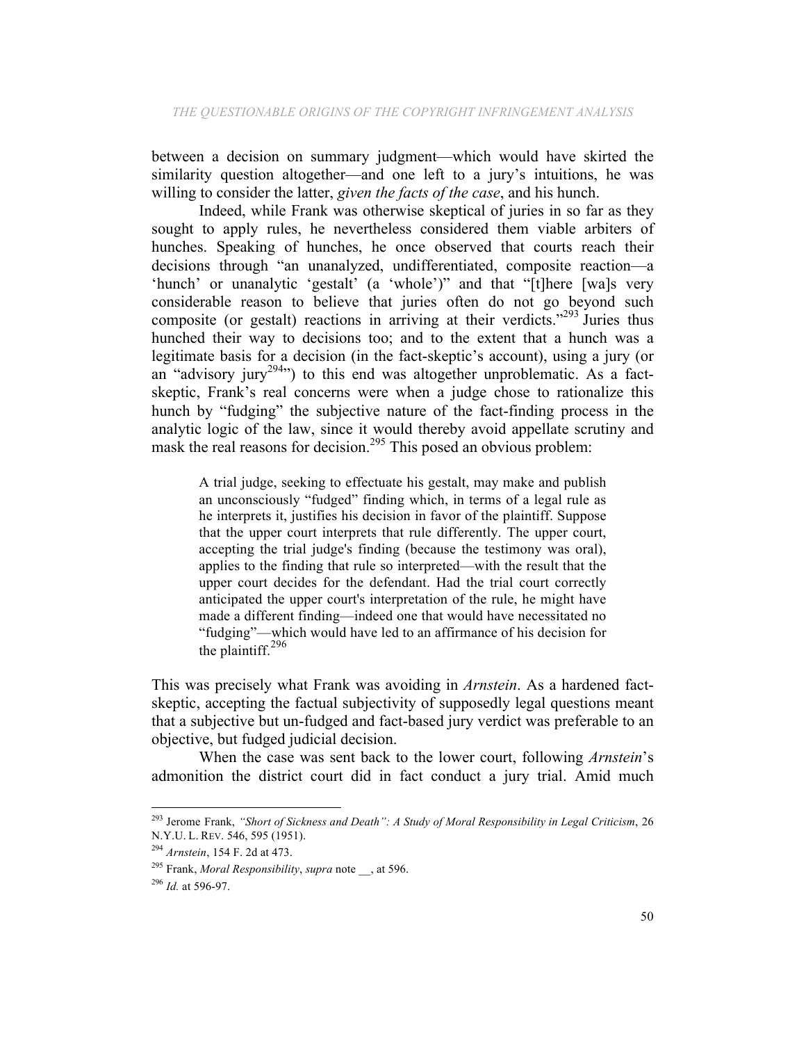between a decision on summary judgment—which would have skirted the similarity question altogether—and one left to a jury's intuitions, he was willing to consider the latter, *given the facts of the case*, and his hunch.

Indeed, while Frank was otherwise skeptical of juries in so far as they sought to apply rules, he nevertheless considered them viable arbiters of hunches. Speaking of hunches, he once observed that courts reach their decisions through "an unanalyzed, undifferentiated, composite reaction—a 'hunch' or unanalytic 'gestalt' (a 'whole')" and that "[t]here [wa]s very considerable reason to believe that juries often do not go beyond such composite (or gestalt) reactions in arriving at their verdicts."[293] Juries thus hunched their way to decisions too; and to the extent that a hunch was a legitimate basis for a decision (in the fact-skeptic's account), using a jury (or an "advisory jury[294]") to this end was altogether unproblematic. As a fact-skeptic, Frank's real concerns were when a judge chose to rationalize this hunch by "fudging" the subjective nature of the fact-finding process in the analytic logic of the law, since it would thereby avoid appellate scrutiny and mask the real reasons for decision.[295] This posed an obvious problem:

> A trial judge, seeking to effectuate his gestalt, may make and publish an unconsciously "fudged" finding which, in terms of a legal rule as he interprets it, justifies his decision in favor of the plaintiff. Suppose that the upper court interprets that rule differently. The upper court, accepting the trial judge's finding (because the testimony was oral), applies to the finding that rule so interpreted—with the result that the upper court decides for the defendant. Had the trial court correctly anticipated the upper court's interpretation of the rule, he might have made a different finding—indeed one that would have necessitated no "fudging"—which would have led to an affirmance of his decision for the plaintiff.[296]

This was precisely what Frank was avoiding in *Arnstein*. As a hardened fact-skeptic, accepting the factual subjectivity of supposedly legal questions meant that a subjective but un-fudged and fact-based jury verdict was preferable to an objective, but fudged judicial decision.

When the case was sent back to the lower court, following *Arnstein*'s admonition the district court did in fact conduct a jury trial. Amid much

---

[293] Jerome Frank, *"Short of Sickness and Death": A Study of Moral Responsibility in Legal Criticism*, 26 N.Y.U. L. REV. 546, 595 (1951).

[294] *Arnstein*, 154 F. 2d at 473.

[295] Frank, *Moral Responsibility*, *supra* note __, at 596.

[296] *Id.* at 596-97.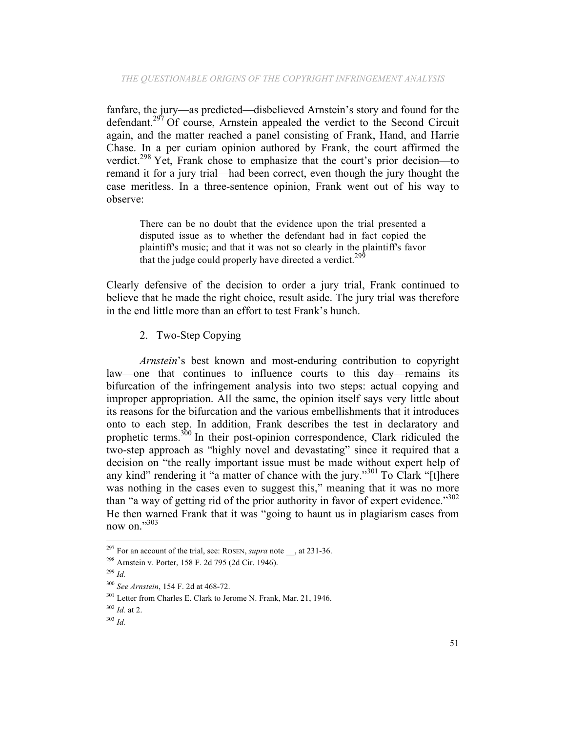fanfare, the jury—as predicted—disbelieved Arnstein's story and found for the defendant.[297] Of course, Arnstein appealed the verdict to the Second Circuit again, and the matter reached a panel consisting of Frank, Hand, and Harrie Chase. In a per curiam opinion authored by Frank, the court affirmed the verdict.[298] Yet, Frank chose to emphasize that the court's prior decision—to remand it for a jury trial—had been correct, even though the jury thought the case meritless. In a three-sentence opinion, Frank went out of his way to observe:

> There can be no doubt that the evidence upon the trial presented a disputed issue as to whether the defendant had in fact copied the plaintiff's music; and that it was not so clearly in the plaintiff's favor that the judge could properly have directed a verdict.[299]

Clearly defensive of the decision to order a jury trial, Frank continued to believe that he made the right choice, result aside. The jury trial was therefore in the end little more than an effort to test Frank's hunch.

### 2. Two-Step Copying

*Arnstein*'s best known and most-enduring contribution to copyright law—one that continues to influence courts to this day—remains its bifurcation of the infringement analysis into two steps: actual copying and improper appropriation. All the same, the opinion itself says very little about its reasons for the bifurcation and the various embellishments that it introduces onto to each step. In addition, Frank describes the test in declaratory and prophetic terms.[300] In their post-opinion correspondence, Clark ridiculed the two-step approach as "highly novel and devastating" since it required that a decision on "the really important issue must be made without expert help of any kind" rendering it "a matter of chance with the jury."[301] To Clark "[t]here was nothing in the cases even to suggest this," meaning that it was no more than "a way of getting rid of the prior authority in favor of expert evidence."[302] He then warned Frank that it was "going to haunt us in plagiarism cases from now on."[303]

---

[297] For an account of the trial, see: ROSEN, *supra* note __, at 231-36.

[298] Arnstein v. Porter, 158 F. 2d 795 (2d Cir. 1946).

[299] *Id.*

[300] *See Arnstein*, 154 F. 2d at 468-72.

[301] Letter from Charles E. Clark to Jerome N. Frank, Mar. 21, 1946.

[302] *Id.* at 2.

[303] *Id.*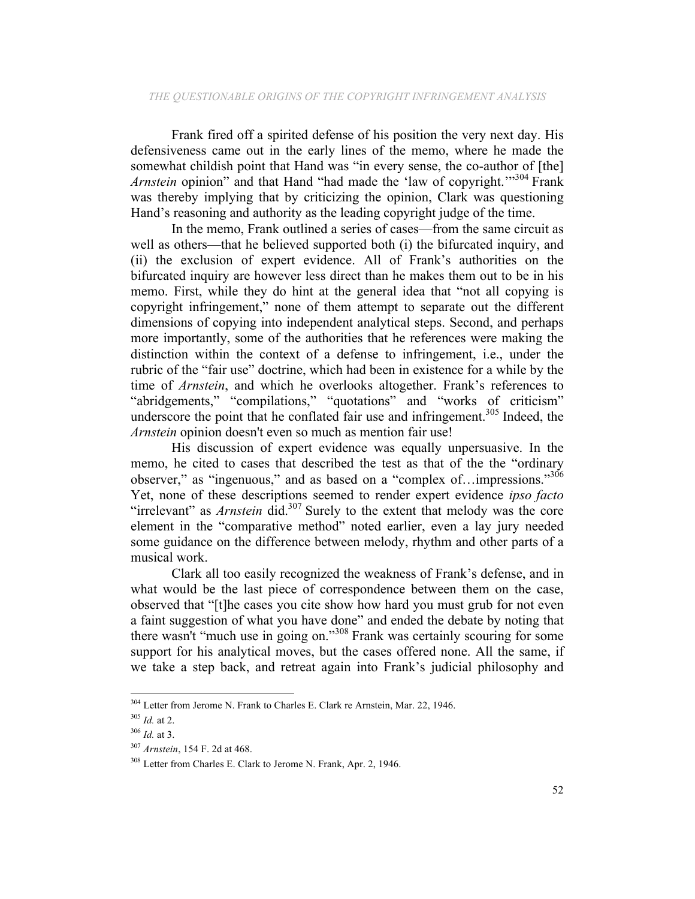Frank fired off a spirited defense of his position the very next day. His defensiveness came out in the early lines of the memo, where he made the somewhat childish point that Hand was "in every sense, the co-author of [the] *Arnstein* opinion" and that Hand "had made the 'law of copyright.'"[304] Frank was thereby implying that by criticizing the opinion, Clark was questioning Hand's reasoning and authority as the leading copyright judge of the time.

In the memo, Frank outlined a series of cases—from the same circuit as well as others—that he believed supported both (i) the bifurcated inquiry, and (ii) the exclusion of expert evidence. All of Frank's authorities on the bifurcated inquiry are however less direct than he makes them out to be in his memo. First, while they do hint at the general idea that "not all copying is copyright infringement," none of them attempt to separate out the different dimensions of copying into independent analytical steps. Second, and perhaps more importantly, some of the authorities that he references were making the distinction within the context of a defense to infringement, i.e., under the rubric of the "fair use" doctrine, which had been in existence for a while by the time of *Arnstein*, and which he overlooks altogether. Frank's references to "abridgements," "compilations," "quotations" and "works of criticism" underscore the point that he conflated fair use and infringement.[305] Indeed, the *Arnstein* opinion doesn't even so much as mention fair use!

His discussion of expert evidence was equally unpersuasive. In the memo, he cited to cases that described the test as that of the the "ordinary observer," as "ingenuous," and as based on a "complex of…impressions."[306] Yet, none of these descriptions seemed to render expert evidence *ipso facto* "irrelevant" as *Arnstein* did.[307] Surely to the extent that melody was the core element in the "comparative method" noted earlier, even a lay jury needed some guidance on the difference between melody, rhythm and other parts of a musical work.

Clark all too easily recognized the weakness of Frank's defense, and in what would be the last piece of correspondence between them on the case, observed that "[t]he cases you cite show how hard you must grub for not even a faint suggestion of what you have done" and ended the debate by noting that there wasn't "much use in going on."[308] Frank was certainly scouring for some support for his analytical moves, but the cases offered none. All the same, if we take a step back, and retreat again into Frank's judicial philosophy and

---

[304] Letter from Jerome N. Frank to Charles E. Clark re Arnstein, Mar. 22, 1946.

[305] *Id.* at 2.

[306] *Id.* at 3.

[307] *Arnstein*, 154 F. 2d at 468.

[308] Letter from Charles E. Clark to Jerome N. Frank, Apr. 2, 1946.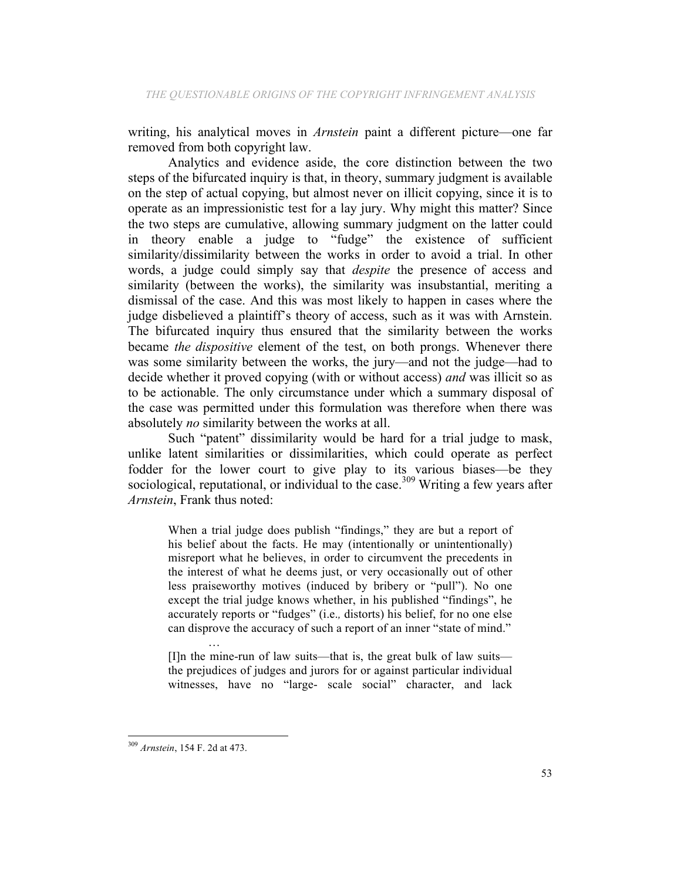writing, his analytical moves in *Arnstein* paint a different picture—one far removed from both copyright law.

Analytics and evidence aside, the core distinction between the two steps of the bifurcated inquiry is that, in theory, summary judgment is available on the step of actual copying, but almost never on illicit copying, since it is to operate as an impressionistic test for a lay jury. Why might this matter? Since the two steps are cumulative, allowing summary judgment on the latter could in theory enable a judge to "fudge" the existence of sufficient similarity/dissimilarity between the works in order to avoid a trial. In other words, a judge could simply say that *despite* the presence of access and similarity (between the works), the similarity was insubstantial, meriting a dismissal of the case. And this was most likely to happen in cases where the judge disbelieved a plaintiff's theory of access, such as it was with Arnstein. The bifurcated inquiry thus ensured that the similarity between the works became *the dispositive* element of the test, on both prongs. Whenever there was some similarity between the works, the jury—and not the judge—had to decide whether it proved copying (with or without access) *and* was illicit so as to be actionable. The only circumstance under which a summary disposal of the case was permitted under this formulation was therefore when there was absolutely *no* similarity between the works at all.

Such "patent" dissimilarity would be hard for a trial judge to mask, unlike latent similarities or dissimilarities, which could operate as perfect fodder for the lower court to give play to its various biases—be they sociological, reputational, or individual to the case.[309] Writing a few years after *Arnstein*, Frank thus noted:

> When a trial judge does publish "findings," they are but a report of his belief about the facts. He may (intentionally or unintentionally) misreport what he believes, in order to circumvent the precedents in the interest of what he deems just, or very occasionally out of other less praiseworthy motives (induced by bribery or "pull"). No one except the trial judge knows whether, in his published "findings", he accurately reports or "fudges" (i.e., distorts) his belief, for no one else can disprove the accuracy of such a report of an inner "state of mind."
>
> …
>
> [I]n the mine-run of law suits—that is, the great bulk of law suits—the prejudices of judges and jurors for or against particular individual witnesses, have no "large- scale social" character, and lack

[309] *Arnstein*, 154 F. 2d at 473.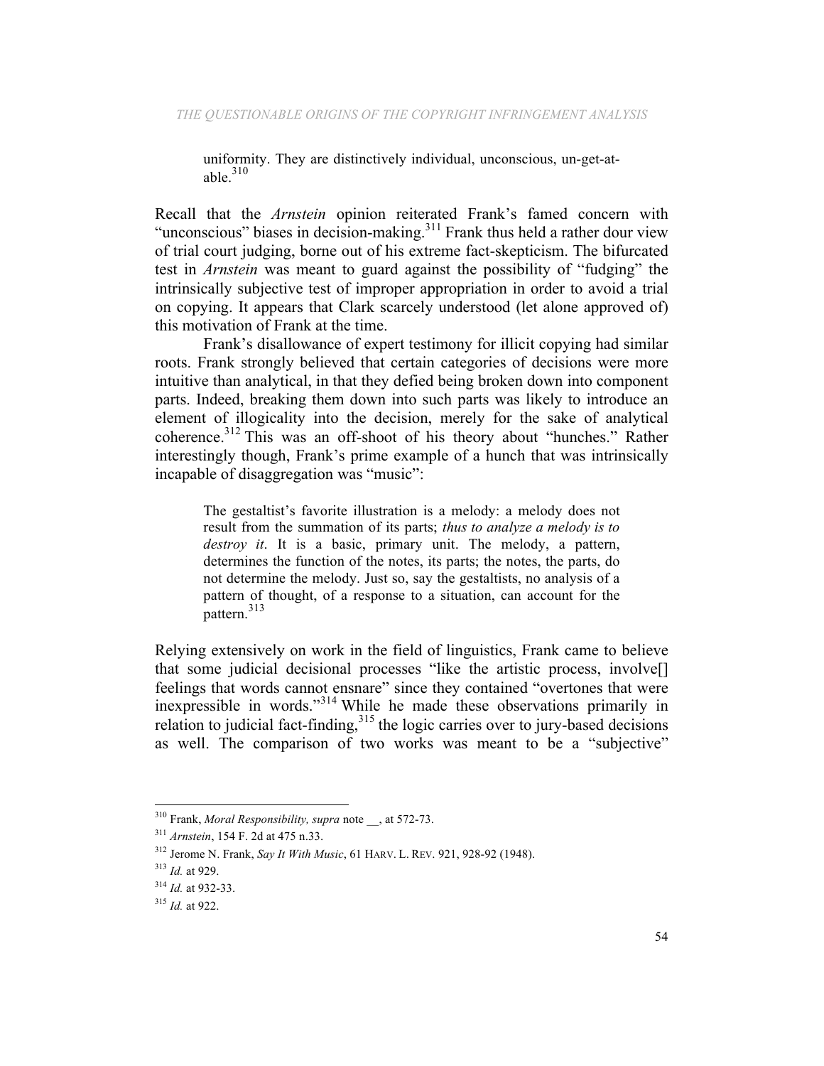> uniformity. They are distinctively individual, unconscious, un-get-at-able.[310]

Recall that the *Arnstein* opinion reiterated Frank's famed concern with "unconscious" biases in decision-making.[311] Frank thus held a rather dour view of trial court judging, borne out of his extreme fact-skepticism. The bifurcated test in *Arnstein* was meant to guard against the possibility of "fudging" the intrinsically subjective test of improper appropriation in order to avoid a trial on copying. It appears that Clark scarcely understood (let alone approved of) this motivation of Frank at the time.

Frank's disallowance of expert testimony for illicit copying had similar roots. Frank strongly believed that certain categories of decisions were more intuitive than analytical, in that they defied being broken down into component parts. Indeed, breaking them down into such parts was likely to introduce an element of illogicality into the decision, merely for the sake of analytical coherence.[312] This was an off-shoot of his theory about "hunches." Rather interestingly though, Frank's prime example of a hunch that was intrinsically incapable of disaggregation was "music":

> The gestaltist's favorite illustration is a melody: a melody does not result from the summation of its parts; *thus to analyze a melody is to destroy it*. It is a basic, primary unit. The melody, a pattern, determines the function of the notes, its parts; the notes, the parts, do not determine the melody. Just so, say the gestaltists, no analysis of a pattern of thought, of a response to a situation, can account for the pattern.[313]

Relying extensively on work in the field of linguistics, Frank came to believe that some judicial decisional processes "like the artistic process, involve[] feelings that words cannot ensnare" since they contained "overtones that were inexpressible in words."[314] While he made these observations primarily in relation to judicial fact-finding,[315] the logic carries over to jury-based decisions as well. The comparison of two works was meant to be a "subjective"

---

[310] Frank, *Moral Responsibility, supra* note __, at 572-73.

[311] *Arnstein*, 154 F. 2d at 475 n.33.

[312] Jerome N. Frank, *Say It With Music*, 61 HARV. L. REV. 921, 928-92 (1948).

[313] *Id.* at 929.

[314] *Id.* at 932-33.

[315] *Id.* at 922.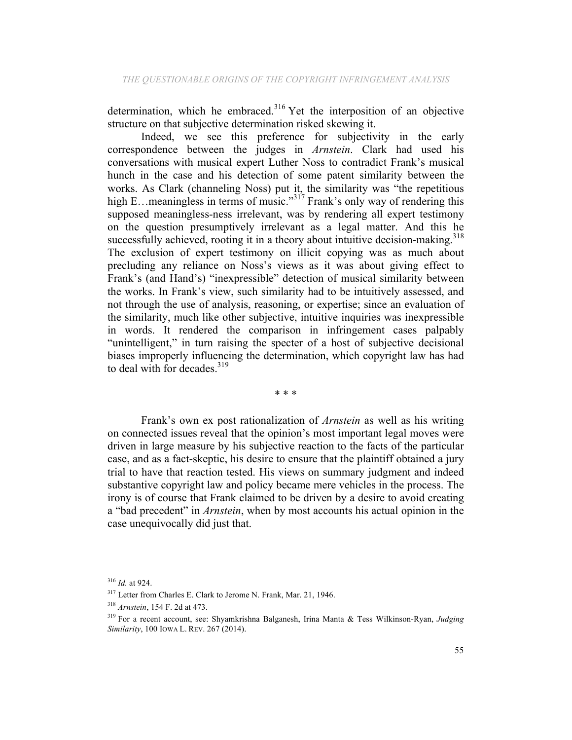determination, which he embraced.[316] Yet the interposition of an objective structure on that subjective determination risked skewing it.

Indeed, we see this preference for subjectivity in the early correspondence between the judges in *Arnstein*. Clark had used his conversations with musical expert Luther Noss to contradict Frank's musical hunch in the case and his detection of some patent similarity between the works. As Clark (channeling Noss) put it, the similarity was "the repetitious high E…meaningless in terms of music."[317] Frank's only way of rendering this supposed meaningless-ness irrelevant, was by rendering all expert testimony on the question presumptively irrelevant as a legal matter. And this he successfully achieved, rooting it in a theory about intuitive decision-making.[318] The exclusion of expert testimony on illicit copying was as much about precluding any reliance on Noss's views as it was about giving effect to Frank's (and Hand's) "inexpressible" detection of musical similarity between the works. In Frank's view, such similarity had to be intuitively assessed, and not through the use of analysis, reasoning, or expertise; since an evaluation of the similarity, much like other subjective, intuitive inquiries was inexpressible in words. It rendered the comparison in infringement cases palpably "unintelligent," in turn raising the specter of a host of subjective decisional biases improperly influencing the determination, which copyright law has had to deal with for decades.[319]

\* \* \*

Frank's own ex post rationalization of *Arnstein* as well as his writing on connected issues reveal that the opinion's most important legal moves were driven in large measure by his subjective reaction to the facts of the particular case, and as a fact-skeptic, his desire to ensure that the plaintiff obtained a jury trial to have that reaction tested. His views on summary judgment and indeed substantive copyright law and policy became mere vehicles in the process. The irony is of course that Frank claimed to be driven by a desire to avoid creating a "bad precedent" in *Arnstein*, when by most accounts his actual opinion in the case unequivocally did just that.

---

[316] *Id.* at 924.

[317] Letter from Charles E. Clark to Jerome N. Frank, Mar. 21, 1946.

[318] *Arnstein*, 154 F. 2d at 473.

[319] For a recent account, see: Shyamkrishna Balganesh, Irina Manta & Tess Wilkinson-Ryan, *Judging Similarity*, 100 IOWA L. REV. 267 (2014).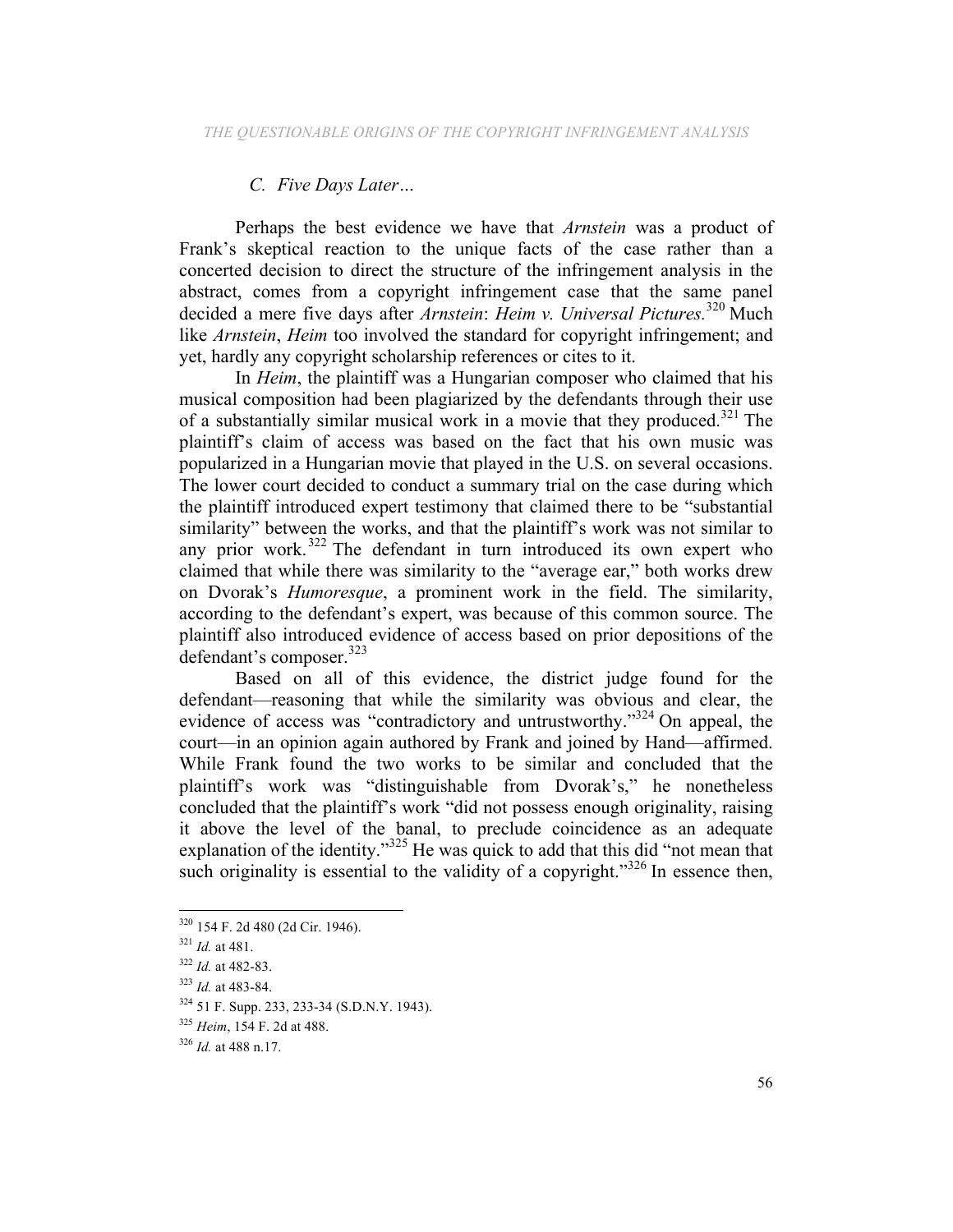### C. *Five Days Later…*

Perhaps the best evidence we have that *Arnstein* was a product of Frank's skeptical reaction to the unique facts of the case rather than a concerted decision to direct the structure of the infringement analysis in the abstract, comes from a copyright infringement case that the same panel decided a mere five days after *Arnstein*: *Heim v. Universal Pictures*.[320] Much like *Arnstein*, *Heim* too involved the standard for copyright infringement; and yet, hardly any copyright scholarship references or cites to it.

In *Heim*, the plaintiff was a Hungarian composer who claimed that his musical composition had been plagiarized by the defendants through their use of a substantially similar musical work in a movie that they produced.[321] The plaintiff's claim of access was based on the fact that his own music was popularized in a Hungarian movie that played in the U.S. on several occasions. The lower court decided to conduct a summary trial on the case during which the plaintiff introduced expert testimony that claimed there to be "substantial similarity" between the works, and that the plaintiff's work was not similar to any prior work.[322] The defendant in turn introduced its own expert who claimed that while there was similarity to the "average ear," both works drew on Dvorak's *Humoresque*, a prominent work in the field. The similarity, according to the defendant's expert, was because of this common source. The plaintiff also introduced evidence of access based on prior depositions of the defendant's composer.[323]

Based on all of this evidence, the district judge found for the defendant—reasoning that while the similarity was obvious and clear, the evidence of access was "contradictory and untrustworthy."[324] On appeal, the court—in an opinion again authored by Frank and joined by Hand—affirmed. While Frank found the two works to be similar and concluded that the plaintiff's work was "distinguishable from Dvorak's," he nonetheless concluded that the plaintiff's work "did not possess enough originality, raising it above the level of the banal, to preclude coincidence as an adequate explanation of the identity."[325] He was quick to add that this did "not mean that such originality is essential to the validity of a copyright."[326] In essence then,

---

[320] 154 F. 2d 480 (2d Cir. 1946).

[321] *Id.* at 481.

[322] *Id.* at 482-83.

[323] *Id.* at 483-84.

[324] 51 F. Supp. 233, 233-34 (S.D.N.Y. 1943).

[325] *Heim*, 154 F. 2d at 488.

[326] *Id.* at 488 n.17.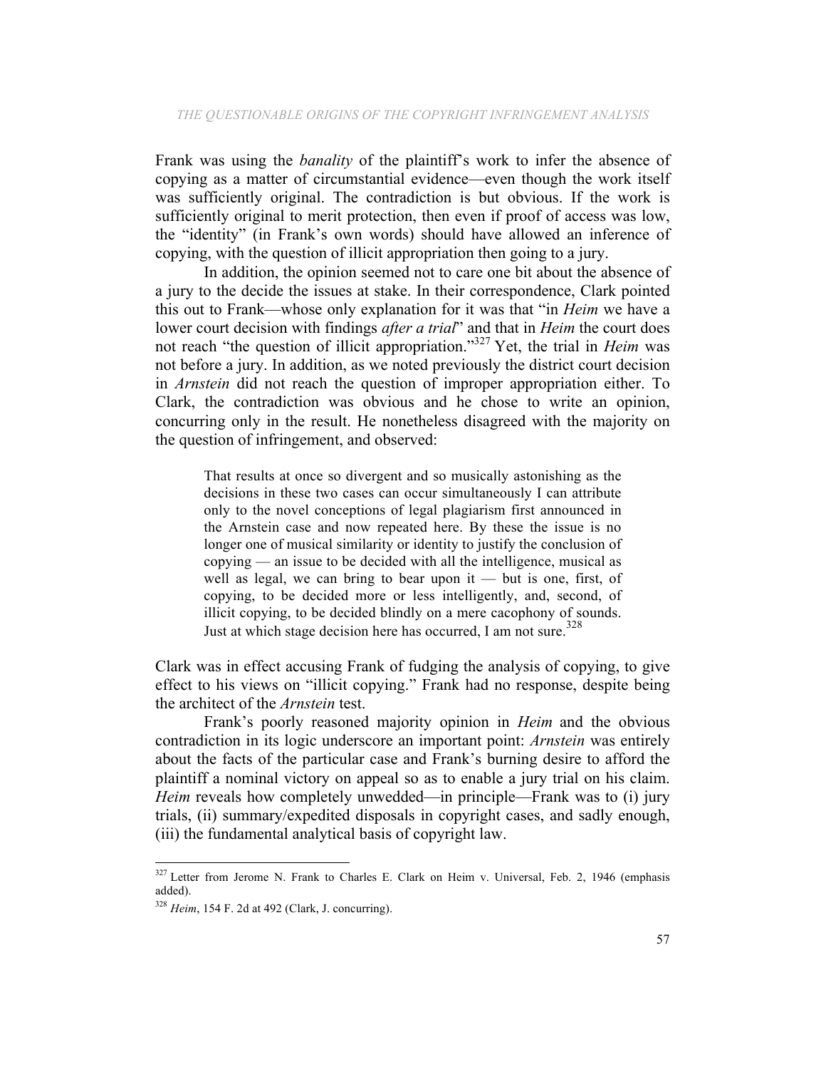Frank was using the *banality* of the plaintiff's work to infer the absence of copying as a matter of circumstantial evidence—even though the work itself was sufficiently original. The contradiction is but obvious. If the work is sufficiently original to merit protection, then even if proof of access was low, the "identity" (in Frank's own words) should have allowed an inference of copying, with the question of illicit appropriation then going to a jury.

In addition, the opinion seemed not to care one bit about the absence of a jury to the decide the issues at stake. In their correspondence, Clark pointed this out to Frank—whose only explanation for it was that "in *Heim* we have a lower court decision with findings *after a trial*" and that in *Heim* the court does not reach "the question of illicit appropriation."[327] Yet, the trial in *Heim* was not before a jury. In addition, as we noted previously the district court decision in *Arnstein* did not reach the question of improper appropriation either. To Clark, the contradiction was obvious and he chose to write an opinion, concurring only in the result. He nonetheless disagreed with the majority on the question of infringement, and observed:

> That results at once so divergent and so musically astonishing as the decisions in these two cases can occur simultaneously I can attribute only to the novel conceptions of legal plagiarism first announced in the Arnstein case and now repeated here. By these the issue is no longer one of musical similarity or identity to justify the conclusion of copying — an issue to be decided with all the intelligence, musical as well as legal, we can bring to bear upon it — but is one, first, of copying, to be decided more or less intelligently, and, second, of illicit copying, to be decided blindly on a mere cacophony of sounds. Just at which stage decision here has occurred, I am not sure.[328]

Clark was in effect accusing Frank of fudging the analysis of copying, to give effect to his views on "illicit copying." Frank had no response, despite being the architect of the *Arnstein* test.

Frank's poorly reasoned majority opinion in *Heim* and the obvious contradiction in its logic underscore an important point: *Arnstein* was entirely about the facts of the particular case and Frank's burning desire to afford the plaintiff a nominal victory on appeal so as to enable a jury trial on his claim. *Heim* reveals how completely unwedded—in principle—Frank was to (i) jury trials, (ii) summary/expedited disposals in copyright cases, and sadly enough, (iii) the fundamental analytical basis of copyright law.

---

[327] Letter from Jerome N. Frank to Charles E. Clark on Heim v. Universal, Feb. 2, 1946 (emphasis added).

[328] *Heim*, 154 F. 2d at 492 (Clark, J. concurring).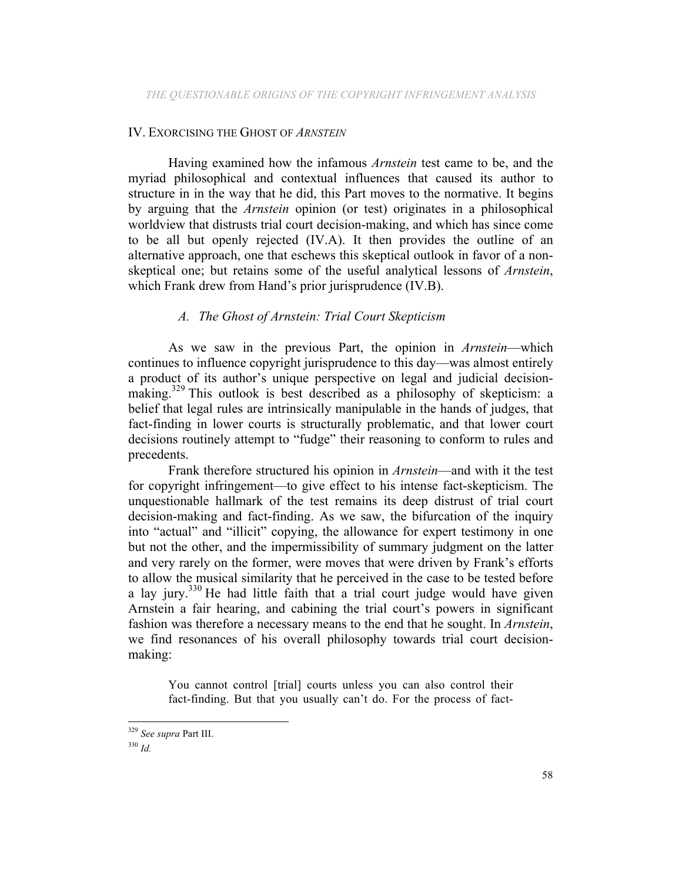## IV. Exorcising the Ghost of *Arnstein*

Having examined how the infamous *Arnstein* test came to be, and the myriad philosophical and contextual influences that caused its author to structure in in the way that he did, this Part moves to the normative. It begins by arguing that the *Arnstein* opinion (or test) originates in a philosophical worldview that distrusts trial court decision-making, and which has since come to be all but openly rejected (IV.A). It then provides the outline of an alternative approach, one that eschews this skeptical outlook in favor of a non-skeptical one; but retains some of the useful analytical lessons of *Arnstein*, which Frank drew from Hand's prior jurisprudence (IV.B).

### *A. The Ghost of Arnstein: Trial Court Skepticism*

As we saw in the previous Part, the opinion in *Arnstein*—which continues to influence copyright jurisprudence to this day—was almost entirely a product of its author's unique perspective on legal and judicial decision-making.[329] This outlook is best described as a philosophy of skepticism: a belief that legal rules are intrinsically manipulable in the hands of judges, that fact-finding in lower courts is structurally problematic, and that lower court decisions routinely attempt to "fudge" their reasoning to conform to rules and precedents.

Frank therefore structured his opinion in *Arnstein*—and with it the test for copyright infringement—to give effect to his intense fact-skepticism. The unquestionable hallmark of the test remains its deep distrust of trial court decision-making and fact-finding. As we saw, the bifurcation of the inquiry into "actual" and "illicit" copying, the allowance for expert testimony in one but not the other, and the impermissibility of summary judgment on the latter and very rarely on the former, were moves that were driven by Frank's efforts to allow the musical similarity that he perceived in the case to be tested before a lay jury.[330] He had little faith that a trial court judge would have given Arnstein a fair hearing, and cabining the trial court's powers in significant fashion was therefore a necessary means to the end that he sought. In *Arnstein*, we find resonances of his overall philosophy towards trial court decision-making:

> You cannot control [trial] courts unless you can also control their fact-finding. But that you usually can't do. For the process of fact-

---

[329] *See supra* Part III.

[330] *Id.*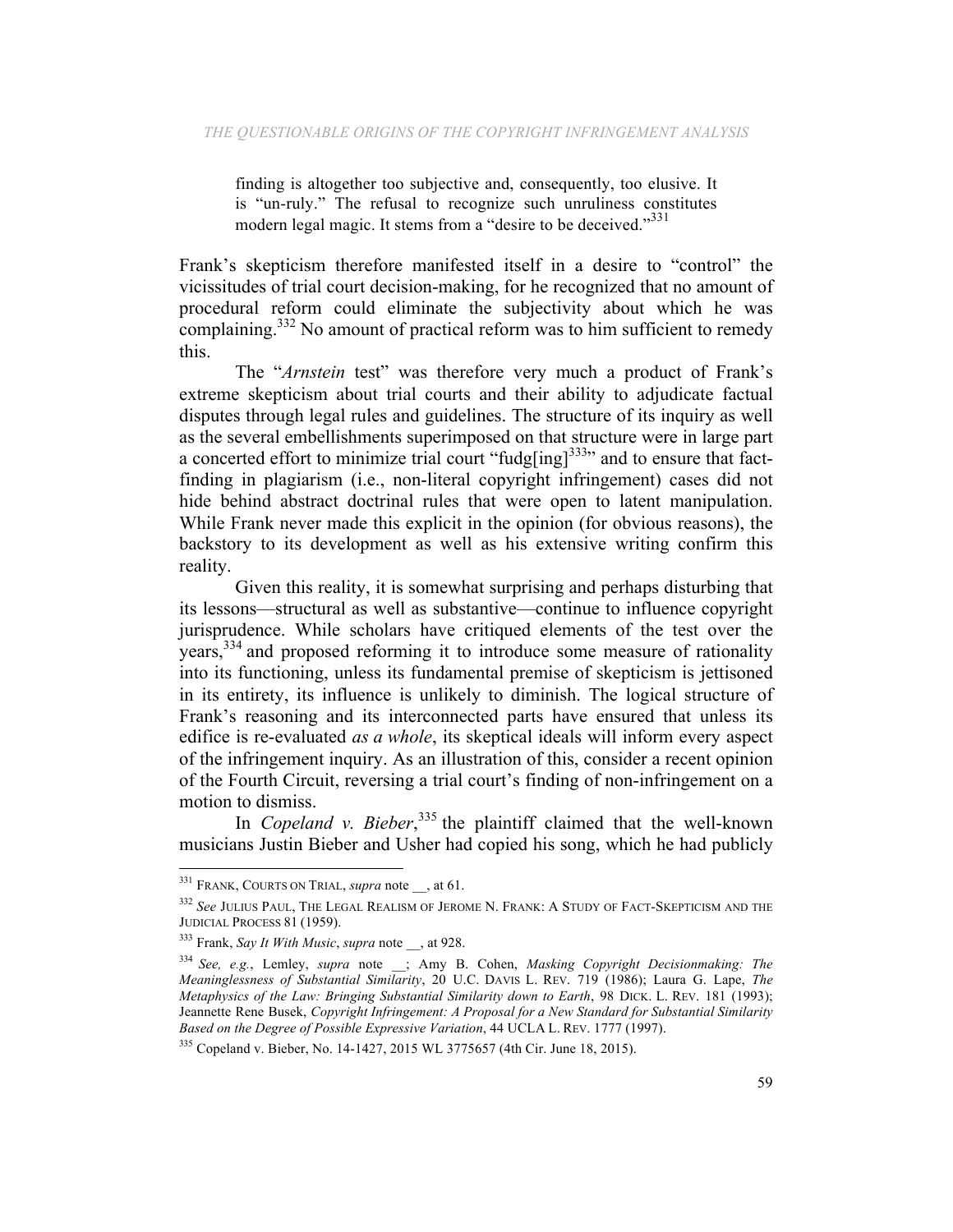> finding is altogether too subjective and, consequently, too elusive. It is "un-ruly." The refusal to recognize such unruliness constitutes modern legal magic. It stems from a "desire to be deceived."[331]

Frank's skepticism therefore manifested itself in a desire to "control" the vicissitudes of trial court decision-making, for he recognized that no amount of procedural reform could eliminate the subjectivity about which he was complaining.[332] No amount of practical reform was to him sufficient to remedy this.

The "*Arnstein* test" was therefore very much a product of Frank's extreme skepticism about trial courts and their ability to adjudicate factual disputes through legal rules and guidelines. The structure of its inquiry as well as the several embellishments superimposed on that structure were in large part a concerted effort to minimize trial court "fudg[ing][333]" and to ensure that fact-finding in plagiarism (i.e., non-literal copyright infringement) cases did not hide behind abstract doctrinal rules that were open to latent manipulation. While Frank never made this explicit in the opinion (for obvious reasons), the backstory to its development as well as his extensive writing confirm this reality.

Given this reality, it is somewhat surprising and perhaps disturbing that its lessons—structural as well as substantive—continue to influence copyright jurisprudence. While scholars have critiqued elements of the test over the years,[334] and proposed reforming it to introduce some measure of rationality into its functioning, unless its fundamental premise of skepticism is jettisoned in its entirety, its influence is unlikely to diminish. The logical structure of Frank's reasoning and its interconnected parts have ensured that unless its edifice is re-evaluated *as a whole*, its skeptical ideals will inform every aspect of the infringement inquiry. As an illustration of this, consider a recent opinion of the Fourth Circuit, reversing a trial court's finding of non-infringement on a motion to dismiss.

In *Copeland v. Bieber*,[335] the plaintiff claimed that the well-known musicians Justin Bieber and Usher had copied his song, which he had publicly

---

[331] FRANK, COURTS ON TRIAL, *supra* note __, at 61.

[332] *See* JULIUS PAUL, THE LEGAL REALISM OF JEROME N. FRANK: A STUDY OF FACT-SKEPTICISM AND THE JUDICIAL PROCESS 81 (1959).

[333] Frank, *Say It With Music*, *supra* note __, at 928.

[334] *See, e.g.*, Lemley, *supra* note __; Amy B. Cohen, *Masking Copyright Decisionmaking: The Meaninglessness of Substantial Similarity*, 20 U.C. DAVIS L. REV. 719 (1986); Laura G. Lape, *The Metaphysics of the Law: Bringing Substantial Similarity down to Earth*, 98 DICK. L. REV. 181 (1993); Jeannette Rene Busek, *Copyright Infringement: A Proposal for a New Standard for Substantial Similarity Based on the Degree of Possible Expressive Variation*, 44 UCLA L. REV. 1777 (1997).

[335] Copeland v. Bieber, No. 14-1427, 2015 WL 3775657 (4th Cir. June 18, 2015).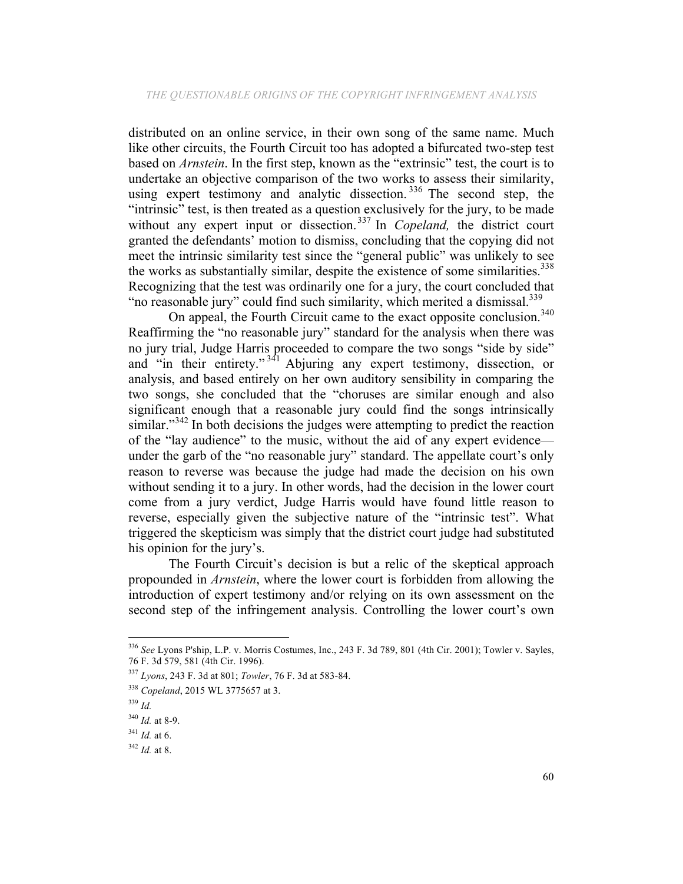distributed on an online service, in their own song of the same name. Much like other circuits, the Fourth Circuit too has adopted a bifurcated two-step test based on *Arnstein*. In the first step, known as the "extrinsic" test, the court is to undertake an objective comparison of the two works to assess their similarity, using expert testimony and analytic dissection.[336] The second step, the "intrinsic" test, is then treated as a question exclusively for the jury, to be made without any expert input or dissection.[337] In *Copeland,* the district court granted the defendants' motion to dismiss, concluding that the copying did not meet the intrinsic similarity test since the "general public" was unlikely to see the works as substantially similar, despite the existence of some similarities.[338] Recognizing that the test was ordinarily one for a jury, the court concluded that "no reasonable jury" could find such similarity, which merited a dismissal.[339]

On appeal, the Fourth Circuit came to the exact opposite conclusion.[340] Reaffirming the "no reasonable jury" standard for the analysis when there was no jury trial, Judge Harris proceeded to compare the two songs "side by side" and "in their entirety."[341] Abjuring any expert testimony, dissection, or analysis, and based entirely on her own auditory sensibility in comparing the two songs, she concluded that the "choruses are similar enough and also significant enough that a reasonable jury could find the songs intrinsically similar."[342] In both decisions the judges were attempting to predict the reaction of the "lay audience" to the music, without the aid of any expert evidence—under the garb of the "no reasonable jury" standard. The appellate court's only reason to reverse was because the judge had made the decision on his own without sending it to a jury. In other words, had the decision in the lower court come from a jury verdict, Judge Harris would have found little reason to reverse, especially given the subjective nature of the "intrinsic test". What triggered the skepticism was simply that the district court judge had substituted his opinion for the jury's.

The Fourth Circuit's decision is but a relic of the skeptical approach propounded in *Arnstein*, where the lower court is forbidden from allowing the introduction of expert testimony and/or relying on its own assessment on the second step of the infringement analysis. Controlling the lower court's own

---

[336] *See* Lyons P'ship, L.P. v. Morris Costumes, Inc., 243 F. 3d 789, 801 (4th Cir. 2001); Towler v. Sayles, 76 F. 3d 579, 581 (4th Cir. 1996).

[337] *Lyons*, 243 F. 3d at 801; *Towler*, 76 F. 3d at 583-84.

[338] *Copeland*, 2015 WL 3775657 at 3.

[339] *Id.*

[340] *Id.* at 8-9.

[341] *Id.* at 6.

[342] *Id.* at 8.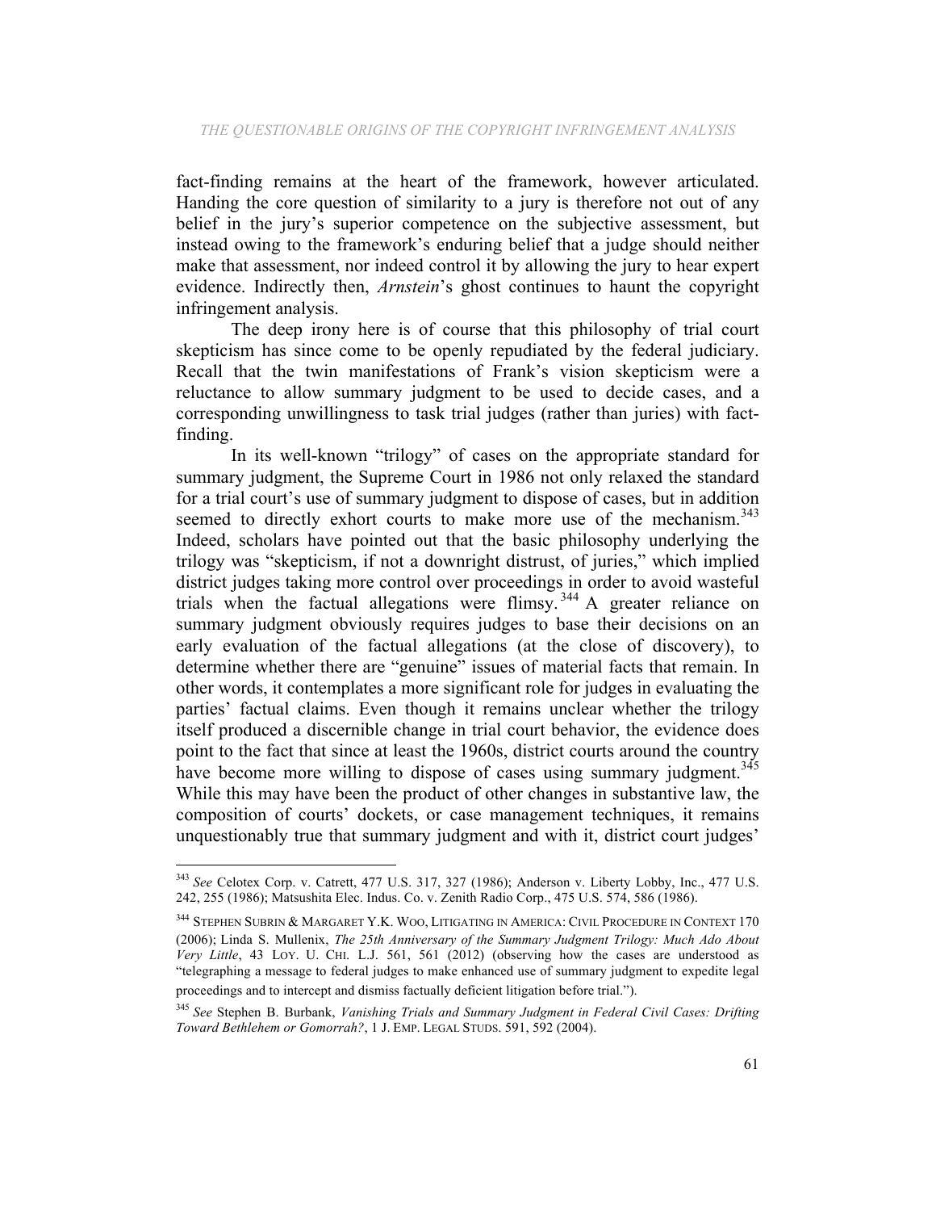fact-finding remains at the heart of the framework, however articulated. Handing the core question of similarity to a jury is therefore not out of any belief in the jury's superior competence on the subjective assessment, but instead owing to the framework's enduring belief that a judge should neither make that assessment, nor indeed control it by allowing the jury to hear expert evidence. Indirectly then, *Arnstein*'s ghost continues to haunt the copyright infringement analysis.

The deep irony here is of course that this philosophy of trial court skepticism has since come to be openly repudiated by the federal judiciary. Recall that the twin manifestations of Frank's vision skepticism were a reluctance to allow summary judgment to be used to decide cases, and a corresponding unwillingness to task trial judges (rather than juries) with fact-finding.

In its well-known "trilogy" of cases on the appropriate standard for summary judgment, the Supreme Court in 1986 not only relaxed the standard for a trial court's use of summary judgment to dispose of cases, but in addition seemed to directly exhort courts to make more use of the mechanism.[343] Indeed, scholars have pointed out that the basic philosophy underlying the trilogy was "skepticism, if not a downright distrust, of juries," which implied district judges taking more control over proceedings in order to avoid wasteful trials when the factual allegations were flimsy.[344] A greater reliance on summary judgment obviously requires judges to base their decisions on an early evaluation of the factual allegations (at the close of discovery), to determine whether there are "genuine" issues of material facts that remain. In other words, it contemplates a more significant role for judges in evaluating the parties' factual claims. Even though it remains unclear whether the trilogy itself produced a discernible change in trial court behavior, the evidence does point to the fact that since at least the 1960s, district courts around the country have become more willing to dispose of cases using summary judgment.[345] While this may have been the product of other changes in substantive law, the composition of courts' dockets, or case management techniques, it remains unquestionably true that summary judgment and with it, district court judges'

---

[343] *See* Celotex Corp. v. Catrett, 477 U.S. 317, 327 (1986); Anderson v. Liberty Lobby, Inc., 477 U.S. 242, 255 (1986); Matsushita Elec. Indus. Co. v. Zenith Radio Corp., 475 U.S. 574, 586 (1986).

[344] STEPHEN SUBRIN & MARGARET Y.K. WOO, LITIGATING IN AMERICA: CIVIL PROCEDURE IN CONTEXT 170 (2006); Linda S. Mullenix, *The 25th Anniversary of the Summary Judgment Trilogy: Much Ado About Very Little*, 43 LOY. U. CHI. L.J. 561, 561 (2012) (observing how the cases are understood as "telegraphing a message to federal judges to make enhanced use of summary judgment to expedite legal proceedings and to intercept and dismiss factually deficient litigation before trial.").

[345] *See* Stephen B. Burbank, *Vanishing Trials and Summary Judgment in Federal Civil Cases: Drifting Toward Bethlehem or Gomorrah?*, 1 J. EMP. LEGAL STUDS. 591, 592 (2004).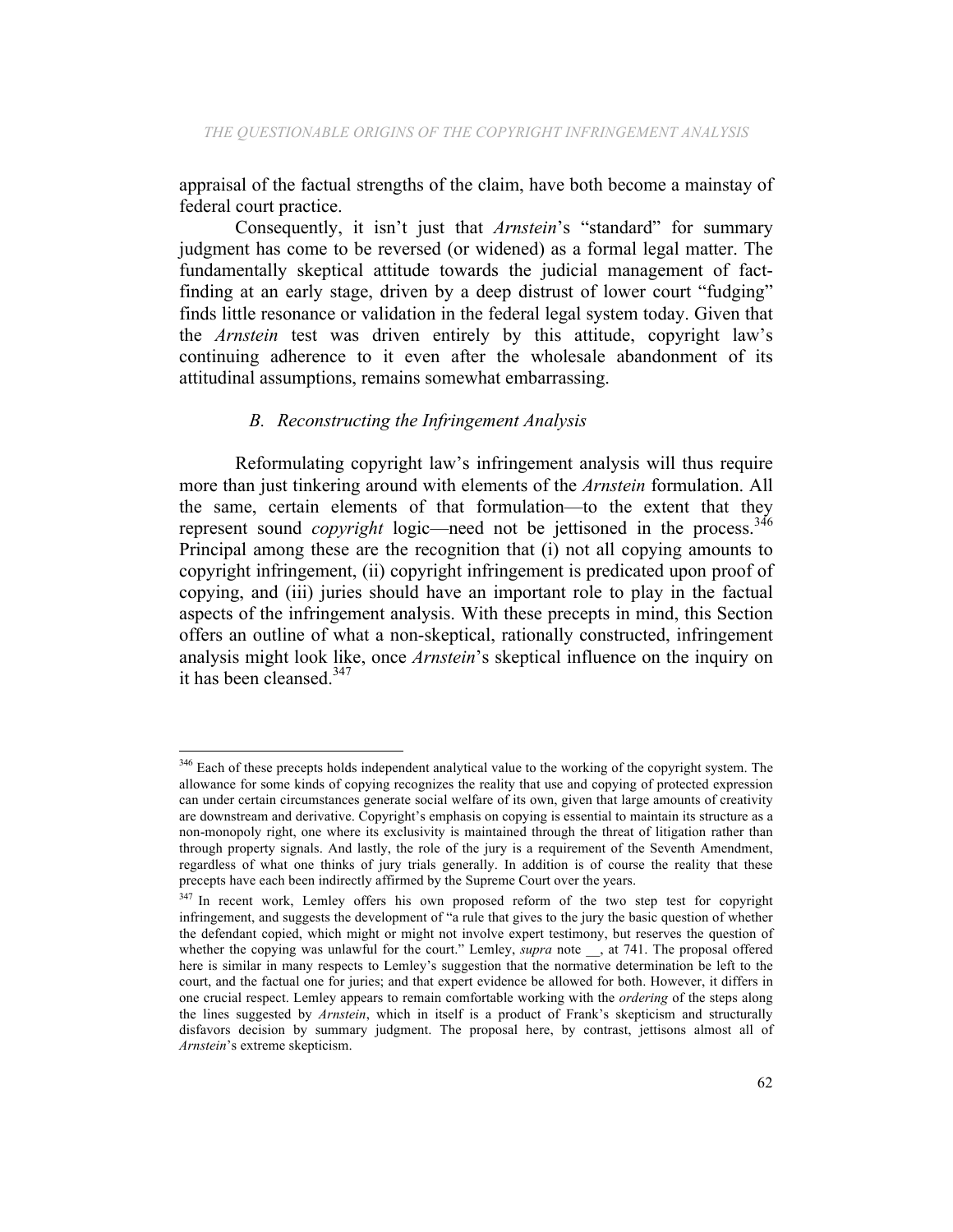appraisal of the factual strengths of the claim, have both become a mainstay of federal court practice.

Consequently, it isn't just that *Arnstein*'s "standard" for summary judgment has come to be reversed (or widened) as a formal legal matter. The fundamentally skeptical attitude towards the judicial management of fact-finding at an early stage, driven by a deep distrust of lower court "fudging" finds little resonance or validation in the federal legal system today. Given that the *Arnstein* test was driven entirely by this attitude, copyright law's continuing adherence to it even after the wholesale abandonment of its attitudinal assumptions, remains somewhat embarrassing.

### *B. Reconstructing the Infringement Analysis*

Reformulating copyright law's infringement analysis will thus require more than just tinkering around with elements of the *Arnstein* formulation. All the same, certain elements of that formulation—to the extent that they represent sound *copyright* logic—need not be jettisoned in the process.[346] Principal among these are the recognition that (i) not all copying amounts to copyright infringement, (ii) copyright infringement is predicated upon proof of copying, and (iii) juries should have an important role to play in the factual aspects of the infringement analysis. With these precepts in mind, this Section offers an outline of what a non-skeptical, rationally constructed, infringement analysis might look like, once *Arnstein*'s skeptical influence on the inquiry on it has been cleansed.[347]

---

[346] Each of these precepts holds independent analytical value to the working of the copyright system. The allowance for some kinds of copying recognizes the reality that use and copying of protected expression can under certain circumstances generate social welfare of its own, given that large amounts of creativity are downstream and derivative. Copyright's emphasis on copying is essential to maintain its structure as a non-monopoly right, one where its exclusivity is maintained through the threat of litigation rather than through property signals. And lastly, the role of the jury is a requirement of the Seventh Amendment, regardless of what one thinks of jury trials generally. In addition is of course the reality that these precepts have each been indirectly affirmed by the Supreme Court over the years.

[347] In recent work, Lemley offers his own proposed reform of the two step test for copyright infringement, and suggests the development of "a rule that gives to the jury the basic question of whether the defendant copied, which might or might not involve expert testimony, but reserves the question of whether the copying was unlawful for the court." Lemley, *supra* note __, at 741. The proposal offered here is similar in many respects to Lemley's suggestion that the normative determination be left to the court, and the factual one for juries; and that expert evidence be allowed for both. However, it differs in one crucial respect. Lemley appears to remain comfortable working with the *ordering* of the steps along the lines suggested by *Arnstein*, which in itself is a product of Frank's skepticism and structurally disfavors decision by summary judgment. The proposal here, by contrast, jettisons almost all of *Arnstein*'s extreme skepticism.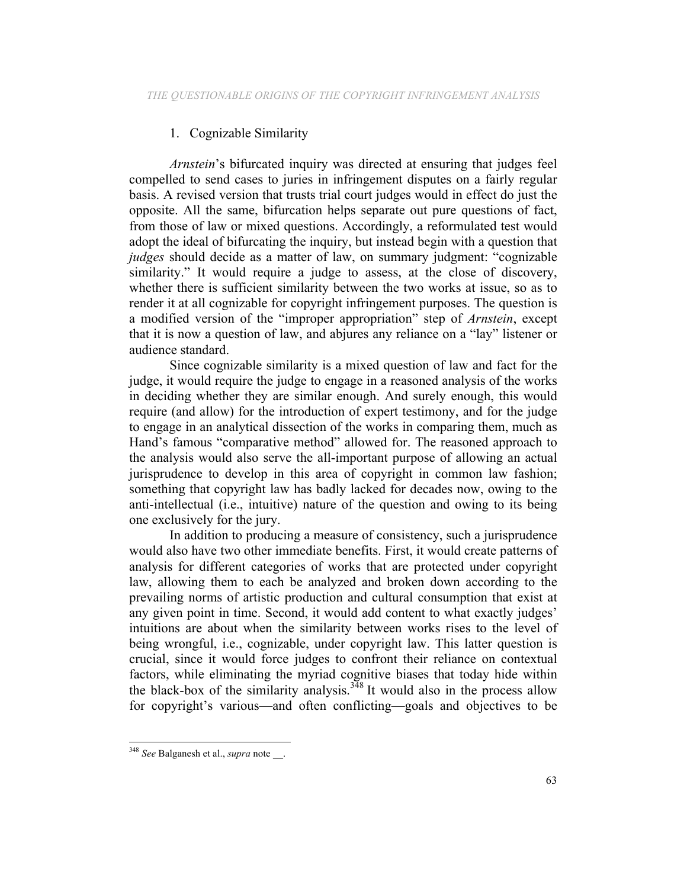### 1. Cognizable Similarity

*Arnstein*'s bifurcated inquiry was directed at ensuring that judges feel compelled to send cases to juries in infringement disputes on a fairly regular basis. A revised version that trusts trial court judges would in effect do just the opposite. All the same, bifurcation helps separate out pure questions of fact, from those of law or mixed questions. Accordingly, a reformulated test would adopt the ideal of bifurcating the inquiry, but instead begin with a question that *judges* should decide as a matter of law, on summary judgment: "cognizable similarity." It would require a judge to assess, at the close of discovery, whether there is sufficient similarity between the two works at issue, so as to render it at all cognizable for copyright infringement purposes. The question is a modified version of the "improper appropriation" step of *Arnstein*, except that it is now a question of law, and abjures any reliance on a "lay" listener or audience standard.

Since cognizable similarity is a mixed question of law and fact for the judge, it would require the judge to engage in a reasoned analysis of the works in deciding whether they are similar enough. And surely enough, this would require (and allow) for the introduction of expert testimony, and for the judge to engage in an analytical dissection of the works in comparing them, much as Hand's famous "comparative method" allowed for. The reasoned approach to the analysis would also serve the all-important purpose of allowing an actual jurisprudence to develop in this area of copyright in common law fashion; something that copyright law has badly lacked for decades now, owing to the anti-intellectual (i.e., intuitive) nature of the question and owing to its being one exclusively for the jury.

In addition to producing a measure of consistency, such a jurisprudence would also have two other immediate benefits. First, it would create patterns of analysis for different categories of works that are protected under copyright law, allowing them to each be analyzed and broken down according to the prevailing norms of artistic production and cultural consumption that exist at any given point in time. Second, it would add content to what exactly judges' intuitions are about when the similarity between works rises to the level of being wrongful, i.e., cognizable, under copyright law. This latter question is crucial, since it would force judges to confront their reliance on contextual factors, while eliminating the myriad cognitive biases that today hide within the black-box of the similarity analysis.[348] It would also in the process allow for copyright's various—and often conflicting—goals and objectives to be

---

[348] *See* Balganesh et al., *supra* note __.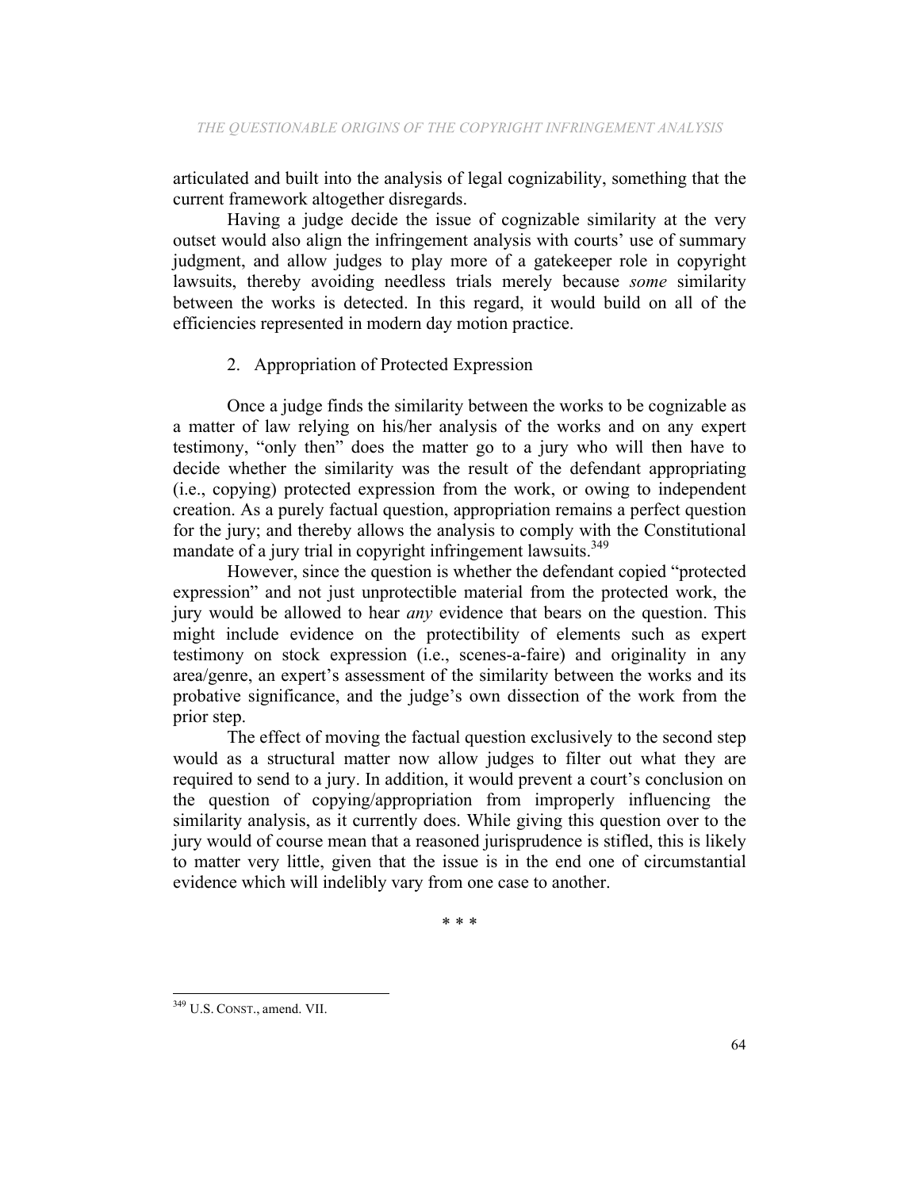articulated and built into the analysis of legal cognizability, something that the current framework altogether disregards.

Having a judge decide the issue of cognizable similarity at the very outset would also align the infringement analysis with courts' use of summary judgment, and allow judges to play more of a gatekeeper role in copyright lawsuits, thereby avoiding needless trials merely because *some* similarity between the works is detected. In this regard, it would build on all of the efficiencies represented in modern day motion practice.

### 2. Appropriation of Protected Expression

Once a judge finds the similarity between the works to be cognizable as a matter of law relying on his/her analysis of the works and on any expert testimony, "only then" does the matter go to a jury who will then have to decide whether the similarity was the result of the defendant appropriating (i.e., copying) protected expression from the work, or owing to independent creation. As a purely factual question, appropriation remains a perfect question for the jury; and thereby allows the analysis to comply with the Constitutional mandate of a jury trial in copyright infringement lawsuits.[349]

However, since the question is whether the defendant copied "protected expression" and not just unprotectible material from the protected work, the jury would be allowed to hear *any* evidence that bears on the question. This might include evidence on the protectibility of elements such as expert testimony on stock expression (i.e., scenes-a-faire) and originality in any area/genre, an expert's assessment of the similarity between the works and its probative significance, and the judge's own dissection of the work from the prior step.

The effect of moving the factual question exclusively to the second step would as a structural matter now allow judges to filter out what they are required to send to a jury. In addition, it would prevent a court's conclusion on the question of copying/appropriation from improperly influencing the similarity analysis, as it currently does. While giving this question over to the jury would of course mean that a reasoned jurisprudence is stifled, this is likely to matter very little, given that the issue is in the end one of circumstantial evidence which will indelibly vary from one case to another.

\* \* \*

---

[349] U.S. CONST., amend. VII.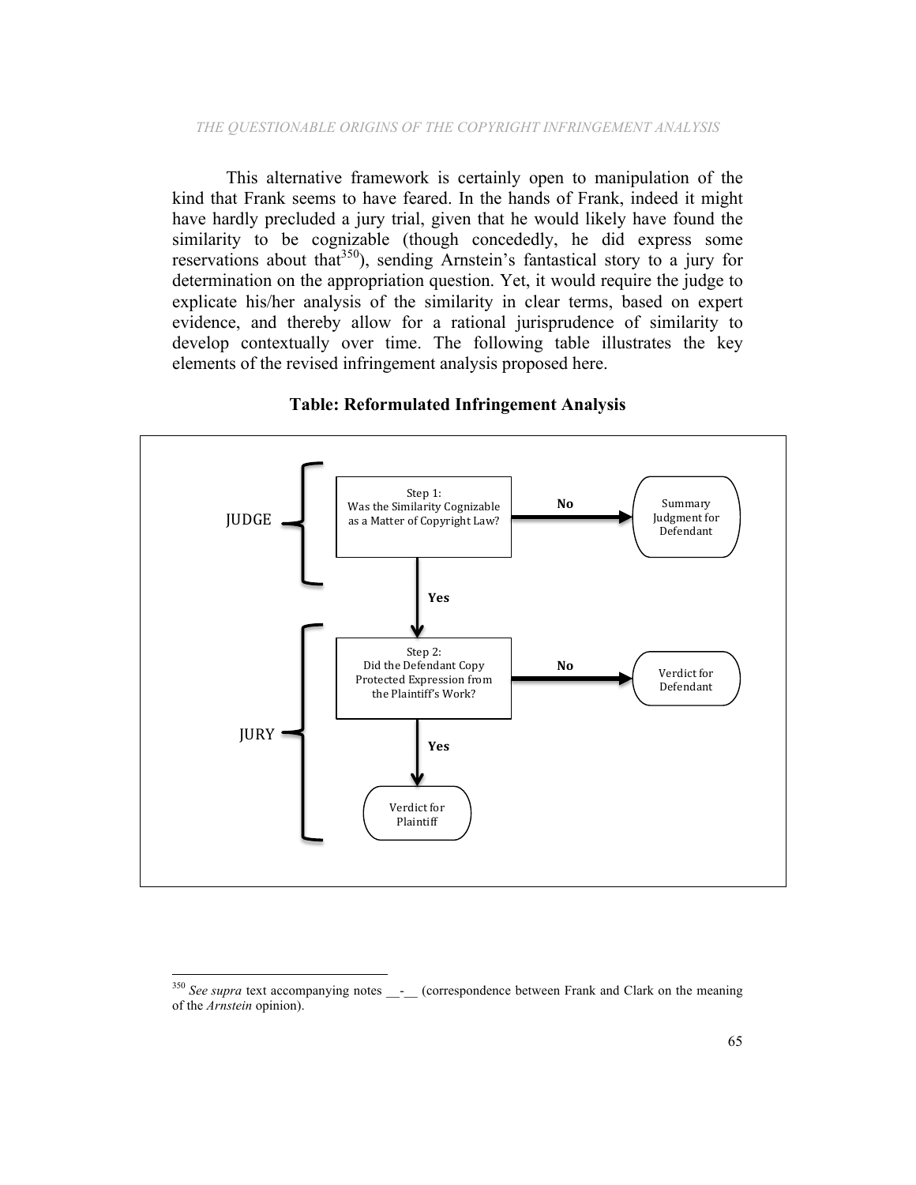This alternative framework is certainly open to manipulation of the kind that Frank seems to have feared. In the hands of Frank, indeed it might have hardly precluded a jury trial, given that he would likely have found the similarity to be cognizable (though concededly, he did express some reservations about that[350]), sending Arnstein's fantastical story to a jury for determination on the appropriation question. Yet, it would require the judge to explicate his/her analysis of the similarity in clear terms, based on expert evidence, and thereby allow for a rational jurisprudence of similarity to develop contextually over time. The following table illustrates the key elements of the revised infringement analysis proposed here.

**Table: Reformulated Infringement Analysis**

JUDGE

Step 1:
Was the Similarity Cognizable as a Matter of Copyright Law?

**No** → Summary Judgment for Defendant

**Yes** ↓

JURY

Step 2:
Did the Defendant Copy Protected Expression from the Plaintiff's Work?

**No** → Verdict for Defendant

**Yes** ↓

Verdict for Plaintiff

---

[350] *See supra* text accompanying notes __-__ (correspondence between Frank and Clark on the meaning of the *Arnstein* opinion).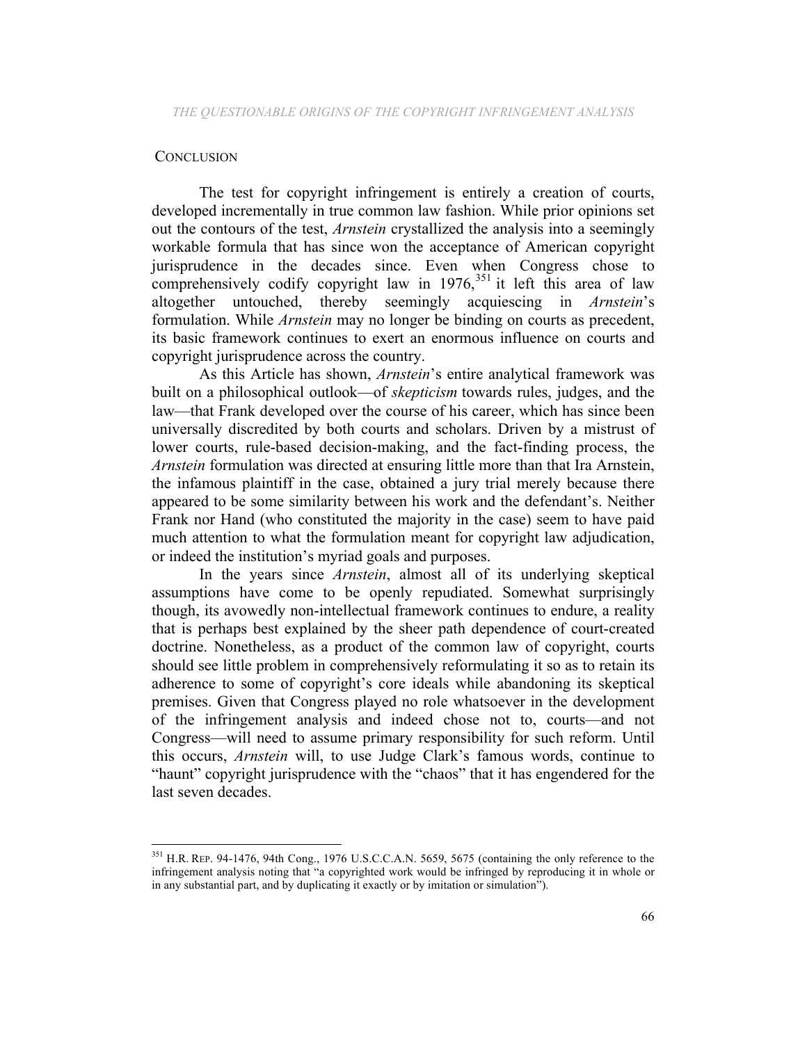## CONCLUSION

The test for copyright infringement is entirely a creation of courts, developed incrementally in true common law fashion. While prior opinions set out the contours of the test, *Arnstein* crystallized the analysis into a seemingly workable formula that has since won the acceptance of American copyright jurisprudence in the decades since. Even when Congress chose to comprehensively codify copyright law in 1976,[351] it left this area of law altogether untouched, thereby seemingly acquiescing in *Arnstein*'s formulation. While *Arnstein* may no longer be binding on courts as precedent, its basic framework continues to exert an enormous influence on courts and copyright jurisprudence across the country.

As this Article has shown, *Arnstein*'s entire analytical framework was built on a philosophical outlook—of *skepticism* towards rules, judges, and the law—that Frank developed over the course of his career, which has since been universally discredited by both courts and scholars. Driven by a mistrust of lower courts, rule-based decision-making, and the fact-finding process, the *Arnstein* formulation was directed at ensuring little more than that Ira Arnstein, the infamous plaintiff in the case, obtained a jury trial merely because there appeared to be some similarity between his work and the defendant's. Neither Frank nor Hand (who constituted the majority in the case) seem to have paid much attention to what the formulation meant for copyright law adjudication, or indeed the institution's myriad goals and purposes.

In the years since *Arnstein*, almost all of its underlying skeptical assumptions have come to be openly repudiated. Somewhat surprisingly though, its avowedly non-intellectual framework continues to endure, a reality that is perhaps best explained by the sheer path dependence of court-created doctrine. Nonetheless, as a product of the common law of copyright, courts should see little problem in comprehensively reformulating it so as to retain its adherence to some of copyright's core ideals while abandoning its skeptical premises. Given that Congress played no role whatsoever in the development of the infringement analysis and indeed chose not to, courts—and not Congress—will need to assume primary responsibility for such reform. Until this occurs, *Arnstein* will, to use Judge Clark's famous words, continue to "haunt" copyright jurisprudence with the "chaos" that it has engendered for the last seven decades.

---

[351] H.R. REP. 94-1476, 94th Cong., 1976 U.S.C.C.A.N. 5659, 5675 (containing the only reference to the infringement analysis noting that "a copyrighted work would be infringed by reproducing it in whole or in any substantial part, and by duplicating it exactly or by imitation or simulation").